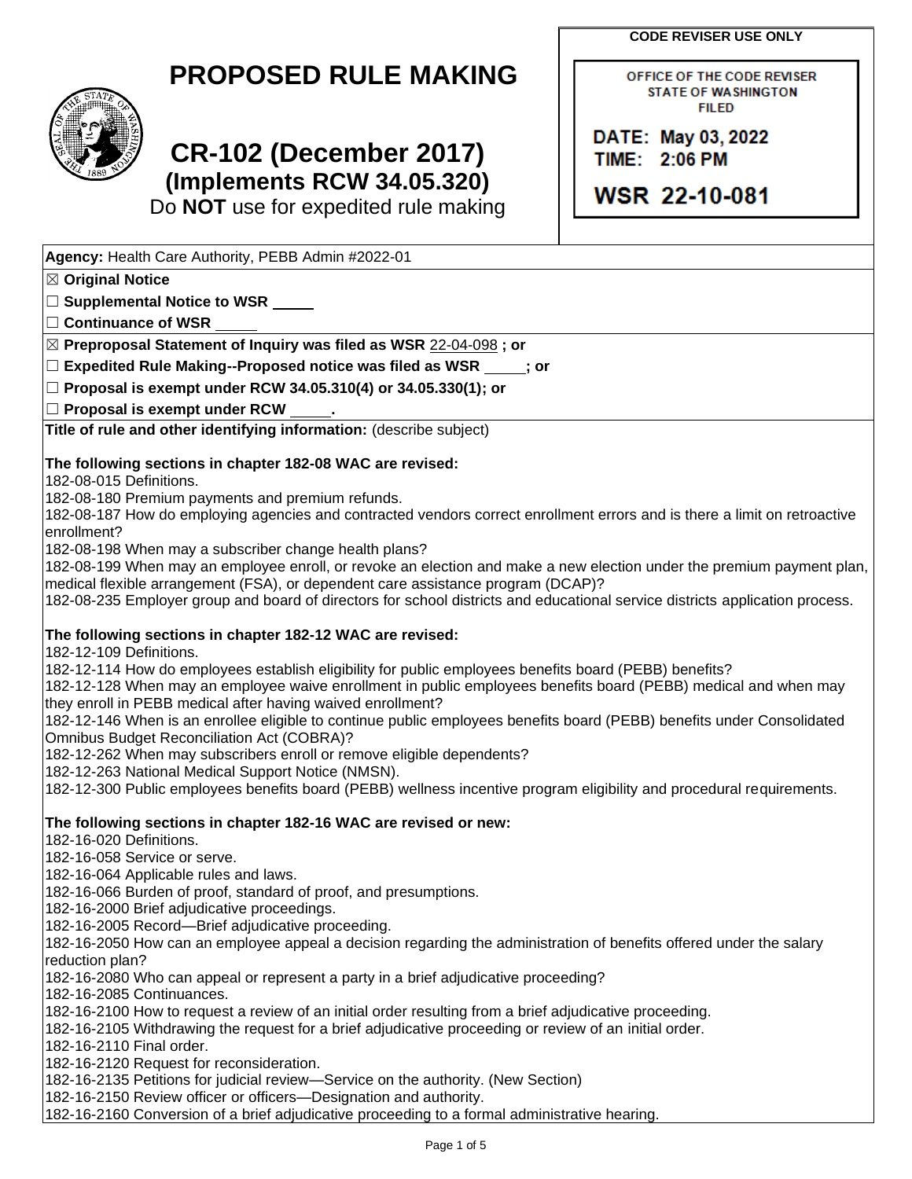# PROPOSED RULE MAKING

## CR-102 (December 2017)
### (Implements RCW 34.05.320)

Do **NOT** use for expedited rule making

**CODE REVISER USE ONLY**

OFFICE OF THE CODE REVISER
STATE OF WASHINGTON
FILED

DATE: May 03, 2022
TIME: 2:06 PM

WSR 22-10-081

**Agency:** Health Care Authority, PEBB Admin #2022-01

☒ **Original Notice**

☐ **Supplemental Notice to WSR** _____

☐ **Continuance of WSR** _____

☒ **Preproposal Statement of Inquiry was filed as WSR** 22-04-098 **; or**

☐ **Expedited Rule Making--Proposed notice was filed as WSR** _____**; or**

☐ **Proposal is exempt under RCW 34.05.310(4) or 34.05.330(1); or**

☐ **Proposal is exempt under RCW** _____**.**

**Title of rule and other identifying information:** (describe subject)

**The following sections in chapter 182-08 WAC are revised:**

182-08-015 Definitions.
182-08-180 Premium payments and premium refunds.
182-08-187 How do employing agencies and contracted vendors correct enrollment errors and is there a limit on retroactive enrollment?
182-08-198 When may a subscriber change health plans?
182-08-199 When may an employee enroll, or revoke an election and make a new election under the premium payment plan, medical flexible arrangement (FSA), or dependent care assistance program (DCAP)?
182-08-235 Employer group and board of directors for school districts and educational service districts application process.

**The following sections in chapter 182-12 WAC are revised:**

182-12-109 Definitions.
182-12-114 How do employees establish eligibility for public employees benefits board (PEBB) benefits?
182-12-128 When may an employee waive enrollment in public employees benefits board (PEBB) medical and when may they enroll in PEBB medical after having waived enrollment?
182-12-146 When is an enrollee eligible to continue public employees benefits board (PEBB) benefits under Consolidated Omnibus Budget Reconciliation Act (COBRA)?
182-12-262 When may subscribers enroll or remove eligible dependents?
182-12-263 National Medical Support Notice (NMSN).
182-12-300 Public employees benefits board (PEBB) wellness incentive program eligibility and procedural requirements.

**The following sections in chapter 182-16 WAC are revised or new:**

182-16-020 Definitions.
182-16-058 Service or serve.
182-16-064 Applicable rules and laws.
182-16-066 Burden of proof, standard of proof, and presumptions.
182-16-2000 Brief adjudicative proceedings.
182-16-2005 Record—Brief adjudicative proceeding.
182-16-2050 How can an employee appeal a decision regarding the administration of benefits offered under the salary reduction plan?
182-16-2080 Who can appeal or represent a party in a brief adjudicative proceeding?
182-16-2085 Continuances.
182-16-2100 How to request a review of an initial order resulting from a brief adjudicative proceeding.
182-16-2105 Withdrawing the request for a brief adjudicative proceeding or review of an initial order.
182-16-2110 Final order.
182-16-2120 Request for reconsideration.
182-16-2135 Petitions for judicial review—Service on the authority. (New Section)
182-16-2150 Review officer or officers—Designation and authority.
182-16-2160 Conversion of a brief adjudicative proceeding to a formal administrative hearing.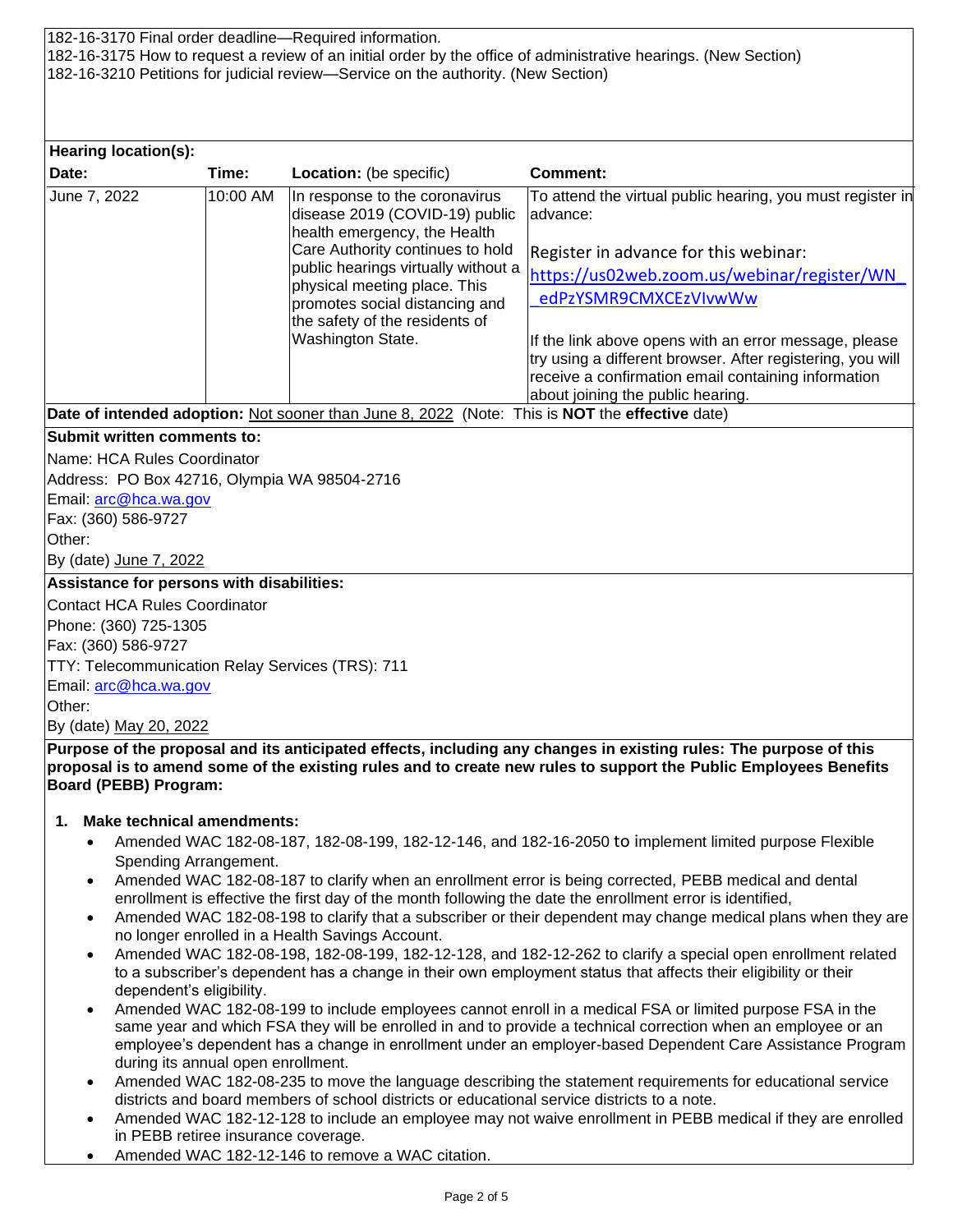182-16-3170 Final order deadline—Required information.
182-16-3175 How to request a review of an initial order by the office of administrative hearings. (New Section)
182-16-3210 Petitions for judicial review—Service on the authority. (New Section)

**Hearing location(s):**

| Date: | Time: | Location: (be specific) | Comment: |
|---|---|---|---|
| June 7, 2022 | 10:00 AM | In response to the coronavirus disease 2019 (COVID-19) public health emergency, the Health Care Authority continues to hold public hearings virtually without a physical meeting place. This promotes social distancing and the safety of the residents of Washington State. | To attend the virtual public hearing, you must register in advance: Register in advance for this webinar: https://us02web.zoom.us/webinar/register/WN_edPzYSMR9CMXCEzVIvwWw If the link above opens with an error message, please try using a different browser. After registering, you will receive a confirmation email containing information about joining the public hearing. |

**Date of intended adoption:** Not sooner than June 8, 2022 (Note: This is **NOT** the **effective** date)

**Submit written comments to:**

Name: HCA Rules Coordinator
Address: PO Box 42716, Olympia WA 98504-2716
Email: arc@hca.wa.gov
Fax: (360) 586-9727
Other:
By (date) June 7, 2022

**Assistance for persons with disabilities:**

Contact HCA Rules Coordinator
Phone: (360) 725-1305
Fax: (360) 586-9727
TTY: Telecommunication Relay Services (TRS): 711
Email: arc@hca.wa.gov
Other:
By (date) May 20, 2022

**Purpose of the proposal and its anticipated effects, including any changes in existing rules: The purpose of this proposal is to amend some of the existing rules and to create new rules to support the Public Employees Benefits Board (PEBB) Program:**

1. **Make technical amendments:**
   - Amended WAC 182-08-187, 182-08-199, 182-12-146, and 182-16-2050 to implement limited purpose Flexible Spending Arrangement.
   - Amended WAC 182-08-187 to clarify when an enrollment error is being corrected, PEBB medical and dental enrollment is effective the first day of the month following the date the enrollment error is identified,
   - Amended WAC 182-08-198 to clarify that a subscriber or their dependent may change medical plans when they are no longer enrolled in a Health Savings Account.
   - Amended WAC 182-08-198, 182-08-199, 182-12-128, and 182-12-262 to clarify a special open enrollment related to a subscriber's dependent has a change in their own employment status that affects their eligibility or their dependent's eligibility.
   - Amended WAC 182-08-199 to include employees cannot enroll in a medical FSA or limited purpose FSA in the same year and which FSA they will be enrolled in and to provide a technical correction when an employee or an employee's dependent has a change in enrollment under an employer-based Dependent Care Assistance Program during its annual open enrollment.
   - Amended WAC 182-08-235 to move the language describing the statement requirements for educational service districts and board members of school districts or educational service districts to a note.
   - Amended WAC 182-12-128 to include an employee may not waive enrollment in PEBB medical if they are enrolled in PEBB retiree insurance coverage.
   - Amended WAC 182-12-146 to remove a WAC citation.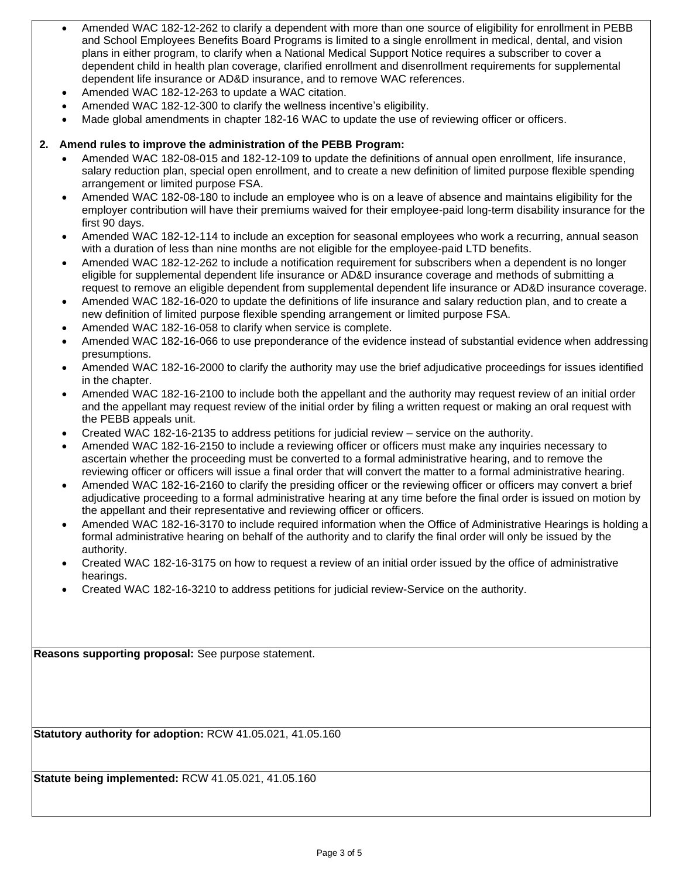- Amended WAC 182-12-262 to clarify a dependent with more than one source of eligibility for enrollment in PEBB and School Employees Benefits Board Programs is limited to a single enrollment in medical, dental, and vision plans in either program, to clarify when a National Medical Support Notice requires a subscriber to cover a dependent child in health plan coverage, clarified enrollment and disenrollment requirements for supplemental dependent life insurance or AD&D insurance, and to remove WAC references.
- Amended WAC 182-12-263 to update a WAC citation.
- Amended WAC 182-12-300 to clarify the wellness incentive's eligibility.
- Made global amendments in chapter 182-16 WAC to update the use of reviewing officer or officers.

**2. Amend rules to improve the administration of the PEBB Program:**

- Amended WAC 182-08-015 and 182-12-109 to update the definitions of annual open enrollment, life insurance, salary reduction plan, special open enrollment, and to create a new definition of limited purpose flexible spending arrangement or limited purpose FSA.
- Amended WAC 182-08-180 to include an employee who is on a leave of absence and maintains eligibility for the employer contribution will have their premiums waived for their employee-paid long-term disability insurance for the first 90 days.
- Amended WAC 182-12-114 to include an exception for seasonal employees who work a recurring, annual season with a duration of less than nine months are not eligible for the employee-paid LTD benefits.
- Amended WAC 182-12-262 to include a notification requirement for subscribers when a dependent is no longer eligible for supplemental dependent life insurance or AD&D insurance coverage and methods of submitting a request to remove an eligible dependent from supplemental dependent life insurance or AD&D insurance coverage.
- Amended WAC 182-16-020 to update the definitions of life insurance and salary reduction plan, and to create a new definition of limited purpose flexible spending arrangement or limited purpose FSA.
- Amended WAC 182-16-058 to clarify when service is complete.
- Amended WAC 182-16-066 to use preponderance of the evidence instead of substantial evidence when addressing presumptions.
- Amended WAC 182-16-2000 to clarify the authority may use the brief adjudicative proceedings for issues identified in the chapter.
- Amended WAC 182-16-2100 to include both the appellant and the authority may request review of an initial order and the appellant may request review of the initial order by filing a written request or making an oral request with the PEBB appeals unit.
- Created WAC 182-16-2135 to address petitions for judicial review – service on the authority.
- Amended WAC 182-16-2150 to include a reviewing officer or officers must make any inquiries necessary to ascertain whether the proceeding must be converted to a formal administrative hearing, and to remove the reviewing officer or officers will issue a final order that will convert the matter to a formal administrative hearing.
- Amended WAC 182-16-2160 to clarify the presiding officer or the reviewing officer or officers may convert a brief adjudicative proceeding to a formal administrative hearing at any time before the final order is issued on motion by the appellant and their representative and reviewing officer or officers.
- Amended WAC 182-16-3170 to include required information when the Office of Administrative Hearings is holding a formal administrative hearing on behalf of the authority and to clarify the final order will only be issued by the authority.
- Created WAC 182-16-3175 on how to request a review of an initial order issued by the office of administrative hearings.
- Created WAC 182-16-3210 to address petitions for judicial review-Service on the authority.

**Reasons supporting proposal:** See purpose statement.

**Statutory authority for adoption:** RCW 41.05.021, 41.05.160

**Statute being implemented:** RCW 41.05.021, 41.05.160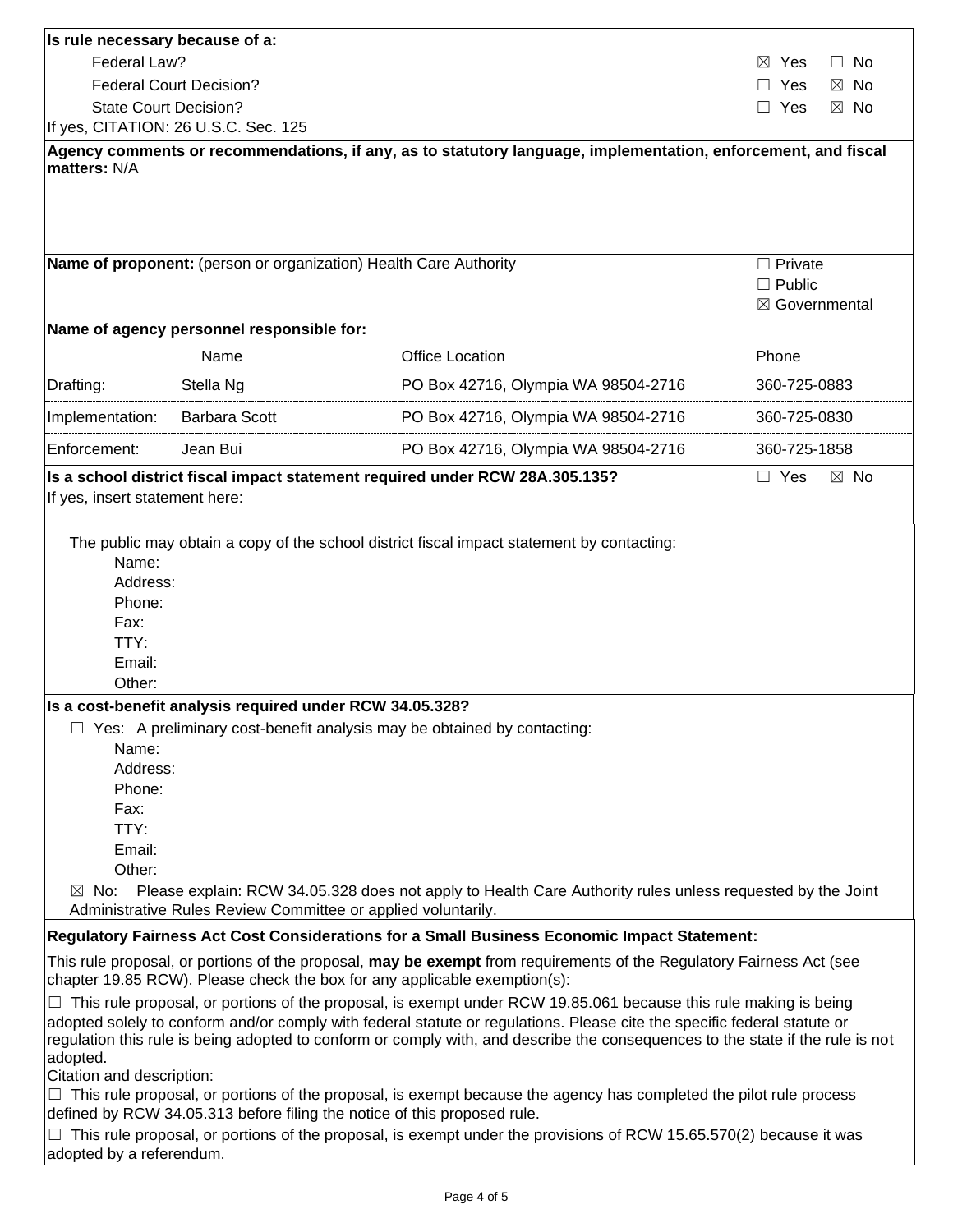**Is rule necessary because of a:**

| | |
|---|---|
| Federal Law? | ☒ Yes ☐ No |
| Federal Court Decision? | ☐ Yes ☒ No |
| State Court Decision? | ☐ Yes ☒ No |

If yes, CITATION: 26 U.S.C. Sec. 125

**Agency comments or recommendations, if any, as to statutory language, implementation, enforcement, and fiscal matters:** N/A

**Name of proponent:** (person or organization) Health Care Authority

☐ Private
☐ Public
☒ Governmental

**Name of agency personnel responsible for:**

| | Name | Office Location | Phone |
|---|---|---|---|
| Drafting: | Stella Ng | PO Box 42716, Olympia WA 98504-2716 | 360-725-0883 |
| Implementation: | Barbara Scott | PO Box 42716, Olympia WA 98504-2716 | 360-725-0830 |
| Enforcement: | Jean Bui | PO Box 42716, Olympia WA 98504-2716 | 360-725-1858 |

**Is a school district fiscal impact statement required under RCW 28A.305.135?** ☐ Yes ☒ No

If yes, insert statement here:

The public may obtain a copy of the school district fiscal impact statement by contacting:

Name:
Address:
Phone:
Fax:
TTY:
Email:
Other:

**Is a cost-benefit analysis required under RCW 34.05.328?**

☐ Yes: A preliminary cost-benefit analysis may be obtained by contacting:

Name:
Address:
Phone:
Fax:
TTY:
Email:
Other:

☒ No: Please explain: RCW 34.05.328 does not apply to Health Care Authority rules unless requested by the Joint Administrative Rules Review Committee or applied voluntarily.

**Regulatory Fairness Act Cost Considerations for a Small Business Economic Impact Statement:**

This rule proposal, or portions of the proposal, **may be exempt** from requirements of the Regulatory Fairness Act (see chapter 19.85 RCW). Please check the box for any applicable exemption(s):

☐ This rule proposal, or portions of the proposal, is exempt under RCW 19.85.061 because this rule making is being adopted solely to conform and/or comply with federal statute or regulations. Please cite the specific federal statute or regulation this rule is being adopted to conform or comply with, and describe the consequences to the state if the rule is not adopted.

Citation and description:

☐ This rule proposal, or portions of the proposal, is exempt because the agency has completed the pilot rule process defined by RCW 34.05.313 before filing the notice of this proposed rule.

☐ This rule proposal, or portions of the proposal, is exempt under the provisions of RCW 15.65.570(2) because it was adopted by a referendum.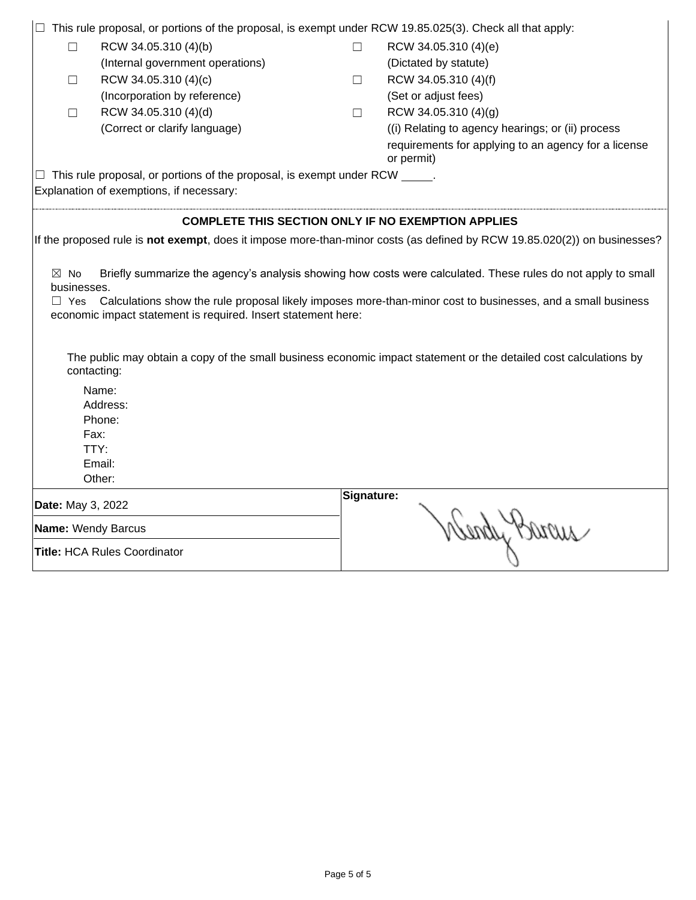☐ This rule proposal, or portions of the proposal, is exempt under RCW 19.85.025(3). Check all that apply:

| | | | |
|---|---|---|---|
| ☐ | RCW 34.05.310 (4)(b) (Internal government operations) | ☐ | RCW 34.05.310 (4)(e) (Dictated by statute) |
| ☐ | RCW 34.05.310 (4)(c) (Incorporation by reference) | ☐ | RCW 34.05.310 (4)(f) (Set or adjust fees) |
| ☐ | RCW 34.05.310 (4)(d) (Correct or clarify language) | ☐ | RCW 34.05.310 (4)(g) ((i) Relating to agency hearings; or (ii) process requirements for applying to an agency for a license or permit) |

☐ This rule proposal, or portions of the proposal, is exempt under RCW _____.

Explanation of exemptions, if necessary:

**COMPLETE THIS SECTION ONLY IF NO EXEMPTION APPLIES**

If the proposed rule is **not exempt**, does it impose more-than-minor costs (as defined by RCW 19.85.020(2)) on businesses?

☒ No Briefly summarize the agency's analysis showing how costs were calculated. These rules do not apply to small businesses.

☐ Yes Calculations show the rule proposal likely imposes more-than-minor cost to businesses, and a small business economic impact statement is required. Insert statement here:

The public may obtain a copy of the small business economic impact statement or the detailed cost calculations by contacting:

Name:
Address:
Phone:
Fax:
TTY:
Email:
Other:

| | |
|---|---|
| **Date:** May 3, 2022 | **Signature:** Wendy Barcus |
| **Name:** Wendy Barcus | |
| **Title:** HCA Rules Coordinator | |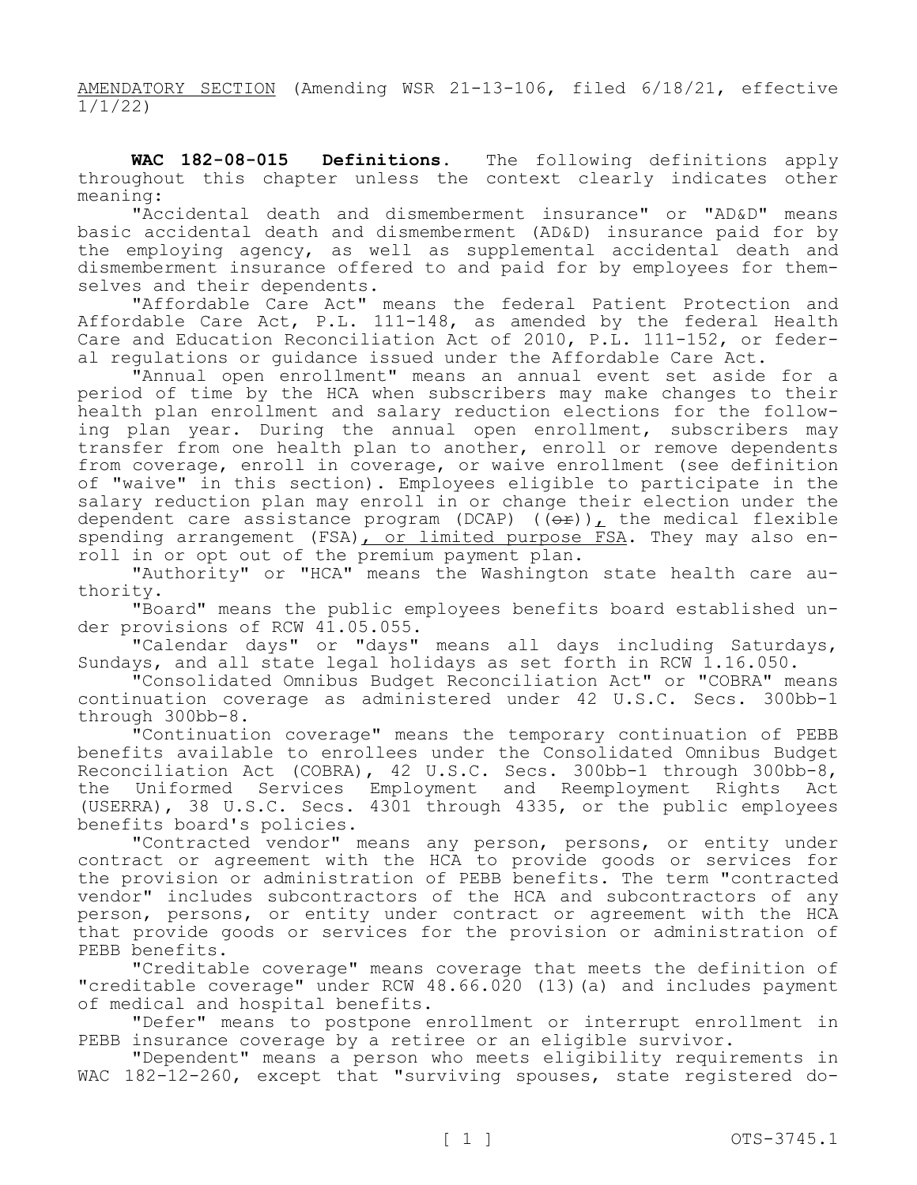AMENDATORY SECTION (Amending WSR 21-13-106, filed 6/18/21, effective 1/1/22)

**WAC 182-08-015 Definitions.** The following definitions apply throughout this chapter unless the context clearly indicates other meaning:

"Accidental death and dismemberment insurance" or "AD&D" means basic accidental death and dismemberment (AD&D) insurance paid for by the employing agency, as well as supplemental accidental death and dismemberment insurance offered to and paid for by employees for themselves and their dependents.

"Affordable Care Act" means the federal Patient Protection and Affordable Care Act, P.L. 111-148, as amended by the federal Health Care and Education Reconciliation Act of 2010, P.L. 111-152, or federal regulations or guidance issued under the Affordable Care Act.

"Annual open enrollment" means an annual event set aside for a period of time by the HCA when subscribers may make changes to their health plan enrollment and salary reduction elections for the following plan year. During the annual open enrollment, subscribers may transfer from one health plan to another, enroll or remove dependents from coverage, enroll in coverage, or waive enrollment (see definition of "waive" in this section). Employees eligible to participate in the salary reduction plan may enroll in or change their election under the dependent care assistance program (DCAP) ((~~or~~)), the medical flexible spending arrangement (FSA), or limited purpose FSA. They may also enroll in or opt out of the premium payment plan.

"Authority" or "HCA" means the Washington state health care authority.

"Board" means the public employees benefits board established under provisions of RCW 41.05.055.

"Calendar days" or "days" means all days including Saturdays, Sundays, and all state legal holidays as set forth in RCW 1.16.050.

"Consolidated Omnibus Budget Reconciliation Act" or "COBRA" means continuation coverage as administered under 42 U.S.C. Secs. 300bb-1 through 300bb-8.

"Continuation coverage" means the temporary continuation of PEBB benefits available to enrollees under the Consolidated Omnibus Budget Reconciliation Act (COBRA), 42 U.S.C. Secs. 300bb-1 through 300bb-8, the Uniformed Services Employment and Reemployment Rights Act (USERRA), 38 U.S.C. Secs. 4301 through 4335, or the public employees benefits board's policies.

"Contracted vendor" means any person, persons, or entity under contract or agreement with the HCA to provide goods or services for the provision or administration of PEBB benefits. The term "contracted vendor" includes subcontractors of the HCA and subcontractors of any person, persons, or entity under contract or agreement with the HCA that provide goods or services for the provision or administration of PEBB benefits.

"Creditable coverage" means coverage that meets the definition of "creditable coverage" under RCW 48.66.020 (13)(a) and includes payment of medical and hospital benefits.

"Defer" means to postpone enrollment or interrupt enrollment in PEBB insurance coverage by a retiree or an eligible survivor.

"Dependent" means a person who meets eligibility requirements in WAC 182-12-260, except that "surviving spouses, state registered do-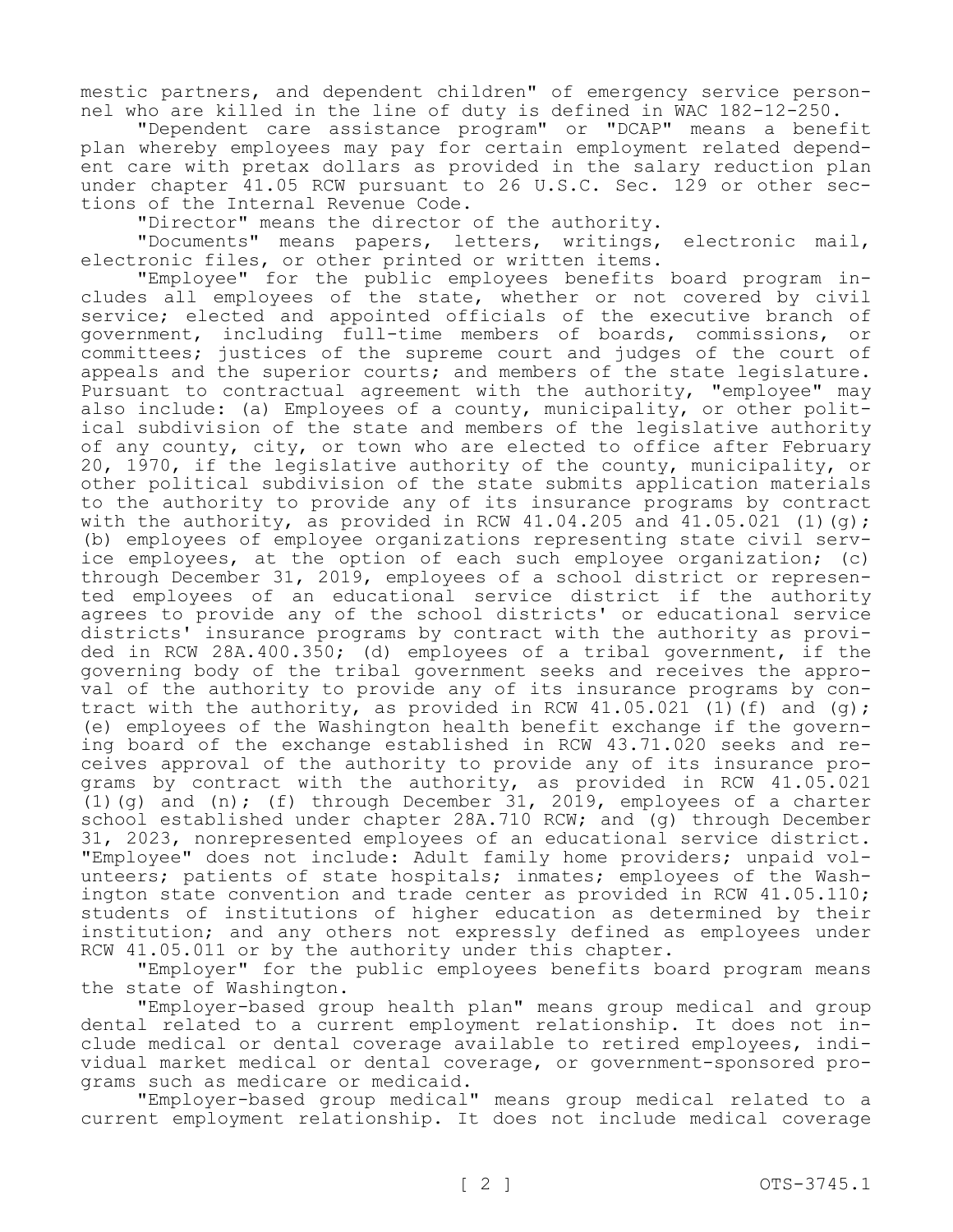mestic partners, and dependent children" of emergency service personnel who are killed in the line of duty is defined in WAC 182-12-250.

"Dependent care assistance program" or "DCAP" means a benefit plan whereby employees may pay for certain employment related dependent care with pretax dollars as provided in the salary reduction plan under chapter 41.05 RCW pursuant to 26 U.S.C. Sec. 129 or other sections of the Internal Revenue Code.

"Director" means the director of the authority.

"Documents" means papers, letters, writings, electronic mail, electronic files, or other printed or written items.

"Employee" for the public employees benefits board program includes all employees of the state, whether or not covered by civil service; elected and appointed officials of the executive branch of government, including full-time members of boards, commissions, or committees; justices of the supreme court and judges of the court of appeals and the superior courts; and members of the state legislature. Pursuant to contractual agreement with the authority, "employee" may also include: (a) Employees of a county, municipality, or other political subdivision of the state and members of the legislative authority of any county, city, or town who are elected to office after February 20, 1970, if the legislative authority of the county, municipality, or other political subdivision of the state submits application materials to the authority to provide any of its insurance programs by contract with the authority, as provided in RCW 41.04.205 and 41.05.021 (1)(g); (b) employees of employee organizations representing state civil service employees, at the option of each such employee organization; (c) through December 31, 2019, employees of a school district or represented employees of an educational service district if the authority agrees to provide any of the school districts' or educational service districts' insurance programs by contract with the authority as provided in RCW 28A.400.350; (d) employees of a tribal government, if the governing body of the tribal government seeks and receives the approval of the authority to provide any of its insurance programs by contract with the authority, as provided in RCW 41.05.021 (1)(f) and (g); (e) employees of the Washington health benefit exchange if the governing board of the exchange established in RCW 43.71.020 seeks and receives approval of the authority to provide any of its insurance programs by contract with the authority, as provided in RCW 41.05.021 (1)(g) and (n); (f) through December 31, 2019, employees of a charter school established under chapter 28A.710 RCW; and (g) through December 31, 2023, nonrepresented employees of an educational service district. "Employee" does not include: Adult family home providers; unpaid volunteers; patients of state hospitals; inmates; employees of the Washington state convention and trade center as provided in RCW 41.05.110; students of institutions of higher education as determined by their institution; and any others not expressly defined as employees under RCW 41.05.011 or by the authority under this chapter.

"Employer" for the public employees benefits board program means the state of Washington.

"Employer-based group health plan" means group medical and group dental related to a current employment relationship. It does not include medical or dental coverage available to retired employees, individual market medical or dental coverage, or government-sponsored programs such as medicare or medicaid.

"Employer-based group medical" means group medical related to a current employment relationship. It does not include medical coverage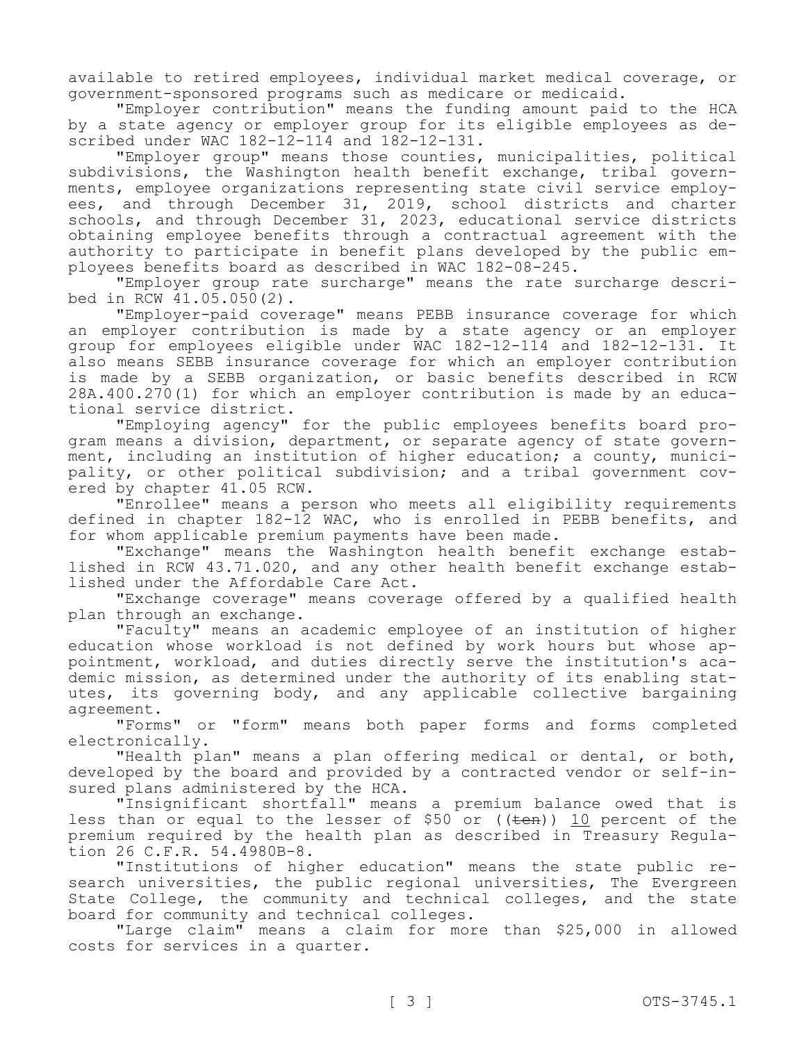available to retired employees, individual market medical coverage, or government-sponsored programs such as medicare or medicaid.

"Employer contribution" means the funding amount paid to the HCA by a state agency or employer group for its eligible employees as described under WAC 182-12-114 and 182-12-131.

"Employer group" means those counties, municipalities, political subdivisions, the Washington health benefit exchange, tribal governments, employee organizations representing state civil service employees, and through December 31, 2019, school districts and charter schools, and through December 31, 2023, educational service districts obtaining employee benefits through a contractual agreement with the authority to participate in benefit plans developed by the public employees benefits board as described in WAC 182-08-245.

"Employer group rate surcharge" means the rate surcharge described in RCW 41.05.050(2).

"Employer-paid coverage" means PEBB insurance coverage for which an employer contribution is made by a state agency or an employer group for employees eligible under WAC 182-12-114 and 182-12-131. It also means SEBB insurance coverage for which an employer contribution is made by a SEBB organization, or basic benefits described in RCW 28A.400.270(1) for which an employer contribution is made by an educational service district.

"Employing agency" for the public employees benefits board program means a division, department, or separate agency of state government, including an institution of higher education; a county, municipality, or other political subdivision; and a tribal government covered by chapter 41.05 RCW.

"Enrollee" means a person who meets all eligibility requirements defined in chapter 182-12 WAC, who is enrolled in PEBB benefits, and for whom applicable premium payments have been made.

"Exchange" means the Washington health benefit exchange established in RCW 43.71.020, and any other health benefit exchange established under the Affordable Care Act.

"Exchange coverage" means coverage offered by a qualified health plan through an exchange.

"Faculty" means an academic employee of an institution of higher education whose workload is not defined by work hours but whose appointment, workload, and duties directly serve the institution's academic mission, as determined under the authority of its enabling statutes, its governing body, and any applicable collective bargaining agreement.

"Forms" or "form" means both paper forms and forms completed electronically.

"Health plan" means a plan offering medical or dental, or both, developed by the board and provided by a contracted vendor or self-insured plans administered by the HCA.

"Insignificant shortfall" means a premium balance owed that is less than or equal to the lesser of $50 or ((~~ten~~)) 10 percent of the premium required by the health plan as described in Treasury Regulation 26 C.F.R. 54.4980B-8.

"Institutions of higher education" means the state public research universities, the public regional universities, The Evergreen State College, the community and technical colleges, and the state board for community and technical colleges.

"Large claim" means a claim for more than $25,000 in allowed costs for services in a quarter.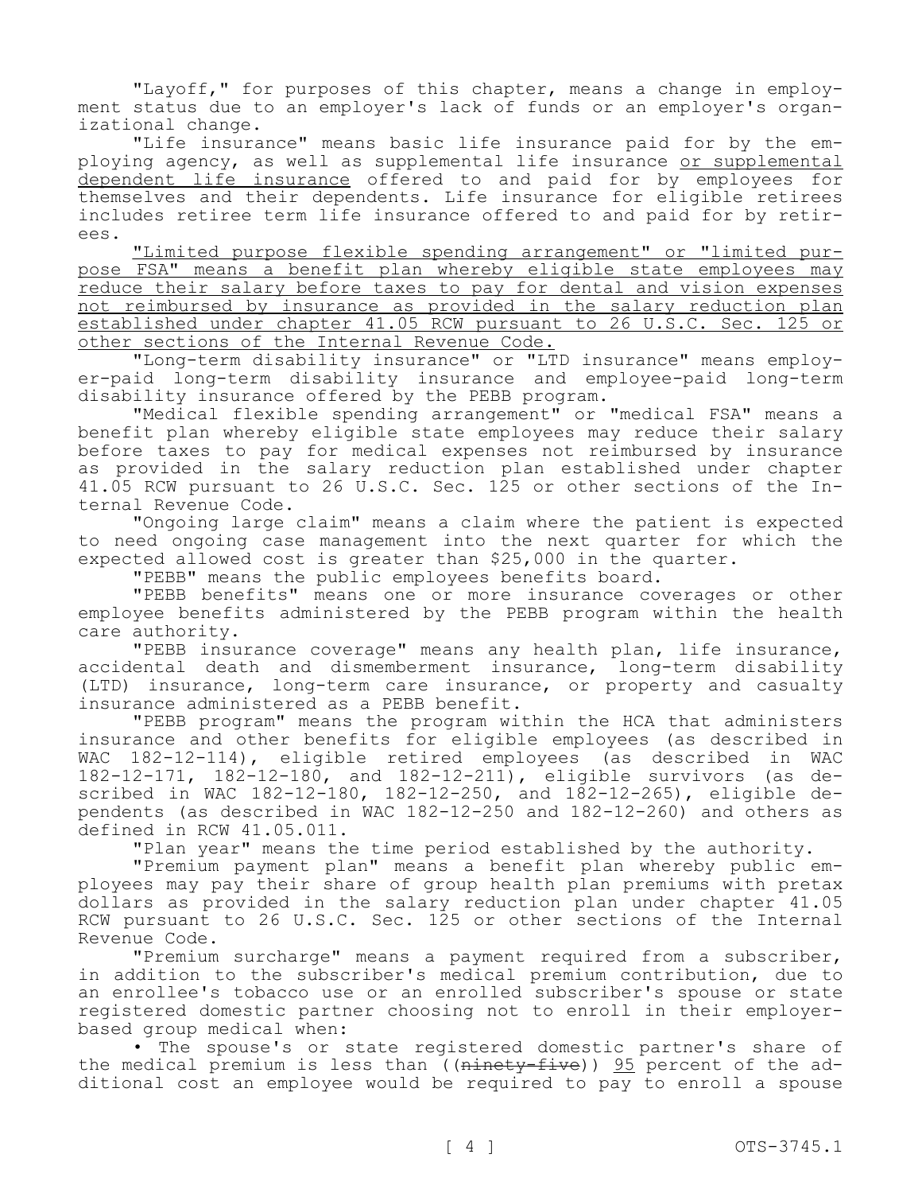"Layoff," for purposes of this chapter, means a change in employment status due to an employer's lack of funds or an employer's organizational change.

"Life insurance" means basic life insurance paid for by the employing agency, as well as supplemental life insurance or supplemental dependent life insurance offered to and paid for by employees for themselves and their dependents. Life insurance for eligible retirees includes retiree term life insurance offered to and paid for by retirees.

"Limited purpose flexible spending arrangement" or "limited purpose FSA" means a benefit plan whereby eligible state employees may reduce their salary before taxes to pay for dental and vision expenses not reimbursed by insurance as provided in the salary reduction plan established under chapter 41.05 RCW pursuant to 26 U.S.C. Sec. 125 or other sections of the Internal Revenue Code.

"Long-term disability insurance" or "LTD insurance" means employer-paid long-term disability insurance and employee-paid long-term disability insurance offered by the PEBB program.

"Medical flexible spending arrangement" or "medical FSA" means a benefit plan whereby eligible state employees may reduce their salary before taxes to pay for medical expenses not reimbursed by insurance as provided in the salary reduction plan established under chapter 41.05 RCW pursuant to 26 U.S.C. Sec. 125 or other sections of the Internal Revenue Code.

"Ongoing large claim" means a claim where the patient is expected to need ongoing case management into the next quarter for which the expected allowed cost is greater than $25,000 in the quarter.

"PEBB" means the public employees benefits board.

"PEBB benefits" means one or more insurance coverages or other employee benefits administered by the PEBB program within the health care authority.

"PEBB insurance coverage" means any health plan, life insurance, accidental death and dismemberment insurance, long-term disability (LTD) insurance, long-term care insurance, or property and casualty insurance administered as a PEBB benefit.

"PEBB program" means the program within the HCA that administers insurance and other benefits for eligible employees (as described in WAC 182-12-114), eligible retired employees (as described in WAC 182-12-171, 182-12-180, and 182-12-211), eligible survivors (as described in WAC 182-12-180, 182-12-250, and 182-12-265), eligible dependents (as described in WAC 182-12-250 and 182-12-260) and others as defined in RCW 41.05.011.

"Plan year" means the time period established by the authority.

"Premium payment plan" means a benefit plan whereby public employees may pay their share of group health plan premiums with pretax dollars as provided in the salary reduction plan under chapter 41.05 RCW pursuant to 26 U.S.C. Sec. 125 or other sections of the Internal Revenue Code.

"Premium surcharge" means a payment required from a subscriber, in addition to the subscriber's medical premium contribution, due to an enrollee's tobacco use or an enrolled subscriber's spouse or state registered domestic partner choosing not to enroll in their employer-based group medical when:

• The spouse's or state registered domestic partner's share of the medical premium is less than ((~~ninety-five~~)) 95 percent of the additional cost an employee would be required to pay to enroll a spouse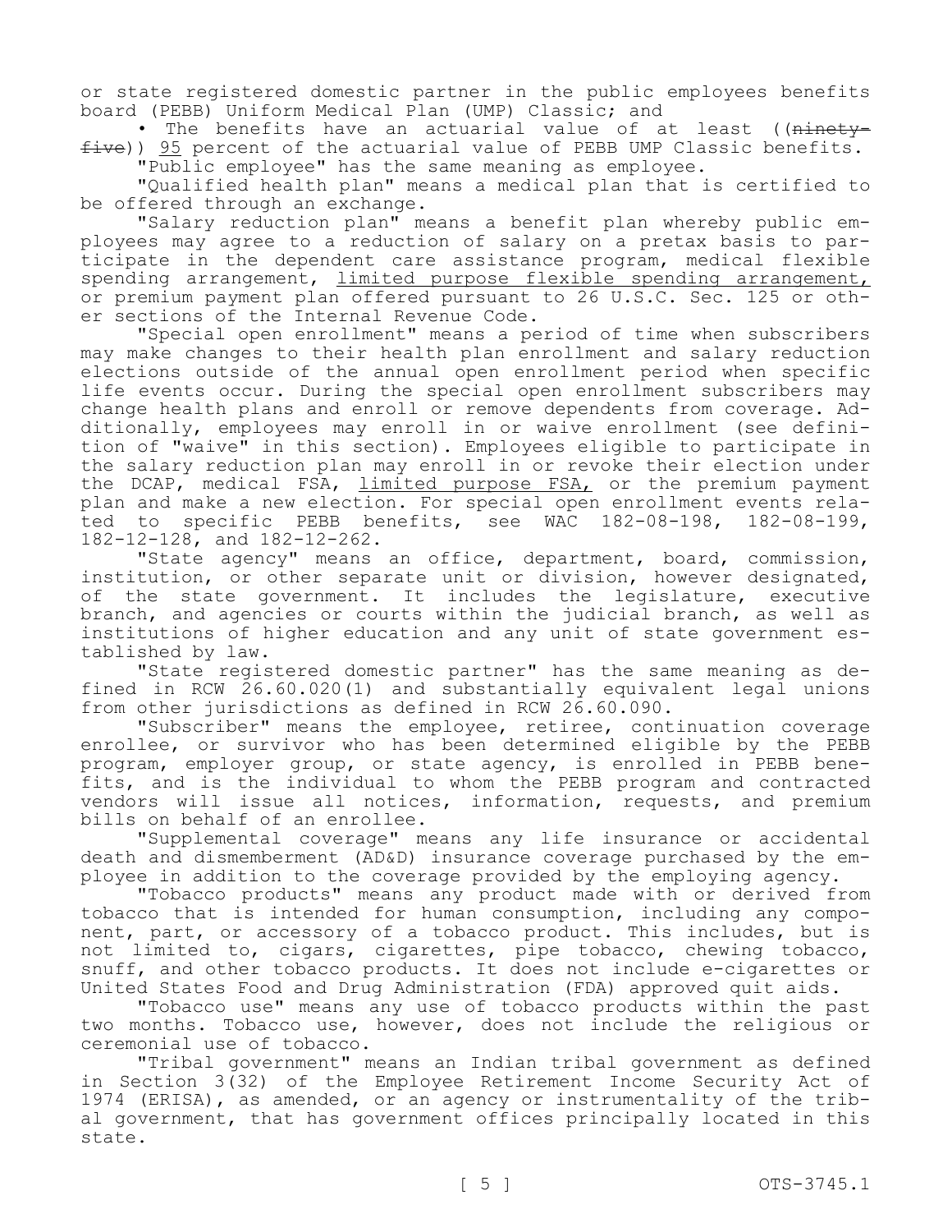or state registered domestic partner in the public employees benefits board (PEBB) Uniform Medical Plan (UMP) Classic; and

• The benefits have an actuarial value of at least ((~~ninety-five~~)) <u>95</u> percent of the actuarial value of PEBB UMP Classic benefits.

"Public employee" has the same meaning as employee.

"Qualified health plan" means a medical plan that is certified to be offered through an exchange.

"Salary reduction plan" means a benefit plan whereby public employees may agree to a reduction of salary on a pretax basis to participate in the dependent care assistance program, medical flexible spending arrangement, <u>limited purpose flexible spending arrangement,</u> or premium payment plan offered pursuant to 26 U.S.C. Sec. 125 or other sections of the Internal Revenue Code.

"Special open enrollment" means a period of time when subscribers may make changes to their health plan enrollment and salary reduction elections outside of the annual open enrollment period when specific life events occur. During the special open enrollment subscribers may change health plans and enroll or remove dependents from coverage. Additionally, employees may enroll in or waive enrollment (see definition of "waive" in this section). Employees eligible to participate in the salary reduction plan may enroll in or revoke their election under the DCAP, medical FSA, <u>limited purpose FSA,</u> or the premium payment plan and make a new election. For special open enrollment events related to specific PEBB benefits, see WAC 182-08-198, 182-08-199, 182-12-128, and 182-12-262.

"State agency" means an office, department, board, commission, institution, or other separate unit or division, however designated, of the state government. It includes the legislature, executive branch, and agencies or courts within the judicial branch, as well as institutions of higher education and any unit of state government established by law.

"State registered domestic partner" has the same meaning as defined in RCW 26.60.020(1) and substantially equivalent legal unions from other jurisdictions as defined in RCW 26.60.090.

"Subscriber" means the employee, retiree, continuation coverage enrollee, or survivor who has been determined eligible by the PEBB program, employer group, or state agency, is enrolled in PEBB benefits, and is the individual to whom the PEBB program and contracted vendors will issue all notices, information, requests, and premium bills on behalf of an enrollee.

"Supplemental coverage" means any life insurance or accidental death and dismemberment (AD&D) insurance coverage purchased by the employee in addition to the coverage provided by the employing agency.

"Tobacco products" means any product made with or derived from tobacco that is intended for human consumption, including any component, part, or accessory of a tobacco product. This includes, but is not limited to, cigars, cigarettes, pipe tobacco, chewing tobacco, snuff, and other tobacco products. It does not include e-cigarettes or United States Food and Drug Administration (FDA) approved quit aids.

"Tobacco use" means any use of tobacco products within the past two months. Tobacco use, however, does not include the religious or ceremonial use of tobacco.

"Tribal government" means an Indian tribal government as defined in Section 3(32) of the Employee Retirement Income Security Act of 1974 (ERISA), as amended, or an agency or instrumentality of the tribal government, that has government offices principally located in this state.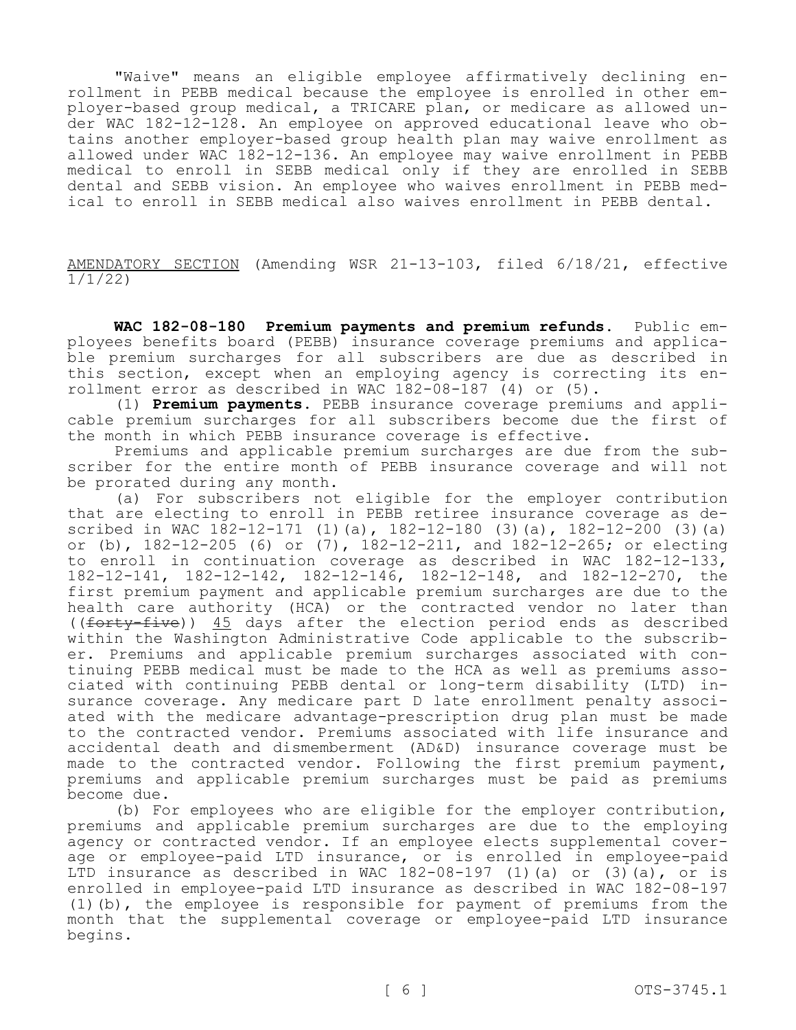"Waive" means an eligible employee affirmatively declining enrollment in PEBB medical because the employee is enrolled in other employer-based group medical, a TRICARE plan, or medicare as allowed under WAC 182-12-128. An employee on approved educational leave who obtains another employer-based group health plan may waive enrollment as allowed under WAC 182-12-136. An employee may waive enrollment in PEBB medical to enroll in SEBB medical only if they are enrolled in SEBB dental and SEBB vision. An employee who waives enrollment in PEBB medical to enroll in SEBB medical also waives enrollment in PEBB dental.

AMENDATORY SECTION (Amending WSR 21-13-103, filed 6/18/21, effective 1/1/22)

**WAC 182-08-180 Premium payments and premium refunds.** Public employees benefits board (PEBB) insurance coverage premiums and applicable premium surcharges for all subscribers are due as described in this section, except when an employing agency is correcting its enrollment error as described in WAC 182-08-187 (4) or (5).

(1) **Premium payments.** PEBB insurance coverage premiums and applicable premium surcharges for all subscribers become due the first of the month in which PEBB insurance coverage is effective.

Premiums and applicable premium surcharges are due from the subscriber for the entire month of PEBB insurance coverage and will not be prorated during any month.

(a) For subscribers not eligible for the employer contribution that are electing to enroll in PEBB retiree insurance coverage as described in WAC 182-12-171 (1)(a), 182-12-180 (3)(a), 182-12-200 (3)(a) or (b), 182-12-205 (6) or (7), 182-12-211, and 182-12-265; or electing to enroll in continuation coverage as described in WAC 182-12-133, 182-12-141, 182-12-142, 182-12-146, 182-12-148, and 182-12-270, the first premium payment and applicable premium surcharges are due to the health care authority (HCA) or the contracted vendor no later than ((~~forty-five~~)) 45 days after the election period ends as described within the Washington Administrative Code applicable to the subscriber. Premiums and applicable premium surcharges associated with continuing PEBB medical must be made to the HCA as well as premiums associated with continuing PEBB dental or long-term disability (LTD) insurance coverage. Any medicare part D late enrollment penalty associated with the medicare advantage-prescription drug plan must be made to the contracted vendor. Premiums associated with life insurance and accidental death and dismemberment (AD&D) insurance coverage must be made to the contracted vendor. Following the first premium payment, premiums and applicable premium surcharges must be paid as premiums become due.

(b) For employees who are eligible for the employer contribution, premiums and applicable premium surcharges are due to the employing agency or contracted vendor. If an employee elects supplemental coverage or employee-paid LTD insurance, or is enrolled in employee-paid LTD insurance as described in WAC 182-08-197 (1)(a) or (3)(a), or is enrolled in employee-paid LTD insurance as described in WAC 182-08-197 (1)(b), the employee is responsible for payment of premiums from the month that the supplemental coverage or employee-paid LTD insurance begins.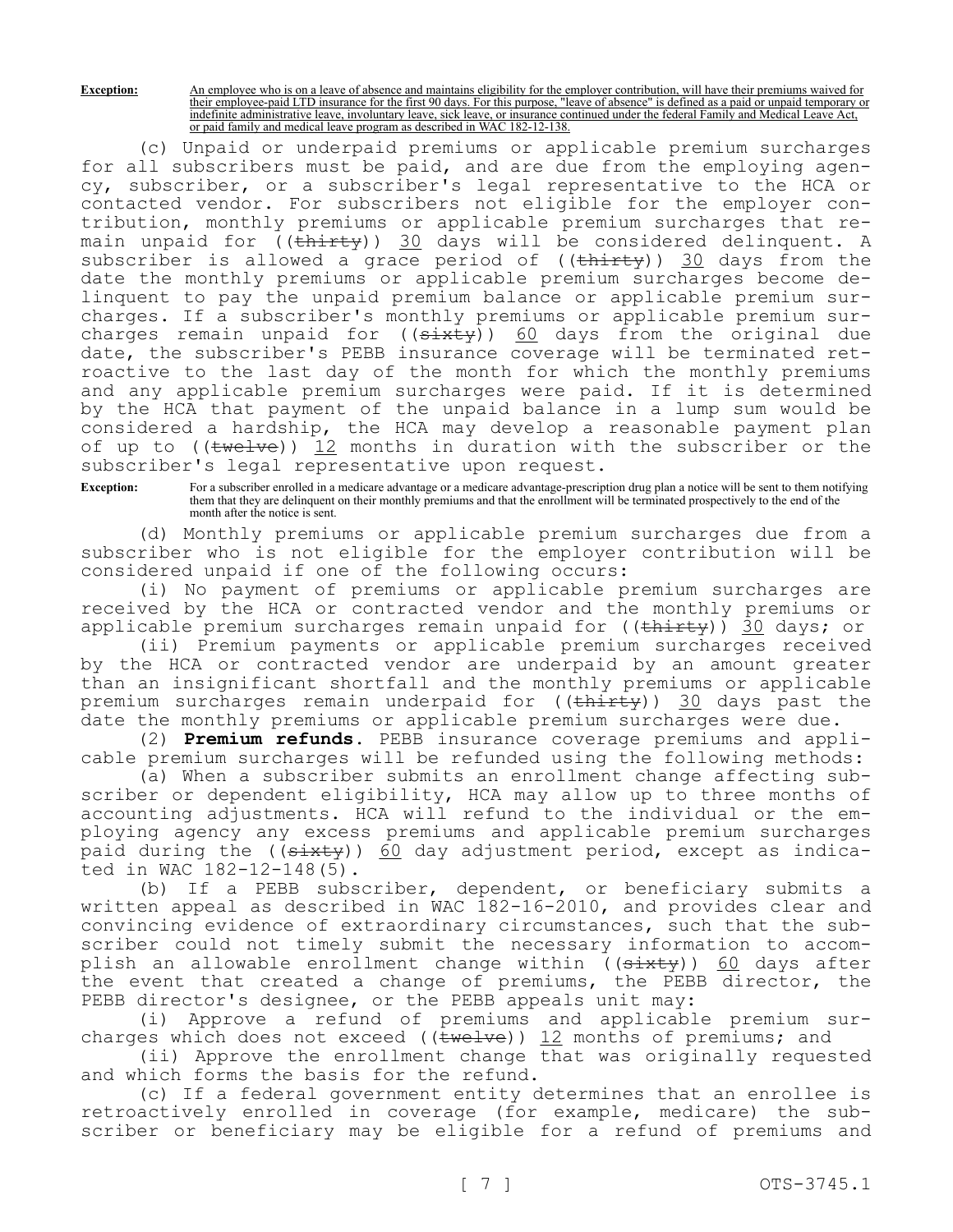**Exception:** An employee who is on a leave of absence and maintains eligibility for the employer contribution, will have their premiums waived for their employee-paid LTD insurance for the first 90 days. For this purpose, "leave of absence" is defined as a paid or unpaid temporary or indefinite administrative leave, involuntary leave, sick leave, or insurance continued under the federal Family and Medical Leave Act, or paid family and medical leave program as described in WAC 182-12-138.

(c) Unpaid or underpaid premiums or applicable premium surcharges for all subscribers must be paid, and are due from the employing agency, subscriber, or a subscriber's legal representative to the HCA or contacted vendor. For subscribers not eligible for the employer contribution, monthly premiums or applicable premium surcharges that remain unpaid for ((~~thirty~~)) 30 days will be considered delinquent. A subscriber is allowed a grace period of ((~~thirty~~)) 30 days from the date the monthly premiums or applicable premium surcharges become delinquent to pay the unpaid premium balance or applicable premium surcharges. If a subscriber's monthly premiums or applicable premium surcharges remain unpaid for ((~~sixty~~)) 60 days from the original due date, the subscriber's PEBB insurance coverage will be terminated retroactive to the last day of the month for which the monthly premiums and any applicable premium surcharges were paid. If it is determined by the HCA that payment of the unpaid balance in a lump sum would be considered a hardship, the HCA may develop a reasonable payment plan of up to ((~~twelve~~)) 12 months in duration with the subscriber or the subscriber's legal representative upon request.

**Exception:** For a subscriber enrolled in a medicare advantage or a medicare advantage-prescription drug plan a notice will be sent to them notifying them that they are delinquent on their monthly premiums and that the enrollment will be terminated prospectively to the end of the month after the notice is sent.

(d) Monthly premiums or applicable premium surcharges due from a subscriber who is not eligible for the employer contribution will be considered unpaid if one of the following occurs:

(i) No payment of premiums or applicable premium surcharges are received by the HCA or contracted vendor and the monthly premiums or applicable premium surcharges remain unpaid for ((~~thirty~~)) 30 days; or

(ii) Premium payments or applicable premium surcharges received by the HCA or contracted vendor are underpaid by an amount greater than an insignificant shortfall and the monthly premiums or applicable premium surcharges remain underpaid for ((~~thirty~~)) 30 days past the date the monthly premiums or applicable premium surcharges were due.

(2) **Premium refunds.** PEBB insurance coverage premiums and applicable premium surcharges will be refunded using the following methods:

(a) When a subscriber submits an enrollment change affecting subscriber or dependent eligibility, HCA may allow up to three months of accounting adjustments. HCA will refund to the individual or the employing agency any excess premiums and applicable premium surcharges paid during the ((~~sixty~~)) 60 day adjustment period, except as indicated in WAC 182-12-148(5).

(b) If a PEBB subscriber, dependent, or beneficiary submits a written appeal as described in WAC 182-16-2010, and provides clear and convincing evidence of extraordinary circumstances, such that the subscriber could not timely submit the necessary information to accomplish an allowable enrollment change within ((~~sixty~~)) 60 days after the event that created a change of premiums, the PEBB director, the PEBB director's designee, or the PEBB appeals unit may:

(i) Approve a refund of premiums and applicable premium surcharges which does not exceed ((~~twelve~~)) 12 months of premiums; and

(ii) Approve the enrollment change that was originally requested and which forms the basis for the refund.

(c) If a federal government entity determines that an enrollee is retroactively enrolled in coverage (for example, medicare) the subscriber or beneficiary may be eligible for a refund of premiums and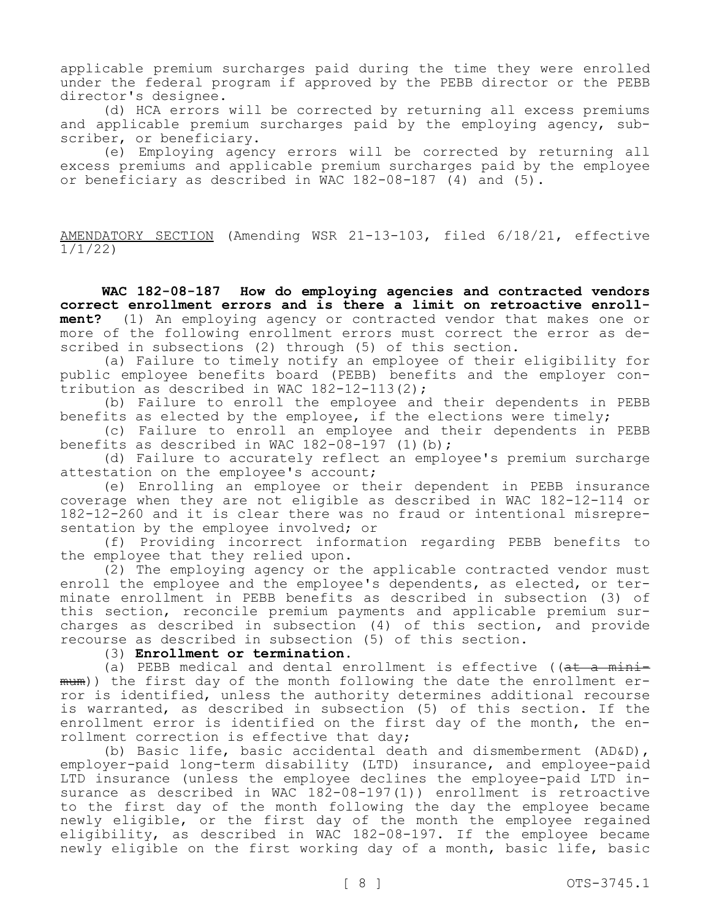applicable premium surcharges paid during the time they were enrolled under the federal program if approved by the PEBB director or the PEBB director's designee.

(d) HCA errors will be corrected by returning all excess premiums and applicable premium surcharges paid by the employing agency, subscriber, or beneficiary.

(e) Employing agency errors will be corrected by returning all excess premiums and applicable premium surcharges paid by the employee or beneficiary as described in WAC 182-08-187 (4) and (5).

AMENDATORY SECTION (Amending WSR 21-13-103, filed 6/18/21, effective 1/1/22)

**WAC 182-08-187 How do employing agencies and contracted vendors correct enrollment errors and is there a limit on retroactive enrollment?** (1) An employing agency or contracted vendor that makes one or more of the following enrollment errors must correct the error as described in subsections (2) through (5) of this section.

(a) Failure to timely notify an employee of their eligibility for public employee benefits board (PEBB) benefits and the employer contribution as described in WAC 182-12-113(2);

(b) Failure to enroll the employee and their dependents in PEBB benefits as elected by the employee, if the elections were timely;

(c) Failure to enroll an employee and their dependents in PEBB benefits as described in WAC 182-08-197 (1)(b);

(d) Failure to accurately reflect an employee's premium surcharge attestation on the employee's account;

(e) Enrolling an employee or their dependent in PEBB insurance coverage when they are not eligible as described in WAC 182-12-114 or 182-12-260 and it is clear there was no fraud or intentional misrepresentation by the employee involved; or

(f) Providing incorrect information regarding PEBB benefits to the employee that they relied upon.

(2) The employing agency or the applicable contracted vendor must enroll the employee and the employee's dependents, as elected, or terminate enrollment in PEBB benefits as described in subsection (3) of this section, reconcile premium payments and applicable premium surcharges as described in subsection (4) of this section, and provide recourse as described in subsection (5) of this section.

(3) **Enrollment or termination.**

(a) PEBB medical and dental enrollment is effective ((~~at a minimum~~)) the first day of the month following the date the enrollment error is identified, unless the authority determines additional recourse is warranted, as described in subsection (5) of this section. If the enrollment error is identified on the first day of the month, the enrollment correction is effective that day;

(b) Basic life, basic accidental death and dismemberment (AD&D), employer-paid long-term disability (LTD) insurance, and employee-paid LTD insurance (unless the employee declines the employee-paid LTD insurance as described in WAC 182-08-197(1)) enrollment is retroactive to the first day of the month following the day the employee became newly eligible, or the first day of the month the employee regained eligibility, as described in WAC 182-08-197. If the employee became newly eligible on the first working day of a month, basic life, basic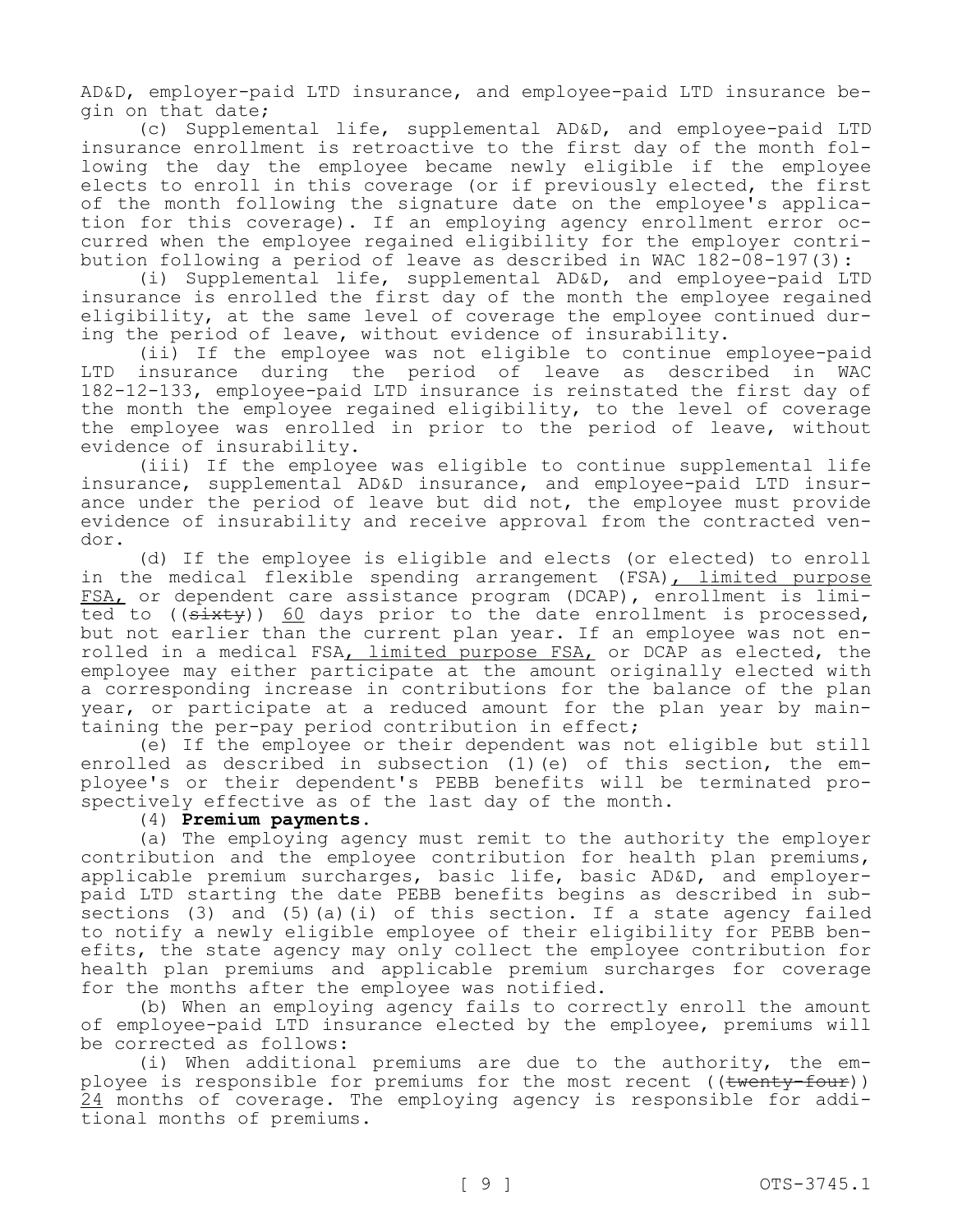AD&D, employer-paid LTD insurance, and employee-paid LTD insurance begin on that date;

(c) Supplemental life, supplemental AD&D, and employee-paid LTD insurance enrollment is retroactive to the first day of the month following the day the employee became newly eligible if the employee elects to enroll in this coverage (or if previously elected, the first of the month following the signature date on the employee's application for this coverage). If an employing agency enrollment error occurred when the employee regained eligibility for the employer contribution following a period of leave as described in WAC 182-08-197(3):

(i) Supplemental life, supplemental AD&D, and employee-paid LTD insurance is enrolled the first day of the month the employee regained eligibility, at the same level of coverage the employee continued during the period of leave, without evidence of insurability.

(ii) If the employee was not eligible to continue employee-paid LTD insurance during the period of leave as described in WAC 182-12-133, employee-paid LTD insurance is reinstated the first day of the month the employee regained eligibility, to the level of coverage the employee was enrolled in prior to the period of leave, without evidence of insurability.

(iii) If the employee was eligible to continue supplemental life insurance, supplemental AD&D insurance, and employee-paid LTD insurance under the period of leave but did not, the employee must provide evidence of insurability and receive approval from the contracted vendor.

(d) If the employee is eligible and elects (or elected) to enroll in the medical flexible spending arrangement (FSA), limited purpose FSA, or dependent care assistance program (DCAP), enrollment is limited to ((~~sixty~~)) 60 days prior to the date enrollment is processed, but not earlier than the current plan year. If an employee was not enrolled in a medical FSA, limited purpose FSA, or DCAP as elected, the employee may either participate at the amount originally elected with a corresponding increase in contributions for the balance of the plan year, or participate at a reduced amount for the plan year by maintaining the per-pay period contribution in effect;

(e) If the employee or their dependent was not eligible but still enrolled as described in subsection (1)(e) of this section, the employee's or their dependent's PEBB benefits will be terminated prospectively effective as of the last day of the month.

(4) **Premium payments.**

(a) The employing agency must remit to the authority the employer contribution and the employee contribution for health plan premiums, applicable premium surcharges, basic life, basic AD&D, and employer-paid LTD starting the date PEBB benefits begins as described in subsections (3) and (5)(a)(i) of this section. If a state agency failed to notify a newly eligible employee of their eligibility for PEBB benefits, the state agency may only collect the employee contribution for health plan premiums and applicable premium surcharges for coverage for the months after the employee was notified.

(b) When an employing agency fails to correctly enroll the amount of employee-paid LTD insurance elected by the employee, premiums will be corrected as follows:

(i) When additional premiums are due to the authority, the employee is responsible for premiums for the most recent ((~~twenty-four~~)) 24 months of coverage. The employing agency is responsible for additional months of premiums.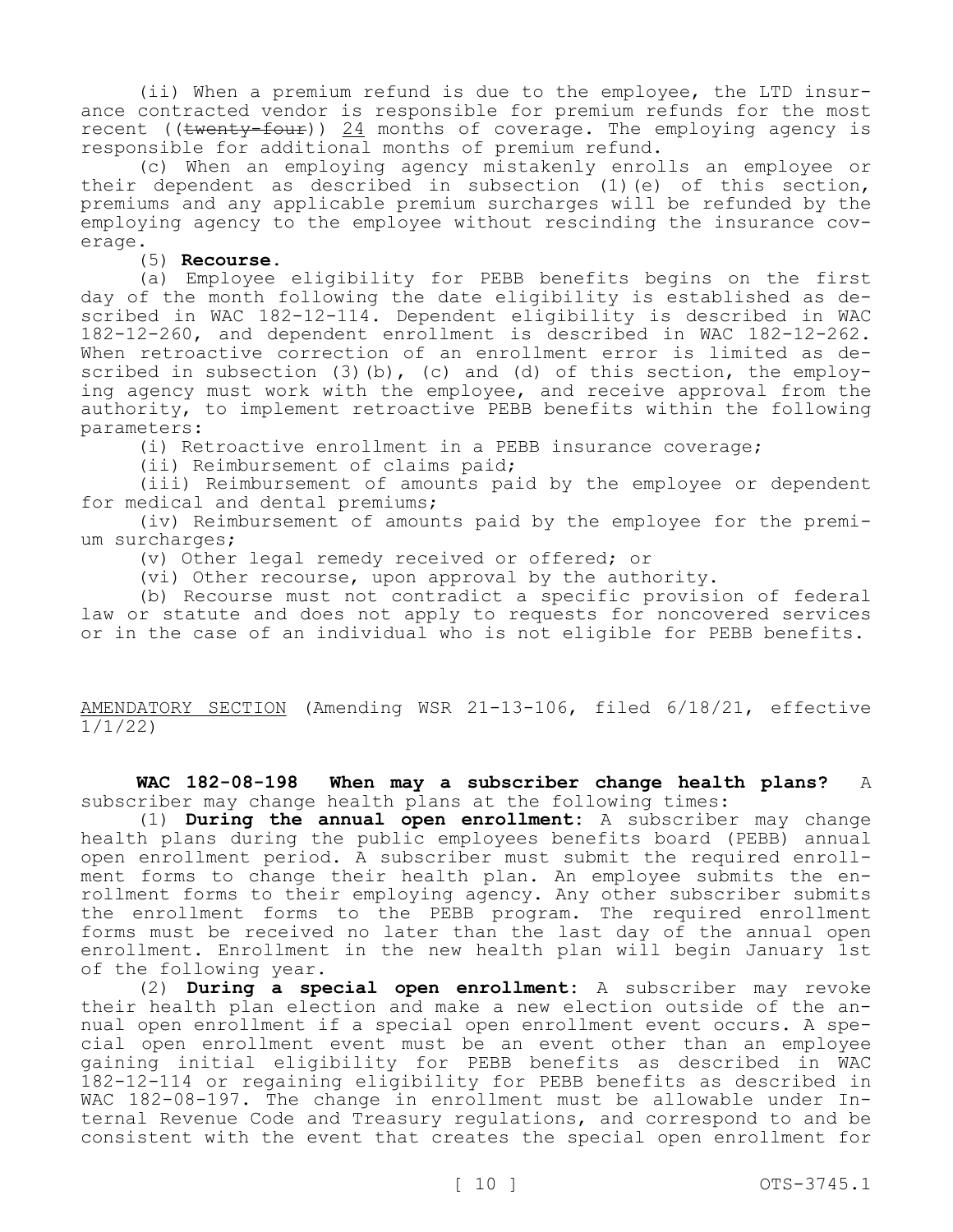(ii) When a premium refund is due to the employee, the LTD insurance contracted vendor is responsible for premium refunds for the most recent ((~~twenty-four~~)) 24 months of coverage. The employing agency is responsible for additional months of premium refund.

(c) When an employing agency mistakenly enrolls an employee or their dependent as described in subsection (1)(e) of this section, premiums and any applicable premium surcharges will be refunded by the employing agency to the employee without rescinding the insurance coverage.

(5) **Recourse.**

(a) Employee eligibility for PEBB benefits begins on the first day of the month following the date eligibility is established as described in WAC 182-12-114. Dependent eligibility is described in WAC 182-12-260, and dependent enrollment is described in WAC 182-12-262. When retroactive correction of an enrollment error is limited as described in subsection (3)(b), (c) and (d) of this section, the employing agency must work with the employee, and receive approval from the authority, to implement retroactive PEBB benefits within the following parameters:

(i) Retroactive enrollment in a PEBB insurance coverage;

(ii) Reimbursement of claims paid;

(iii) Reimbursement of amounts paid by the employee or dependent for medical and dental premiums;

(iv) Reimbursement of amounts paid by the employee for the premium surcharges;

(v) Other legal remedy received or offered; or

(vi) Other recourse, upon approval by the authority.

(b) Recourse must not contradict a specific provision of federal law or statute and does not apply to requests for noncovered services or in the case of an individual who is not eligible for PEBB benefits.

AMENDATORY SECTION (Amending WSR 21-13-106, filed 6/18/21, effective 1/1/22)

**WAC 182-08-198 When may a subscriber change health plans?** A subscriber may change health plans at the following times:

(1) **During the annual open enrollment:** A subscriber may change health plans during the public employees benefits board (PEBB) annual open enrollment period. A subscriber must submit the required enrollment forms to change their health plan. An employee submits the enrollment forms to their employing agency. Any other subscriber submits the enrollment forms to the PEBB program. The required enrollment forms must be received no later than the last day of the annual open enrollment. Enrollment in the new health plan will begin January 1st of the following year.

(2) **During a special open enrollment:** A subscriber may revoke their health plan election and make a new election outside of the annual open enrollment if a special open enrollment event occurs. A special open enrollment event must be an event other than an employee gaining initial eligibility for PEBB benefits as described in WAC 182-12-114 or regaining eligibility for PEBB benefits as described in WAC 182-08-197. The change in enrollment must be allowable under Internal Revenue Code and Treasury regulations, and correspond to and be consistent with the event that creates the special open enrollment for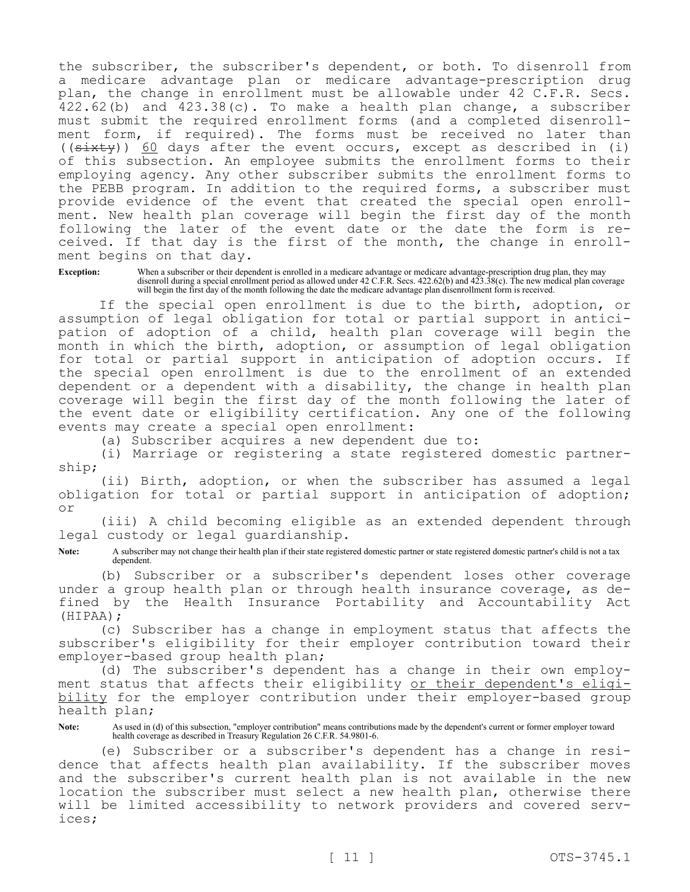the subscriber, the subscriber's dependent, or both. To disenroll from a medicare advantage plan or medicare advantage-prescription drug plan, the change in enrollment must be allowable under 42 C.F.R. Secs. 422.62(b) and 423.38(c). To make a health plan change, a subscriber must submit the required enrollment forms (and a completed disenrollment form, if required). The forms must be received no later than ((~~sixty~~)) <u>60</u> days after the event occurs, except as described in (i) of this subsection. An employee submits the enrollment forms to their employing agency. Any other subscriber submits the enrollment forms to the PEBB program. In addition to the required forms, a subscriber must provide evidence of the event that created the special open enrollment. New health plan coverage will begin the first day of the month following the later of the event date or the date the form is received. If that day is the first of the month, the change in enrollment begins on that day.

**Exception:** When a subscriber or their dependent is enrolled in a medicare advantage or medicare advantage-prescription drug plan, they may disenroll during a special enrollment period as allowed under 42 C.F.R. Secs. 422.62(b) and 423.38(c). The new medical plan coverage will begin the first day of the month following the date the medicare advantage plan disenrollment form is received.

If the special open enrollment is due to the birth, adoption, or assumption of legal obligation for total or partial support in anticipation of adoption of a child, health plan coverage will begin the month in which the birth, adoption, or assumption of legal obligation for total or partial support in anticipation of adoption occurs. If the special open enrollment is due to the enrollment of an extended dependent or a dependent with a disability, the change in health plan coverage will begin the first day of the month following the later of the event date or eligibility certification. Any one of the following events may create a special open enrollment:

(a) Subscriber acquires a new dependent due to:

(i) Marriage or registering a state registered domestic partnership;

(ii) Birth, adoption, or when the subscriber has assumed a legal obligation for total or partial support in anticipation of adoption; or

(iii) A child becoming eligible as an extended dependent through legal custody or legal guardianship.

**Note:** A subscriber may not change their health plan if their state registered domestic partner or state registered domestic partner's child is not a tax dependent.

(b) Subscriber or a subscriber's dependent loses other coverage under a group health plan or through health insurance coverage, as defined by the Health Insurance Portability and Accountability Act (HIPAA);

(c) Subscriber has a change in employment status that affects the subscriber's eligibility for their employer contribution toward their employer-based group health plan;

(d) The subscriber's dependent has a change in their own employment status that affects their eligibility <u>or their dependent's eligibility</u> for the employer contribution under their employer-based group health plan;

**Note:** As used in (d) of this subsection, "employer contribution" means contributions made by the dependent's current or former employer toward health coverage as described in Treasury Regulation 26 C.F.R. 54.9801-6.

(e) Subscriber or a subscriber's dependent has a change in residence that affects health plan availability. If the subscriber moves and the subscriber's current health plan is not available in the new location the subscriber must select a new health plan, otherwise there will be limited accessibility to network providers and covered services;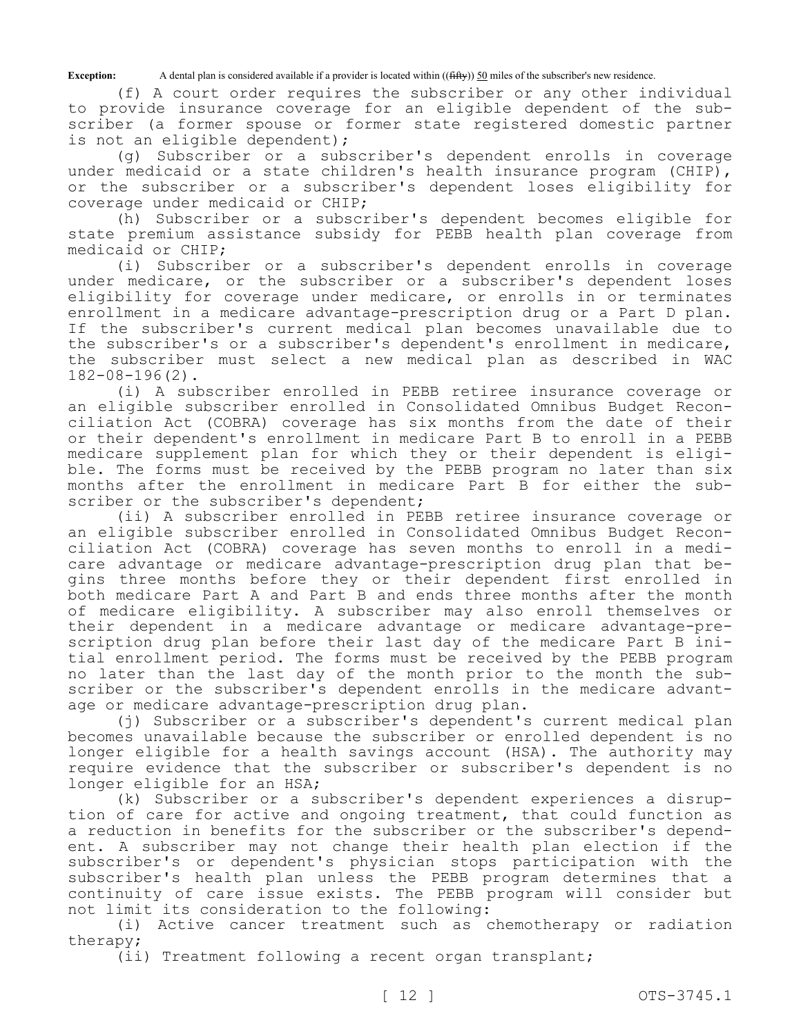**Exception:** A dental plan is considered available if a provider is located within ((~~fifty~~)) 50 miles of the subscriber's new residence.

(f) A court order requires the subscriber or any other individual to provide insurance coverage for an eligible dependent of the subscriber (a former spouse or former state registered domestic partner is not an eligible dependent);

(g) Subscriber or a subscriber's dependent enrolls in coverage under medicaid or a state children's health insurance program (CHIP), or the subscriber or a subscriber's dependent loses eligibility for coverage under medicaid or CHIP;

(h) Subscriber or a subscriber's dependent becomes eligible for state premium assistance subsidy for PEBB health plan coverage from medicaid or CHIP;

(i) Subscriber or a subscriber's dependent enrolls in coverage under medicare, or the subscriber or a subscriber's dependent loses eligibility for coverage under medicare, or enrolls in or terminates enrollment in a medicare advantage-prescription drug or a Part D plan. If the subscriber's current medical plan becomes unavailable due to the subscriber's or a subscriber's dependent's enrollment in medicare, the subscriber must select a new medical plan as described in WAC 182-08-196(2).

(i) A subscriber enrolled in PEBB retiree insurance coverage or an eligible subscriber enrolled in Consolidated Omnibus Budget Reconciliation Act (COBRA) coverage has six months from the date of their or their dependent's enrollment in medicare Part B to enroll in a PEBB medicare supplement plan for which they or their dependent is eligible. The forms must be received by the PEBB program no later than six months after the enrollment in medicare Part B for either the subscriber or the subscriber's dependent;

(ii) A subscriber enrolled in PEBB retiree insurance coverage or an eligible subscriber enrolled in Consolidated Omnibus Budget Reconciliation Act (COBRA) coverage has seven months to enroll in a medicare advantage or medicare advantage-prescription drug plan that begins three months before they or their dependent first enrolled in both medicare Part A and Part B and ends three months after the month of medicare eligibility. A subscriber may also enroll themselves or their dependent in a medicare advantage or medicare advantage-prescription drug plan before their last day of the medicare Part B initial enrollment period. The forms must be received by the PEBB program no later than the last day of the month prior to the month the subscriber or the subscriber's dependent enrolls in the medicare advantage or medicare advantage-prescription drug plan.

(j) Subscriber or a subscriber's dependent's current medical plan becomes unavailable because the subscriber or enrolled dependent is no longer eligible for a health savings account (HSA). The authority may require evidence that the subscriber or subscriber's dependent is no longer eligible for an HSA;

(k) Subscriber or a subscriber's dependent experiences a disruption of care for active and ongoing treatment, that could function as a reduction in benefits for the subscriber or the subscriber's dependent. A subscriber may not change their health plan election if the subscriber's or dependent's physician stops participation with the subscriber's health plan unless the PEBB program determines that a continuity of care issue exists. The PEBB program will consider but not limit its consideration to the following:

(i) Active cancer treatment such as chemotherapy or radiation therapy;

(ii) Treatment following a recent organ transplant;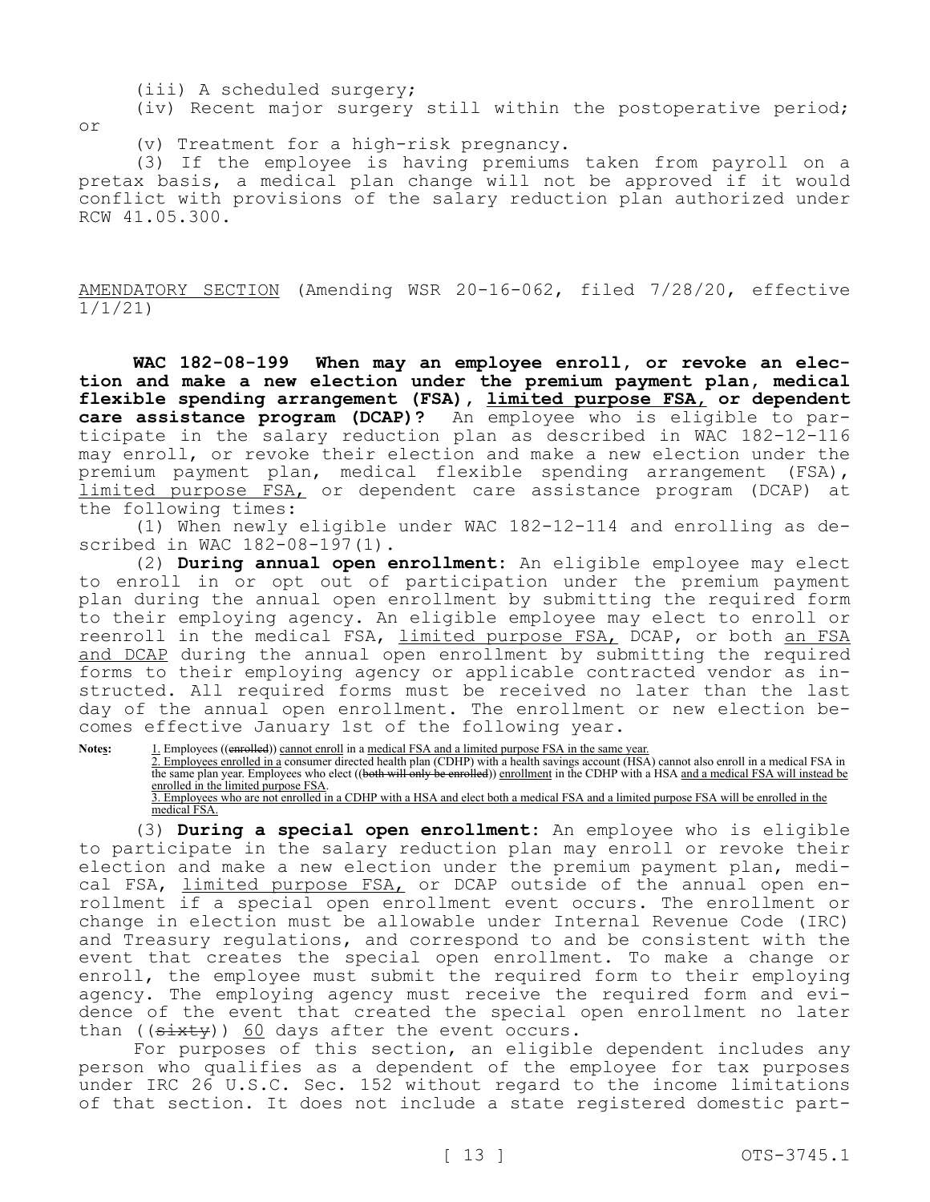(iii) A scheduled surgery;

(iv) Recent major surgery still within the postoperative period; or

(v) Treatment for a high-risk pregnancy.

(3) If the employee is having premiums taken from payroll on a pretax basis, a medical plan change will not be approved if it would conflict with provisions of the salary reduction plan authorized under RCW 41.05.300.

AMENDATORY SECTION (Amending WSR 20-16-062, filed 7/28/20, effective 1/1/21)

**WAC 182-08-199 When may an employee enroll, or revoke an election and make a new election under the premium payment plan, medical flexible spending arrangement (FSA), limited purpose FSA, or dependent care assistance program (DCAP)?** An employee who is eligible to participate in the salary reduction plan as described in WAC 182-12-116 may enroll, or revoke their election and make a new election under the premium payment plan, medical flexible spending arrangement (FSA), limited purpose FSA, or dependent care assistance program (DCAP) at the following times:

(1) When newly eligible under WAC 182-12-114 and enrolling as described in WAC 182-08-197(1).

(2) **During annual open enrollment:** An eligible employee may elect to enroll in or opt out of participation under the premium payment plan during the annual open enrollment by submitting the required form to their employing agency. An eligible employee may elect to enroll or reenroll in the medical FSA, limited purpose FSA, DCAP, or both an FSA and DCAP during the annual open enrollment by submitting the required forms to their employing agency or applicable contracted vendor as instructed. All required forms must be received no later than the last day of the annual open enrollment. The enrollment or new election becomes effective January 1st of the following year.

**Notes:** 1. Employees ((enrolled)) cannot enroll in a medical FSA and a limited purpose FSA in the same year.
2. Employees enrolled in a consumer directed health plan (CDHP) with a health savings account (HSA) cannot also enroll in a medical FSA in the same plan year. Employees who elect ((both will only be enrolled)) enrollment in the CDHP with a HSA and a medical FSA will instead be enrolled in the limited purpose FSA.
3. Employees who are not enrolled in a CDHP with a HSA and elect both a medical FSA and a limited purpose FSA will be enrolled in the medical FSA.

(3) **During a special open enrollment:** An employee who is eligible to participate in the salary reduction plan may enroll or revoke their election and make a new election under the premium payment plan, medical FSA, limited purpose FSA, or DCAP outside of the annual open enrollment if a special open enrollment event occurs. The enrollment or change in election must be allowable under Internal Revenue Code (IRC) and Treasury regulations, and correspond to and be consistent with the event that creates the special open enrollment. To make a change or enroll, the employee must submit the required form to their employing agency. The employing agency must receive the required form and evidence of the event that created the special open enrollment no later than ((sixty)) 60 days after the event occurs.

For purposes of this section, an eligible dependent includes any person who qualifies as a dependent of the employee for tax purposes under IRC 26 U.S.C. Sec. 152 without regard to the income limitations of that section. It does not include a state registered domestic part-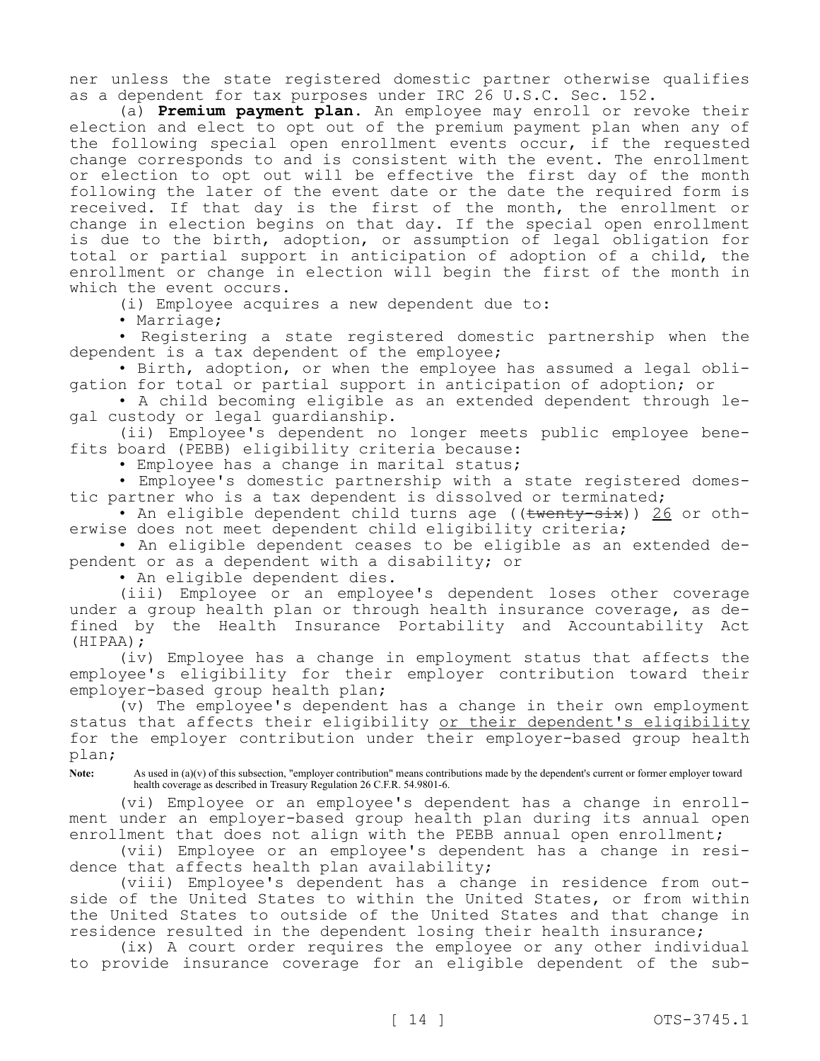ner unless the state registered domestic partner otherwise qualifies as a dependent for tax purposes under IRC 26 U.S.C. Sec. 152.

(a) **Premium payment plan.** An employee may enroll or revoke their election and elect to opt out of the premium payment plan when any of the following special open enrollment events occur, if the requested change corresponds to and is consistent with the event. The enrollment or election to opt out will be effective the first day of the month following the later of the event date or the date the required form is received. If that day is the first of the month, the enrollment or change in election begins on that day. If the special open enrollment is due to the birth, adoption, or assumption of legal obligation for total or partial support in anticipation of adoption of a child, the enrollment or change in election will begin the first of the month in which the event occurs.

(i) Employee acquires a new dependent due to:

• Marriage;

• Registering a state registered domestic partnership when the dependent is a tax dependent of the employee;

• Birth, adoption, or when the employee has assumed a legal obligation for total or partial support in anticipation of adoption; or

• A child becoming eligible as an extended dependent through legal custody or legal guardianship.

(ii) Employee's dependent no longer meets public employee benefits board (PEBB) eligibility criteria because:

• Employee has a change in marital status;

• Employee's domestic partnership with a state registered domestic partner who is a tax dependent is dissolved or terminated;

• An eligible dependent child turns age ((~~twenty-six~~)) <u>26</u> or otherwise does not meet dependent child eligibility criteria;

• An eligible dependent ceases to be eligible as an extended dependent or as a dependent with a disability; or

• An eligible dependent dies.

(iii) Employee or an employee's dependent loses other coverage under a group health plan or through health insurance coverage, as defined by the Health Insurance Portability and Accountability Act (HIPAA);

(iv) Employee has a change in employment status that affects the employee's eligibility for their employer contribution toward their employer-based group health plan;

(v) The employee's dependent has a change in their own employment status that affects their eligibility <u>or their dependent's eligibility</u> for the employer contribution under their employer-based group health plan;

**Note:** As used in (a)(v) of this subsection, "employer contribution" means contributions made by the dependent's current or former employer toward health coverage as described in Treasury Regulation 26 C.F.R. 54.9801-6.

(vi) Employee or an employee's dependent has a change in enrollment under an employer-based group health plan during its annual open enrollment that does not align with the PEBB annual open enrollment;

(vii) Employee or an employee's dependent has a change in residence that affects health plan availability;

(viii) Employee's dependent has a change in residence from outside of the United States to within the United States, or from within the United States to outside of the United States and that change in residence resulted in the dependent losing their health insurance;

(ix) A court order requires the employee or any other individual to provide insurance coverage for an eligible dependent of the sub-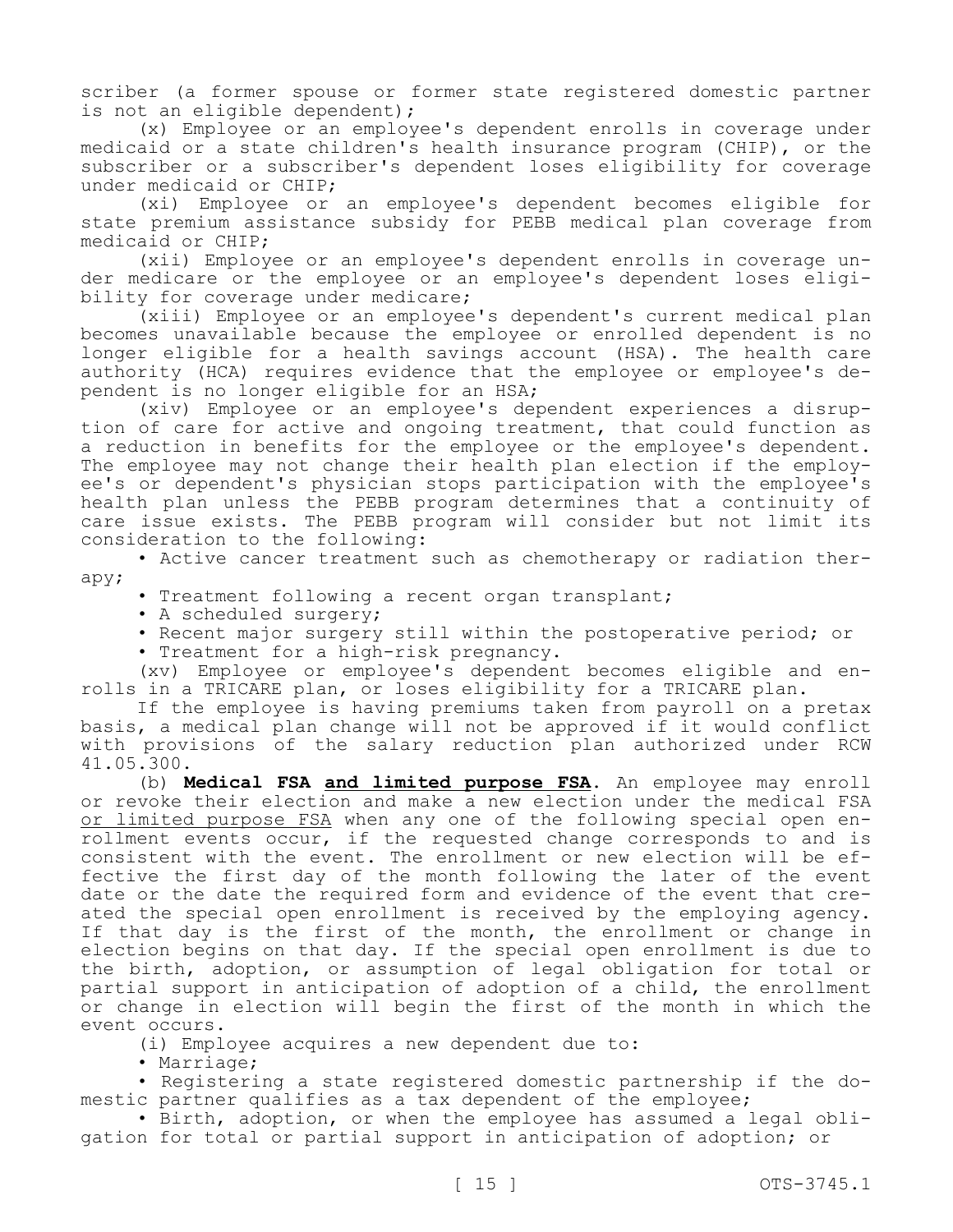scriber (a former spouse or former state registered domestic partner is not an eligible dependent);

(x) Employee or an employee's dependent enrolls in coverage under medicaid or a state children's health insurance program (CHIP), or the subscriber or a subscriber's dependent loses eligibility for coverage under medicaid or CHIP;

(xi) Employee or an employee's dependent becomes eligible for state premium assistance subsidy for PEBB medical plan coverage from medicaid or CHIP;

(xii) Employee or an employee's dependent enrolls in coverage under medicare or the employee or an employee's dependent loses eligibility for coverage under medicare;

(xiii) Employee or an employee's dependent's current medical plan becomes unavailable because the employee or enrolled dependent is no longer eligible for a health savings account (HSA). The health care authority (HCA) requires evidence that the employee or employee's dependent is no longer eligible for an HSA;

(xiv) Employee or an employee's dependent experiences a disruption of care for active and ongoing treatment, that could function as a reduction in benefits for the employee or the employee's dependent. The employee may not change their health plan election if the employee's or dependent's physician stops participation with the employee's health plan unless the PEBB program determines that a continuity of care issue exists. The PEBB program will consider but not limit its consideration to the following:

- Active cancer treatment such as chemotherapy or radiation therapy;
- Treatment following a recent organ transplant;
- A scheduled surgery;
- Recent major surgery still within the postoperative period; or
- Treatment for a high-risk pregnancy.

(xv) Employee or employee's dependent becomes eligible and enrolls in a TRICARE plan, or loses eligibility for a TRICARE plan.

If the employee is having premiums taken from payroll on a pretax basis, a medical plan change will not be approved if it would conflict with provisions of the salary reduction plan authorized under RCW 41.05.300.

(b) **Medical FSA <u>and limited purpose FSA</u>**. An employee may enroll or revoke their election and make a new election under the medical FSA <u>or limited purpose FSA</u> when any one of the following special open enrollment events occur, if the requested change corresponds to and is consistent with the event. The enrollment or new election will be effective the first day of the month following the later of the event date or the date the required form and evidence of the event that created the special open enrollment is received by the employing agency. If that day is the first of the month, the enrollment or change in election begins on that day. If the special open enrollment is due to the birth, adoption, or assumption of legal obligation for total or partial support in anticipation of adoption of a child, the enrollment or change in election will begin the first of the month in which the event occurs.

(i) Employee acquires a new dependent due to:

- Marriage;
- Registering a state registered domestic partnership if the domestic partner qualifies as a tax dependent of the employee;
- Birth, adoption, or when the employee has assumed a legal obligation for total or partial support in anticipation of adoption; or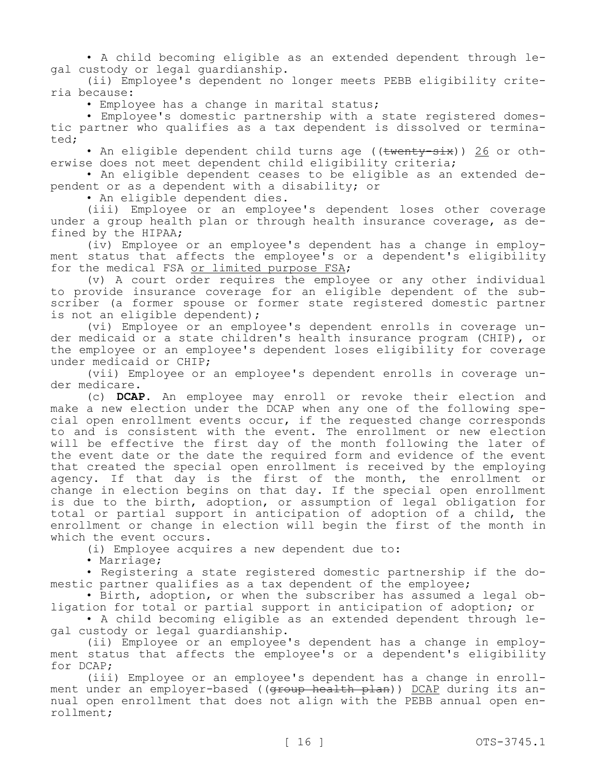• A child becoming eligible as an extended dependent through legal custody or legal guardianship.

(ii) Employee's dependent no longer meets PEBB eligibility criteria because:

• Employee has a change in marital status;

• Employee's domestic partnership with a state registered domestic partner who qualifies as a tax dependent is dissolved or terminated;

• An eligible dependent child turns age ((~~twenty-six~~)) <u>26</u> or otherwise does not meet dependent child eligibility criteria;

• An eligible dependent ceases to be eligible as an extended dependent or as a dependent with a disability; or

• An eligible dependent dies.

(iii) Employee or an employee's dependent loses other coverage under a group health plan or through health insurance coverage, as defined by the HIPAA;

(iv) Employee or an employee's dependent has a change in employment status that affects the employee's or a dependent's eligibility for the medical FSA <u>or limited purpose FSA</u>;

(v) A court order requires the employee or any other individual to provide insurance coverage for an eligible dependent of the subscriber (a former spouse or former state registered domestic partner is not an eligible dependent);

(vi) Employee or an employee's dependent enrolls in coverage under medicaid or a state children's health insurance program (CHIP), or the employee or an employee's dependent loses eligibility for coverage under medicaid or CHIP;

(vii) Employee or an employee's dependent enrolls in coverage under medicare.

(c) **DCAP.** An employee may enroll or revoke their election and make a new election under the DCAP when any one of the following special open enrollment events occur, if the requested change corresponds to and is consistent with the event. The enrollment or new election will be effective the first day of the month following the later of the event date or the date the required form and evidence of the event that created the special open enrollment is received by the employing agency. If that day is the first of the month, the enrollment or change in election begins on that day. If the special open enrollment is due to the birth, adoption, or assumption of legal obligation for total or partial support in anticipation of adoption of a child, the enrollment or change in election will begin the first of the month in which the event occurs.

(i) Employee acquires a new dependent due to:

• Marriage;

• Registering a state registered domestic partnership if the domestic partner qualifies as a tax dependent of the employee;

• Birth, adoption, or when the subscriber has assumed a legal obligation for total or partial support in anticipation of adoption; or

• A child becoming eligible as an extended dependent through legal custody or legal guardianship.

(ii) Employee or an employee's dependent has a change in employment status that affects the employee's or a dependent's eligibility for DCAP;

(iii) Employee or an employee's dependent has a change in enrollment under an employer-based ((~~group health plan~~)) <u>DCAP</u> during its annual open enrollment that does not align with the PEBB annual open enrollment;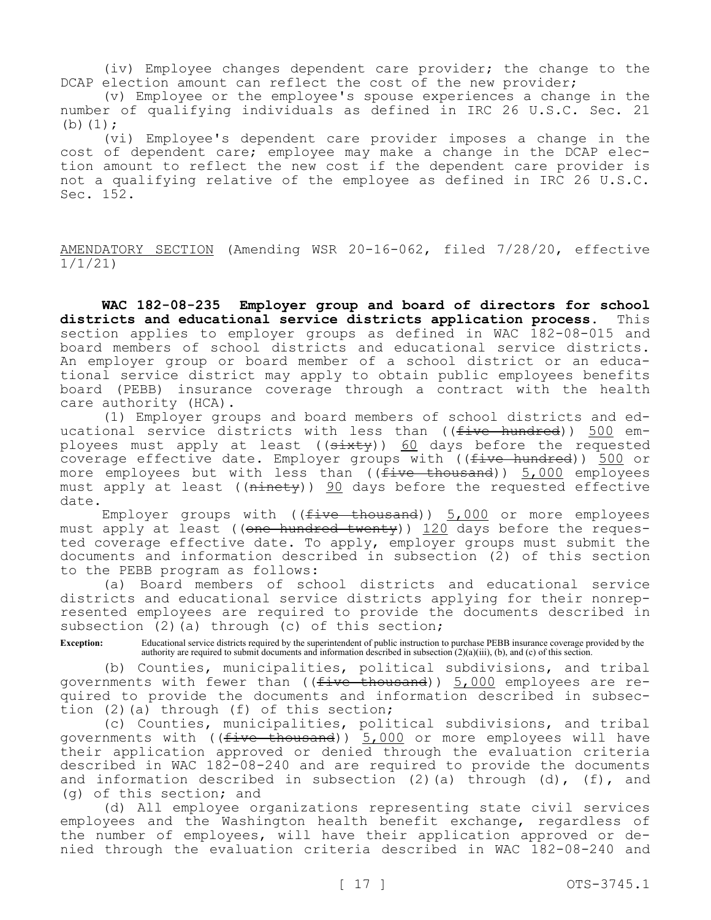(iv) Employee changes dependent care provider; the change to the DCAP election amount can reflect the cost of the new provider;

(v) Employee or the employee's spouse experiences a change in the number of qualifying individuals as defined in IRC 26 U.S.C. Sec. 21 (b)(1);

(vi) Employee's dependent care provider imposes a change in the cost of dependent care; employee may make a change in the DCAP election amount to reflect the new cost if the dependent care provider is not a qualifying relative of the employee as defined in IRC 26 U.S.C. Sec. 152.

AMENDATORY SECTION (Amending WSR 20-16-062, filed 7/28/20, effective 1/1/21)

**WAC 182-08-235 Employer group and board of directors for school districts and educational service districts application process.** This section applies to employer groups as defined in WAC 182-08-015 and board members of school districts and educational service districts. An employer group or board member of a school district or an educational service district may apply to obtain public employees benefits board (PEBB) insurance coverage through a contract with the health care authority (HCA).

(1) Employer groups and board members of school districts and educational service districts with less than ((~~five hundred~~)) 500 employees must apply at least ((~~sixty~~)) 60 days before the requested coverage effective date. Employer groups with ((~~five hundred~~)) 500 or more employees but with less than ((~~five thousand~~)) 5,000 employees must apply at least ((~~ninety~~)) 90 days before the requested effective date.

Employer groups with ((~~five thousand~~)) 5,000 or more employees must apply at least ((~~one hundred twenty~~)) 120 days before the requested coverage effective date. To apply, employer groups must submit the documents and information described in subsection (2) of this section to the PEBB program as follows:

(a) Board members of school districts and educational service districts and educational service districts applying for their nonrepresented employees are required to provide the documents described in subsection (2)(a) through (c) of this section;

**Exception:** Educational service districts required by the superintendent of public instruction to purchase PEBB insurance coverage provided by the authority are required to submit documents and information described in subsection (2)(a)(iii), (b), and (c) of this section.

(b) Counties, municipalities, political subdivisions, and tribal governments with fewer than ((~~five thousand~~)) 5,000 employees are required to provide the documents and information described in subsection (2)(a) through (f) of this section;

(c) Counties, municipalities, political subdivisions, and tribal governments with ((~~five thousand~~)) 5,000 or more employees will have their application approved or denied through the evaluation criteria described in WAC 182-08-240 and are required to provide the documents and information described in subsection (2)(a) through (d), (f), and (g) of this section; and

(d) All employee organizations representing state civil services employees and the Washington health benefit exchange, regardless of the number of employees, will have their application approved or denied through the evaluation criteria described in WAC 182-08-240 and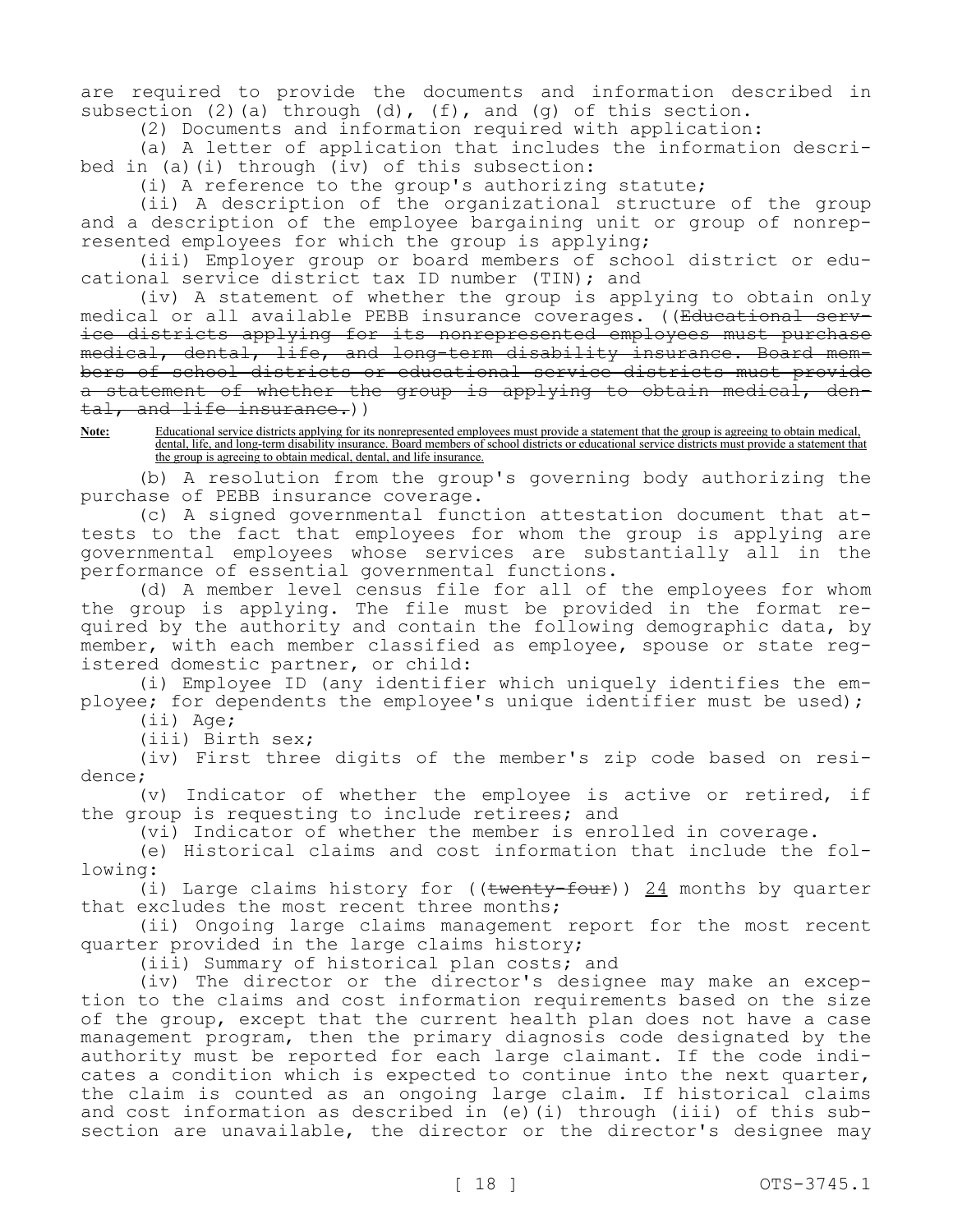are required to provide the documents and information described in subsection (2)(a) through (d), (f), and (g) of this section.

(2) Documents and information required with application:

(a) A letter of application that includes the information described in (a)(i) through (iv) of this subsection:

(i) A reference to the group's authorizing statute;

(ii) A description of the organizational structure of the group and a description of the employee bargaining unit or group of nonrepresented employees for which the group is applying;

(iii) Employer group or board members of school district or educational service district tax ID number (TIN); and

(iv) A statement of whether the group is applying to obtain only medical or all available PEBB insurance coverages. ((~~Educational service districts applying for its nonrepresented employees must purchase medical, dental, life, and long-term disability insurance. Board members of school districts or educational service districts must provide a statement of whether the group is applying to obtain medical, dental, and life insurance.~~))

**Note:** Educational service districts applying for its nonrepresented employees must provide a statement that the group is agreeing to obtain medical, dental, life, and long-term disability insurance. Board members of school districts or educational service districts must provide a statement that the group is agreeing to obtain medical, dental, and life insurance.

(b) A resolution from the group's governing body authorizing the purchase of PEBB insurance coverage.

(c) A signed governmental function attestation document that attests to the fact that employees for whom the group is applying are governmental employees whose services are substantially all in the performance of essential governmental functions.

(d) A member level census file for all of the employees for whom the group is applying. The file must be provided in the format required by the authority and contain the following demographic data, by member, with each member classified as employee, spouse or state registered domestic partner, or child:

(i) Employee ID (any identifier which uniquely identifies the employee; for dependents the employee's unique identifier must be used);

(ii) Age;

(iii) Birth sex;

(iv) First three digits of the member's zip code based on residence;

(v) Indicator of whether the employee is active or retired, if the group is requesting to include retirees; and

(vi) Indicator of whether the member is enrolled in coverage.

(e) Historical claims and cost information that include the following:

(i) Large claims history for ((~~twenty-four~~)) 24 months by quarter that excludes the most recent three months;

(ii) Ongoing large claims management report for the most recent quarter provided in the large claims history;

(iii) Summary of historical plan costs; and

(iv) The director or the director's designee may make an exception to the claims and cost information requirements based on the size of the group, except that the current health plan does not have a case management program, then the primary diagnosis code designated by the authority must be reported for each large claimant. If the code indicates a condition which is expected to continue into the next quarter, the claim is counted as an ongoing large claim. If historical claims and cost information as described in (e)(i) through (iii) of this subsection are unavailable, the director or the director's designee may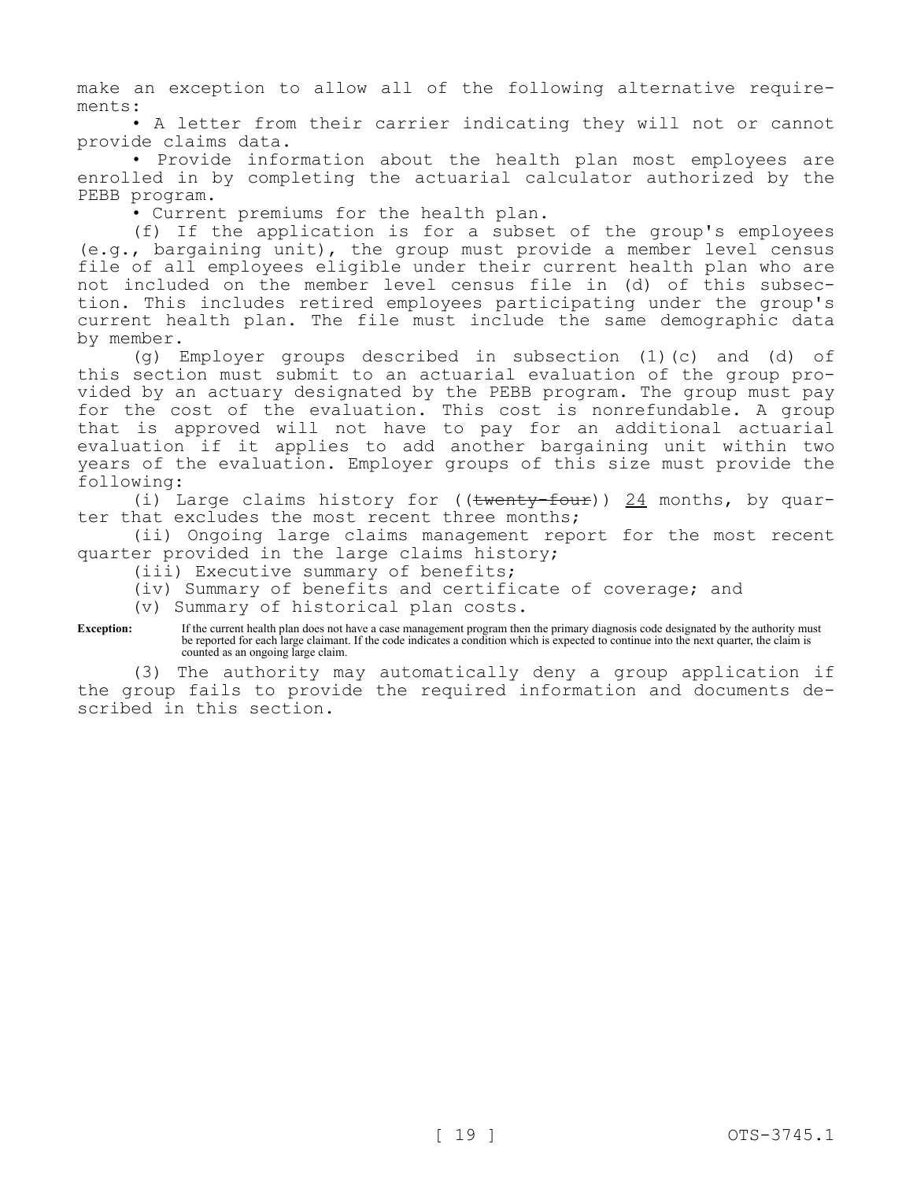make an exception to allow all of the following alternative requirements:

• A letter from their carrier indicating they will not or cannot provide claims data.

• Provide information about the health plan most employees are enrolled in by completing the actuarial calculator authorized by the PEBB program.

• Current premiums for the health plan.

(f) If the application is for a subset of the group's employees (e.g., bargaining unit), the group must provide a member level census file of all employees eligible under their current health plan who are not included on the member level census file in (d) of this subsection. This includes retired employees participating under the group's current health plan. The file must include the same demographic data by member.

(g) Employer groups described in subsection (1)(c) and (d) of this section must submit to an actuarial evaluation of the group provided by an actuary designated by the PEBB program. The group must pay for the cost of the evaluation. This cost is nonrefundable. A group that is approved will not have to pay for an additional actuarial evaluation if it applies to add another bargaining unit within two years of the evaluation. Employer groups of this size must provide the following:

(i) Large claims history for ((~~twenty-four~~)) <u>24</u> months, by quarter that excludes the most recent three months;

(ii) Ongoing large claims management report for the most recent quarter provided in the large claims history;

(iii) Executive summary of benefits;

(iv) Summary of benefits and certificate of coverage; and

(v) Summary of historical plan costs.

**Exception:** If the current health plan does not have a case management program then the primary diagnosis code designated by the authority must be reported for each large claimant. If the code indicates a condition which is expected to continue into the next quarter, the claim is counted as an ongoing large claim.

(3) The authority may automatically deny a group application if the group fails to provide the required information and documents described in this section.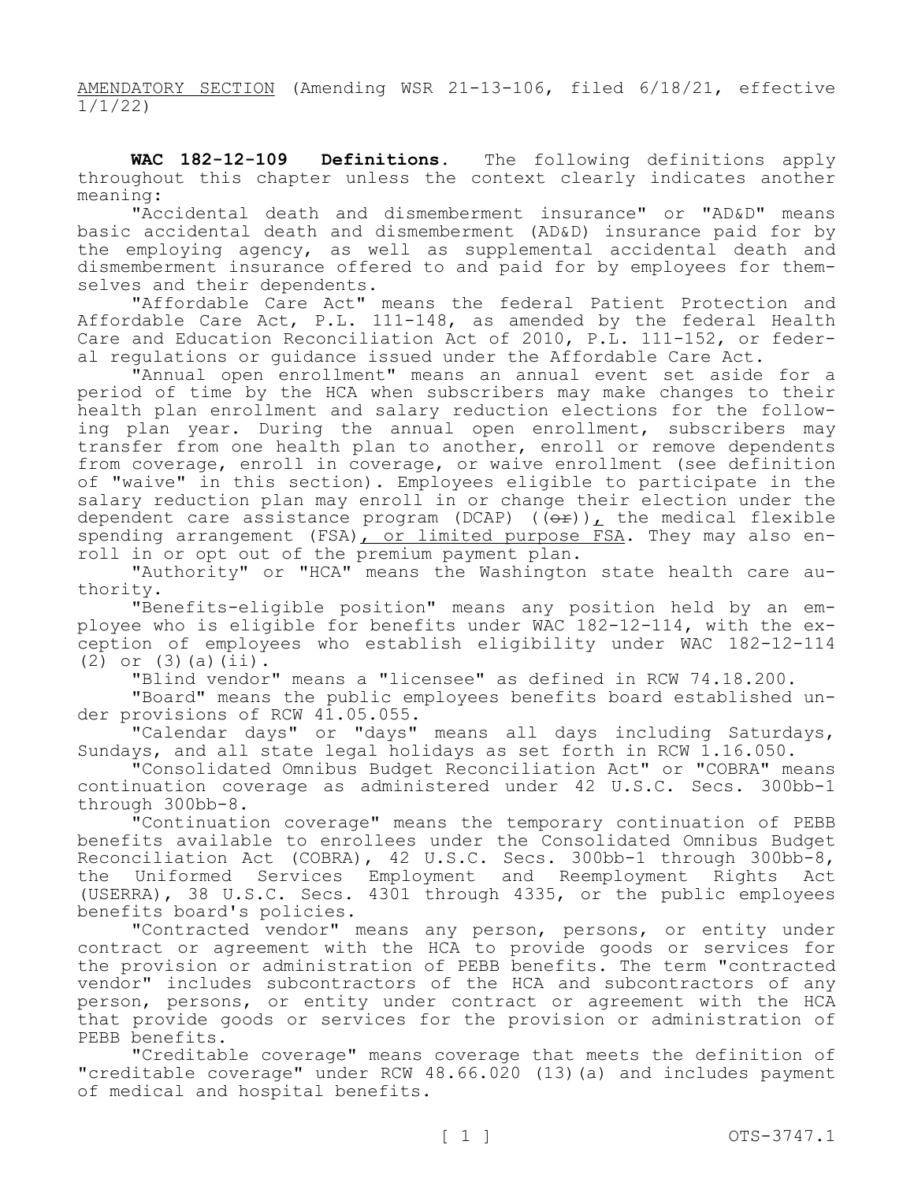AMENDATORY SECTION (Amending WSR 21-13-106, filed 6/18/21, effective 1/1/22)

**WAC 182-12-109 Definitions.** The following definitions apply throughout this chapter unless the context clearly indicates another meaning:

"Accidental death and dismemberment insurance" or "AD&D" means basic accidental death and dismemberment (AD&D) insurance paid for by the employing agency, as well as supplemental accidental death and dismemberment insurance offered to and paid for by employees for themselves and their dependents.

"Affordable Care Act" means the federal Patient Protection and Affordable Care Act, P.L. 111-148, as amended by the federal Health Care and Education Reconciliation Act of 2010, P.L. 111-152, or federal regulations or guidance issued under the Affordable Care Act.

"Annual open enrollment" means an annual event set aside for a period of time by the HCA when subscribers may make changes to their health plan enrollment and salary reduction elections for the following plan year. During the annual open enrollment, subscribers may transfer from one health plan to another, enroll or remove dependents from coverage, enroll in coverage, or waive enrollment (see definition of "waive" in this section). Employees eligible to participate in the salary reduction plan may enroll in or change their election under the dependent care assistance program (DCAP) ((~~or~~))<u>,</u> the medical flexible spending arrangement (FSA)<u>, or limited purpose FSA</u>. They may also enroll in or opt out of the premium payment plan.

"Authority" or "HCA" means the Washington state health care authority.

"Benefits-eligible position" means any position held by an employee who is eligible for benefits under WAC 182-12-114, with the exception of employees who establish eligibility under WAC 182-12-114 (2) or (3)(a)(ii).

"Blind vendor" means a "licensee" as defined in RCW 74.18.200.

"Board" means the public employees benefits board established under provisions of RCW 41.05.055.

"Calendar days" or "days" means all days including Saturdays, Sundays, and all state legal holidays as set forth in RCW 1.16.050.

"Consolidated Omnibus Budget Reconciliation Act" or "COBRA" means continuation coverage as administered under 42 U.S.C. Secs. 300bb-1 through 300bb-8.

"Continuation coverage" means the temporary continuation of PEBB benefits available to enrollees under the Consolidated Omnibus Budget Reconciliation Act (COBRA), 42 U.S.C. Secs. 300bb-1 through 300bb-8, the Uniformed Services Employment and Reemployment Rights Act (USERRA), 38 U.S.C. Secs. 4301 through 4335, or the public employees benefits board's policies.

"Contracted vendor" means any person, persons, or entity under contract or agreement with the HCA to provide goods or services for the provision or administration of PEBB benefits. The term "contracted vendor" includes subcontractors of the HCA and subcontractors of any person, persons, or entity under contract or agreement with the HCA that provide goods or services for the provision or administration of PEBB benefits.

"Creditable coverage" means coverage that meets the definition of "creditable coverage" under RCW 48.66.020 (13)(a) and includes payment of medical and hospital benefits.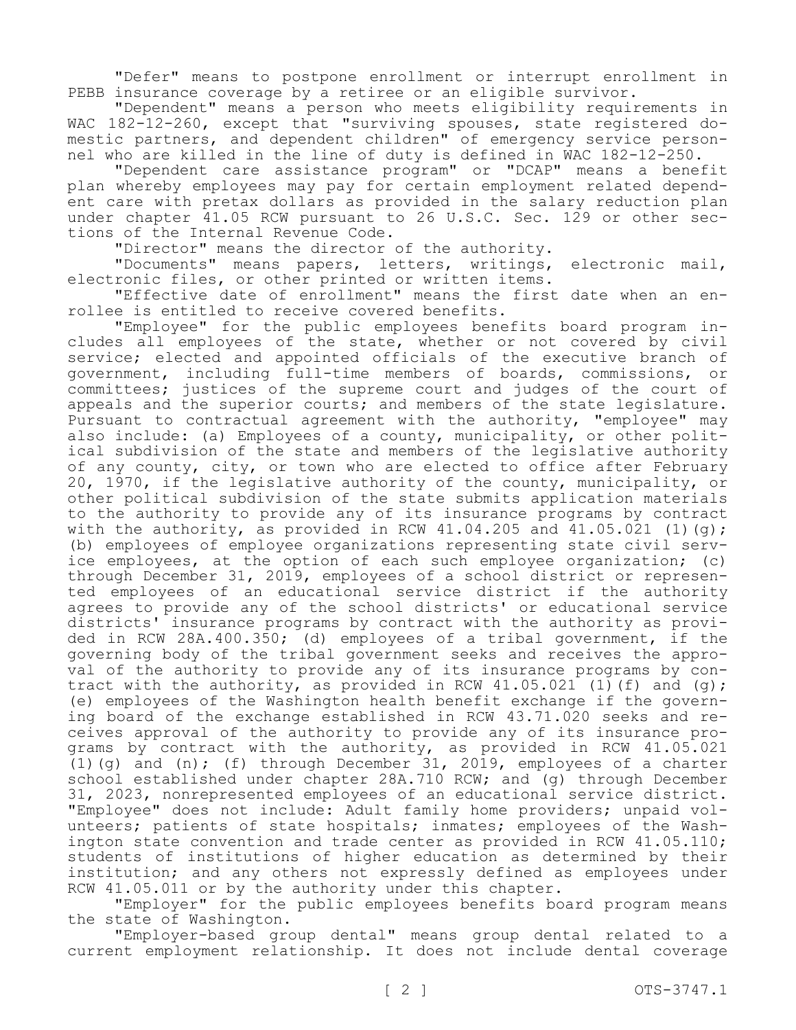"Defer" means to postpone enrollment or interrupt enrollment in PEBB insurance coverage by a retiree or an eligible survivor.

"Dependent" means a person who meets eligibility requirements in WAC 182-12-260, except that "surviving spouses, state registered domestic partners, and dependent children" of emergency service personnel who are killed in the line of duty is defined in WAC 182-12-250.

"Dependent care assistance program" or "DCAP" means a benefit plan whereby employees may pay for certain employment related dependent care with pretax dollars as provided in the salary reduction plan under chapter 41.05 RCW pursuant to 26 U.S.C. Sec. 129 or other sections of the Internal Revenue Code.

"Director" means the director of the authority.

"Documents" means papers, letters, writings, electronic mail, electronic files, or other printed or written items.

"Effective date of enrollment" means the first date when an enrollee is entitled to receive covered benefits.

"Employee" for the public employees benefits board program includes all employees of the state, whether or not covered by civil service; elected and appointed officials of the executive branch of government, including full-time members of boards, commissions, or committees; justices of the supreme court and judges of the court of appeals and the superior courts; and members of the state legislature. Pursuant to contractual agreement with the authority, "employee" may also include: (a) Employees of a county, municipality, or other political subdivision of the state and members of the legislative authority of any county, city, or town who are elected to office after February 20, 1970, if the legislative authority of the county, municipality, or other political subdivision of the state submits application materials to the authority to provide any of its insurance programs by contract with the authority, as provided in RCW 41.04.205 and 41.05.021 (1)(g); (b) employees of employee organizations representing state civil service employees, at the option of each such employee organization; (c) through December 31, 2019, employees of a school district or represented employees of an educational service district if the authority agrees to provide any of the school districts' or educational service districts' insurance programs by contract with the authority as provided in RCW 28A.400.350; (d) employees of a tribal government, if the governing body of the tribal government seeks and receives the approval of the authority to provide any of its insurance programs by contract with the authority, as provided in RCW 41.05.021 (1)(f) and (g); (e) employees of the Washington health benefit exchange if the governing board of the exchange established in RCW 43.71.020 seeks and receives approval of the authority to provide any of its insurance programs by contract with the authority, as provided in RCW 41.05.021 (1)(g) and (n); (f) through December 31, 2019, employees of a charter school established under chapter 28A.710 RCW; and (g) through December 31, 2023, nonrepresented employees of an educational service district. "Employee" does not include: Adult family home providers; unpaid volunteers; patients of state hospitals; inmates; employees of the Washington state convention and trade center as provided in RCW 41.05.110; students of institutions of higher education as determined by their institution; and any others not expressly defined as employees under RCW 41.05.011 or by the authority under this chapter.

"Employer" for the public employees benefits board program means the state of Washington.

"Employer-based group dental" means group dental related to a current employment relationship. It does not include dental coverage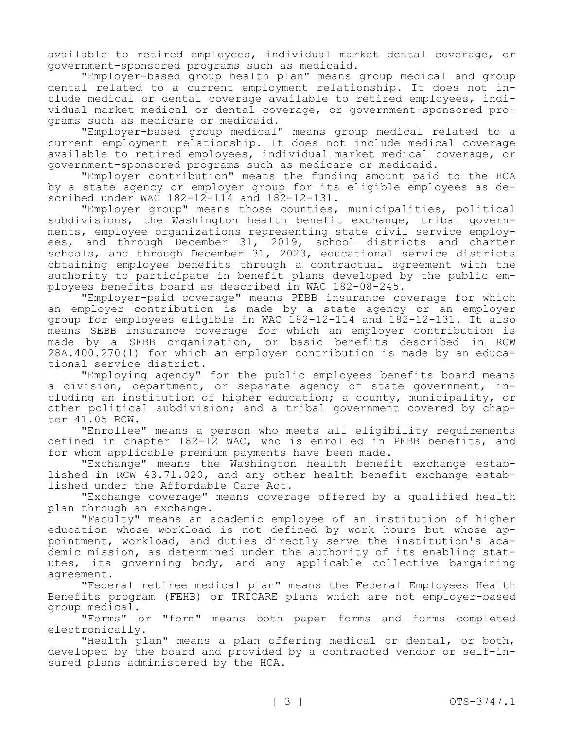available to retired employees, individual market dental coverage, or government-sponsored programs such as medicaid.

"Employer-based group health plan" means group medical and group dental related to a current employment relationship. It does not include medical or dental coverage available to retired employees, individual market medical or dental coverage, or government-sponsored programs such as medicare or medicaid.

"Employer-based group medical" means group medical related to a current employment relationship. It does not include medical coverage available to retired employees, individual market medical coverage, or government-sponsored programs such as medicare or medicaid.

"Employer contribution" means the funding amount paid to the HCA by a state agency or employer group for its eligible employees as described under WAC 182-12-114 and 182-12-131.

"Employer group" means those counties, municipalities, political subdivisions, the Washington health benefit exchange, tribal governments, employee organizations representing state civil service employees, and through December 31, 2019, school districts and charter schools, and through December 31, 2023, educational service districts obtaining employee benefits through a contractual agreement with the authority to participate in benefit plans developed by the public employees benefits board as described in WAC 182-08-245.

"Employer-paid coverage" means PEBB insurance coverage for which an employer contribution is made by a state agency or an employer group for employees eligible in WAC 182-12-114 and 182-12-131. It also means SEBB insurance coverage for which an employer contribution is made by a SEBB organization, or basic benefits described in RCW 28A.400.270(1) for which an employer contribution is made by an educational service district.

"Employing agency" for the public employees benefits board means a division, department, or separate agency of state government, including an institution of higher education; a county, municipality, or other political subdivision; and a tribal government covered by chapter 41.05 RCW.

"Enrollee" means a person who meets all eligibility requirements defined in chapter 182-12 WAC, who is enrolled in PEBB benefits, and for whom applicable premium payments have been made.

"Exchange" means the Washington health benefit exchange established in RCW 43.71.020, and any other health benefit exchange established under the Affordable Care Act.

"Exchange coverage" means coverage offered by a qualified health plan through an exchange.

"Faculty" means an academic employee of an institution of higher education whose workload is not defined by work hours but whose appointment, workload, and duties directly serve the institution's academic mission, as determined under the authority of its enabling statutes, its governing body, and any applicable collective bargaining agreement.

"Federal retiree medical plan" means the Federal Employees Health Benefits program (FEHB) or TRICARE plans which are not employer-based group medical.

"Forms" or "form" means both paper forms and forms completed electronically.

"Health plan" means a plan offering medical or dental, or both, developed by the board and provided by a contracted vendor or self-insured plans administered by the HCA.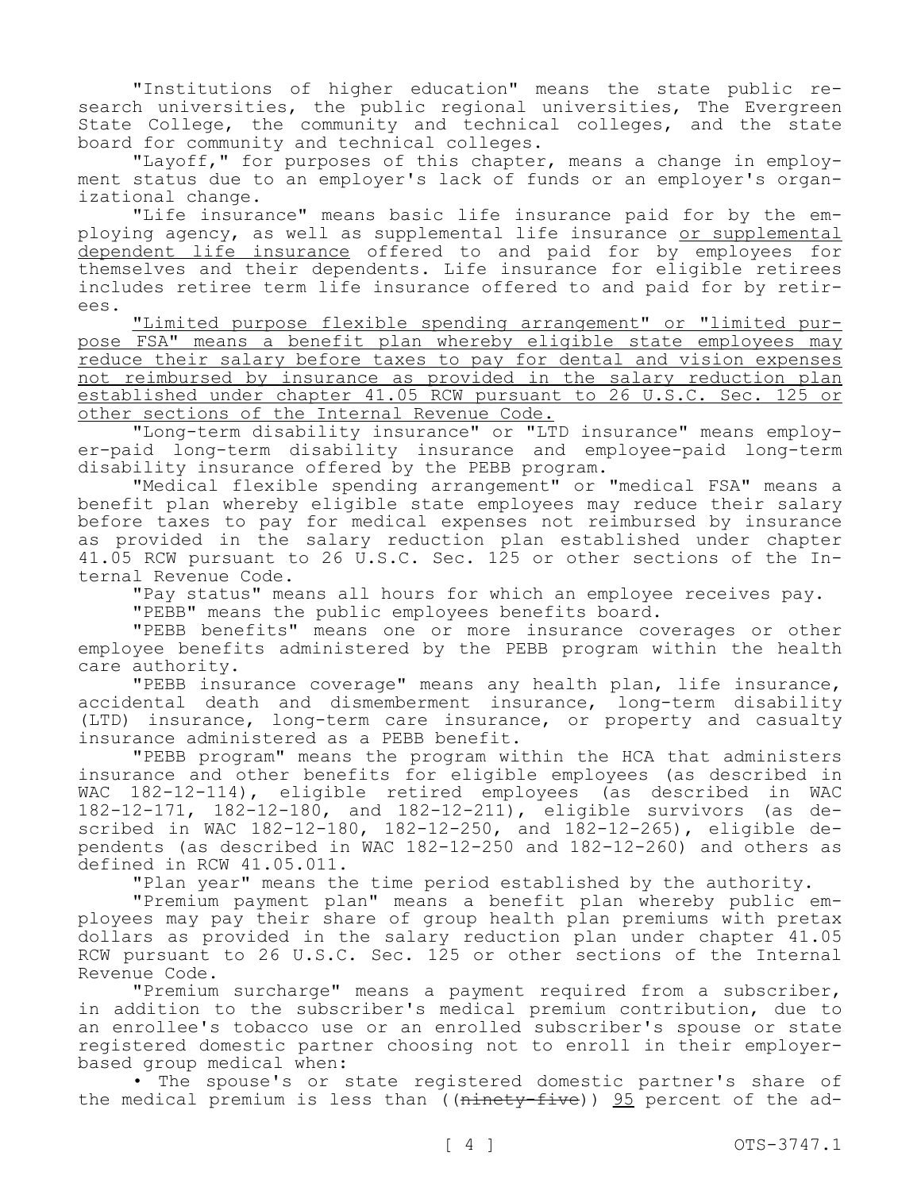"Institutions of higher education" means the state public research universities, the public regional universities, The Evergreen State College, the community and technical colleges, and the state board for community and technical colleges.

"Layoff," for purposes of this chapter, means a change in employment status due to an employer's lack of funds or an employer's organizational change.

"Life insurance" means basic life insurance paid for by the employing agency, as well as supplemental life insurance <u>or supplemental dependent life insurance</u> offered to and paid for by employees for themselves and their dependents. Life insurance for eligible retirees includes retiree term life insurance offered to and paid for by retirees.

<u>"Limited purpose flexible spending arrangement" or "limited purpose FSA" means a benefit plan whereby eligible state employees may reduce their salary before taxes to pay for dental and vision expenses not reimbursed by insurance as provided in the salary reduction plan established under chapter 41.05 RCW pursuant to 26 U.S.C. Sec. 125 or other sections of the Internal Revenue Code.</u>

"Long-term disability insurance" or "LTD insurance" means employer-paid long-term disability insurance and employee-paid long-term disability insurance offered by the PEBB program.

"Medical flexible spending arrangement" or "medical FSA" means a benefit plan whereby eligible state employees may reduce their salary before taxes to pay for medical expenses not reimbursed by insurance as provided in the salary reduction plan established under chapter 41.05 RCW pursuant to 26 U.S.C. Sec. 125 or other sections of the Internal Revenue Code.

"Pay status" means all hours for which an employee receives pay.

"PEBB" means the public employees benefits board.

"PEBB benefits" means one or more insurance coverages or other employee benefits administered by the PEBB program within the health care authority.

"PEBB insurance coverage" means any health plan, life insurance, accidental death and dismemberment insurance, long-term disability (LTD) insurance, long-term care insurance, or property and casualty insurance administered as a PEBB benefit.

"PEBB program" means the program within the HCA that administers insurance and other benefits for eligible employees (as described in WAC 182-12-114), eligible retired employees (as described in WAC 182-12-171, 182-12-180, and 182-12-211), eligible survivors (as described in WAC 182-12-180, 182-12-250, and 182-12-265), eligible dependents (as described in WAC 182-12-250 and 182-12-260) and others as defined in RCW 41.05.011.

"Plan year" means the time period established by the authority.

"Premium payment plan" means a benefit plan whereby public employees may pay their share of group health plan premiums with pretax dollars as provided in the salary reduction plan under chapter 41.05 RCW pursuant to 26 U.S.C. Sec. 125 or other sections of the Internal Revenue Code.

"Premium surcharge" means a payment required from a subscriber, in addition to the subscriber's medical premium contribution, due to an enrollee's tobacco use or an enrolled subscriber's spouse or state registered domestic partner choosing not to enroll in their employer-based group medical when:

• The spouse's or state registered domestic partner's share of the medical premium is less than ((~~ninety-five~~)) <u>95</u> percent of the ad-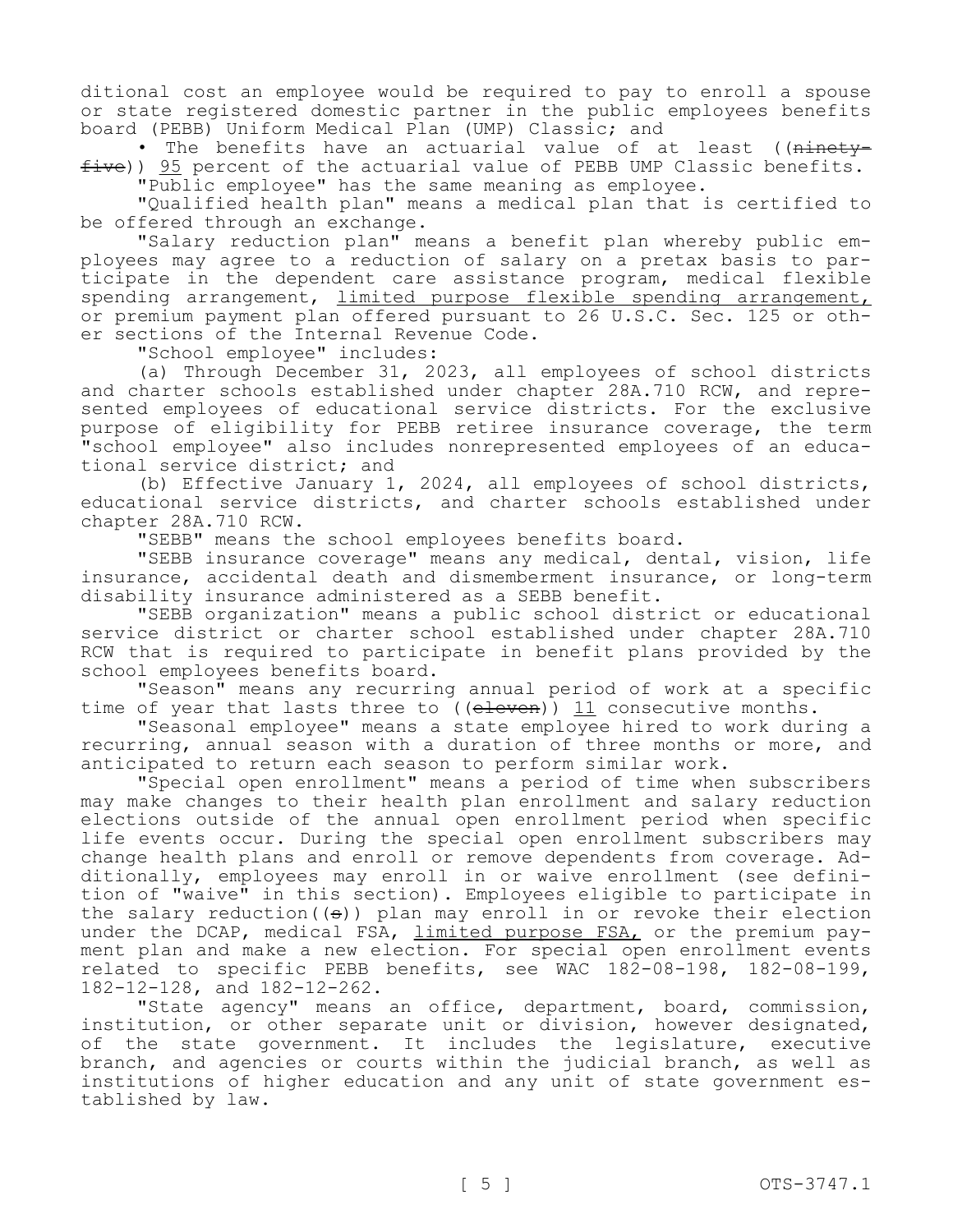ditional cost an employee would be required to pay to enroll a spouse or state registered domestic partner in the public employees benefits board (PEBB) Uniform Medical Plan (UMP) Classic; and

• The benefits have an actuarial value of at least ((~~ninety-five~~)) <u>95</u> percent of the actuarial value of PEBB UMP Classic benefits.

"Public employee" has the same meaning as employee.

"Qualified health plan" means a medical plan that is certified to be offered through an exchange.

"Salary reduction plan" means a benefit plan whereby public employees may agree to a reduction of salary on a pretax basis to participate in the dependent care assistance program, medical flexible spending arrangement, <u>limited purpose flexible spending arrangement,</u> or premium payment plan offered pursuant to 26 U.S.C. Sec. 125 or other sections of the Internal Revenue Code.

"School employee" includes:

(a) Through December 31, 2023, all employees of school districts and charter schools established under chapter 28A.710 RCW, and represented employees of educational service districts. For the exclusive purpose of eligibility for PEBB retiree insurance coverage, the term "school employee" also includes nonrepresented employees of an educational service district; and

(b) Effective January 1, 2024, all employees of school districts, educational service districts, and charter schools established under chapter 28A.710 RCW.

"SEBB" means the school employees benefits board.

"SEBB insurance coverage" means any medical, dental, vision, life insurance, accidental death and dismemberment insurance, or long-term disability insurance administered as a SEBB benefit.

"SEBB organization" means a public school district or educational service district or charter school established under chapter 28A.710 RCW that is required to participate in benefit plans provided by the school employees benefits board.

"Season" means any recurring annual period of work at a specific time of year that lasts three to ((~~eleven~~)) <u>11</u> consecutive months.

"Seasonal employee" means a state employee hired to work during a recurring, annual season with a duration of three months or more, and anticipated to return each season to perform similar work.

"Special open enrollment" means a period of time when subscribers may make changes to their health plan enrollment and salary reduction elections outside of the annual open enrollment period when specific life events occur. During the special open enrollment subscribers may change health plans and enroll or remove dependents from coverage. Additionally, employees may enroll in or waive enrollment (see definition of "waive" in this section). Employees eligible to participate in the salary reduction((~~s~~)) plan may enroll in or revoke their election under the DCAP, medical FSA, <u>limited purpose FSA,</u> or the premium payment plan and make a new election. For special open enrollment events related to specific PEBB benefits, see WAC 182-08-198, 182-08-199, 182-12-128, and 182-12-262.

"State agency" means an office, department, board, commission, institution, or other separate unit or division, however designated, of the state government. It includes the legislature, executive branch, and agencies or courts within the judicial branch, as well as institutions of higher education and any unit of state government established by law.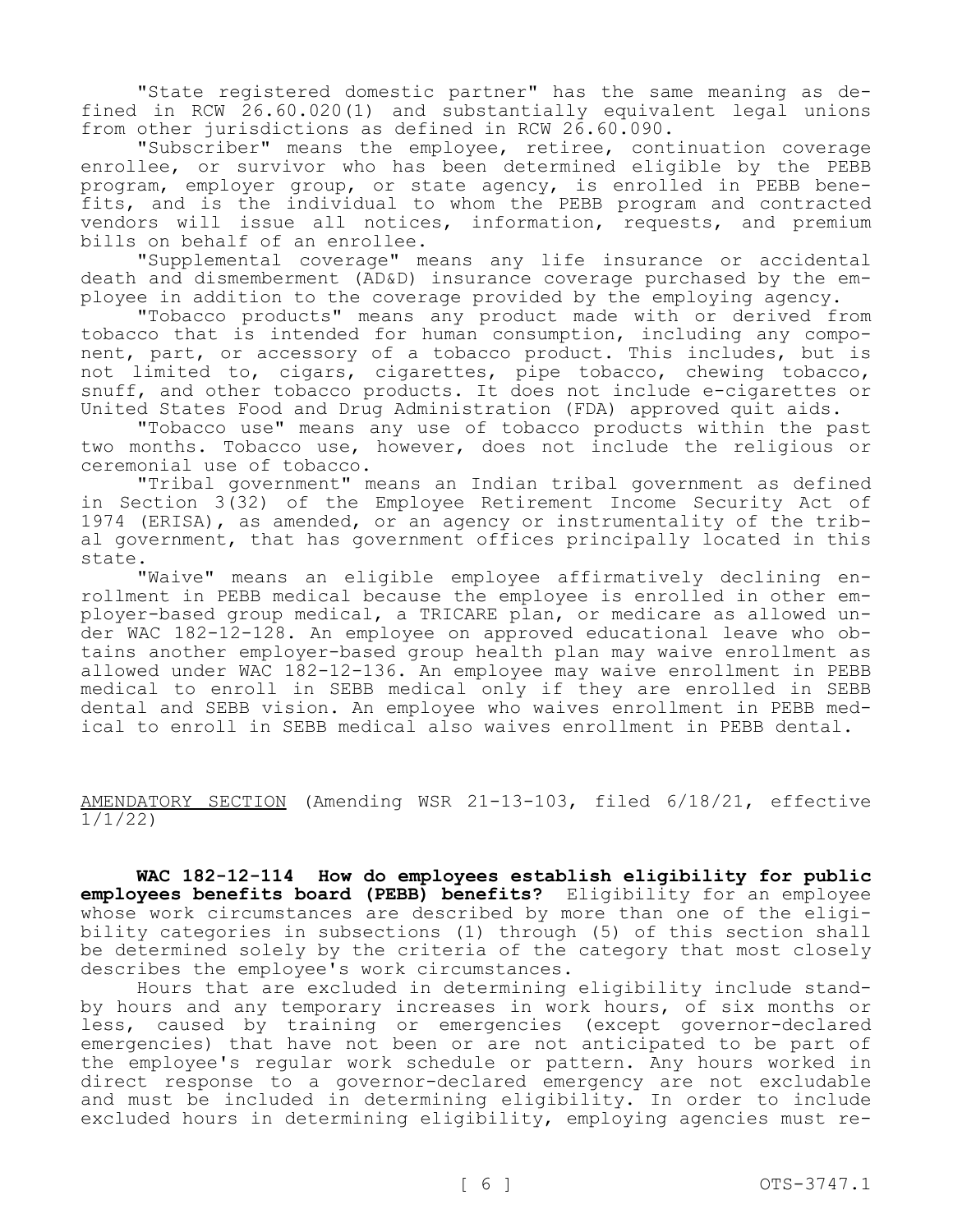"State registered domestic partner" has the same meaning as defined in RCW 26.60.020(1) and substantially equivalent legal unions from other jurisdictions as defined in RCW 26.60.090.

"Subscriber" means the employee, retiree, continuation coverage enrollee, or survivor who has been determined eligible by the PEBB program, employer group, or state agency, is enrolled in PEBB benefits, and is the individual to whom the PEBB program and contracted vendors will issue all notices, information, requests, and premium bills on behalf of an enrollee.

"Supplemental coverage" means any life insurance or accidental death and dismemberment (AD&D) insurance coverage purchased by the employee in addition to the coverage provided by the employing agency.

"Tobacco products" means any product made with or derived from tobacco that is intended for human consumption, including any component, part, or accessory of a tobacco product. This includes, but is not limited to, cigars, cigarettes, pipe tobacco, chewing tobacco, snuff, and other tobacco products. It does not include e-cigarettes or United States Food and Drug Administration (FDA) approved quit aids.

"Tobacco use" means any use of tobacco products within the past two months. Tobacco use, however, does not include the religious or ceremonial use of tobacco.

"Tribal government" means an Indian tribal government as defined in Section 3(32) of the Employee Retirement Income Security Act of 1974 (ERISA), as amended, or an agency or instrumentality of the tribal government, that has government offices principally located in this state.

"Waive" means an eligible employee affirmatively declining enrollment in PEBB medical because the employee is enrolled in other employer-based group medical, a TRICARE plan, or medicare as allowed under WAC 182-12-128. An employee on approved educational leave who obtains another employer-based group health plan may waive enrollment as allowed under WAC 182-12-136. An employee may waive enrollment in PEBB medical to enroll in SEBB medical only if they are enrolled in SEBB dental and SEBB vision. An employee who waives enrollment in PEBB medical to enroll in SEBB medical also waives enrollment in PEBB dental.

AMENDATORY SECTION (Amending WSR 21-13-103, filed 6/18/21, effective 1/1/22)

**WAC 182-12-114 How do employees establish eligibility for public employees benefits board (PEBB) benefits?** Eligibility for an employee whose work circumstances are described by more than one of the eligibility categories in subsections (1) through (5) of this section shall be determined solely by the criteria of the category that most closely describes the employee's work circumstances.

Hours that are excluded in determining eligibility include standby hours and any temporary increases in work hours, of six months or less, caused by training or emergencies (except governor-declared emergencies) that have not been or are not anticipated to be part of the employee's regular work schedule or pattern. Any hours worked in direct response to a governor-declared emergency are not excludable and must be included in determining eligibility. In order to include excluded hours in determining eligibility, employing agencies must re-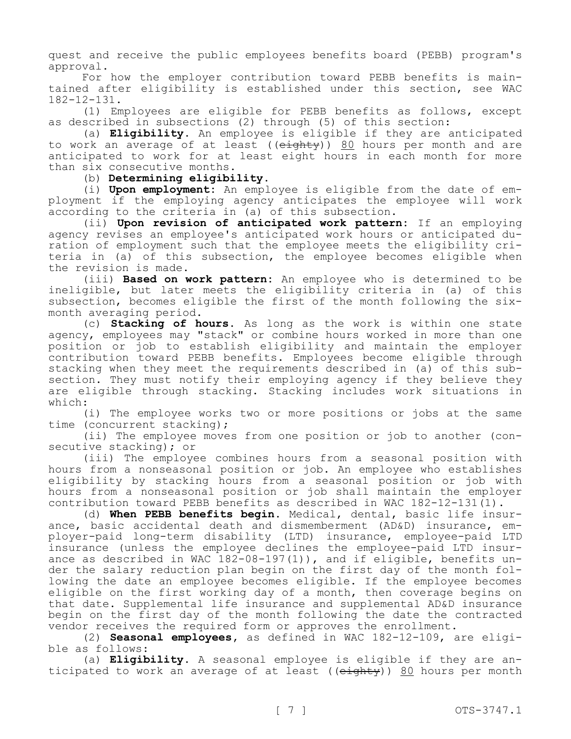quest and receive the public employees benefits board (PEBB) program's approval.

For how the employer contribution toward PEBB benefits is maintained after eligibility is established under this section, see WAC 182-12-131.

(1) Employees are eligible for PEBB benefits as follows, except as described in subsections (2) through (5) of this section:

(a) **Eligibility.** An employee is eligible if they are anticipated to work an average of at least ((~~eighty~~)) 80 hours per month and are anticipated to work for at least eight hours in each month for more than six consecutive months.

(b) **Determining eligibility.**

(i) **Upon employment:** An employee is eligible from the date of employment if the employing agency anticipates the employee will work according to the criteria in (a) of this subsection.

(ii) **Upon revision of anticipated work pattern:** If an employing agency revises an employee's anticipated work hours or anticipated duration of employment such that the employee meets the eligibility criteria in (a) of this subsection, the employee becomes eligible when the revision is made.

(iii) **Based on work pattern:** An employee who is determined to be ineligible, but later meets the eligibility criteria in (a) of this subsection, becomes eligible the first of the month following the six-month averaging period.

(c) **Stacking of hours.** As long as the work is within one state agency, employees may "stack" or combine hours worked in more than one position or job to establish eligibility and maintain the employer contribution toward PEBB benefits. Employees become eligible through stacking when they meet the requirements described in (a) of this subsection. They must notify their employing agency if they believe they are eligible through stacking. Stacking includes work situations in which:

(i) The employee works two or more positions or jobs at the same time (concurrent stacking);

(ii) The employee moves from one position or job to another (consecutive stacking); or

(iii) The employee combines hours from a seasonal position with hours from a nonseasonal position or job. An employee who establishes eligibility by stacking hours from a seasonal position or job with hours from a nonseasonal position or job shall maintain the employer contribution toward PEBB benefits as described in WAC 182-12-131(1).

(d) **When PEBB benefits begin.** Medical, dental, basic life insurance, basic accidental death and dismemberment (AD&D) insurance, employer-paid long-term disability (LTD) insurance, employee-paid LTD insurance (unless the employee declines the employee-paid LTD insurance as described in WAC 182-08-197(1)), and if eligible, benefits under the salary reduction plan begin on the first day of the month following the date an employee becomes eligible. If the employee becomes eligible on the first working day of a month, then coverage begins on that date. Supplemental life insurance and supplemental AD&D insurance begin on the first day of the month following the date the contracted vendor receives the required form or approves the enrollment.

(2) **Seasonal employees**, as defined in WAC 182-12-109, are eligible as follows:

(a) **Eligibility.** A seasonal employee is eligible if they are anticipated to work an average of at least ((~~eighty~~)) 80 hours per month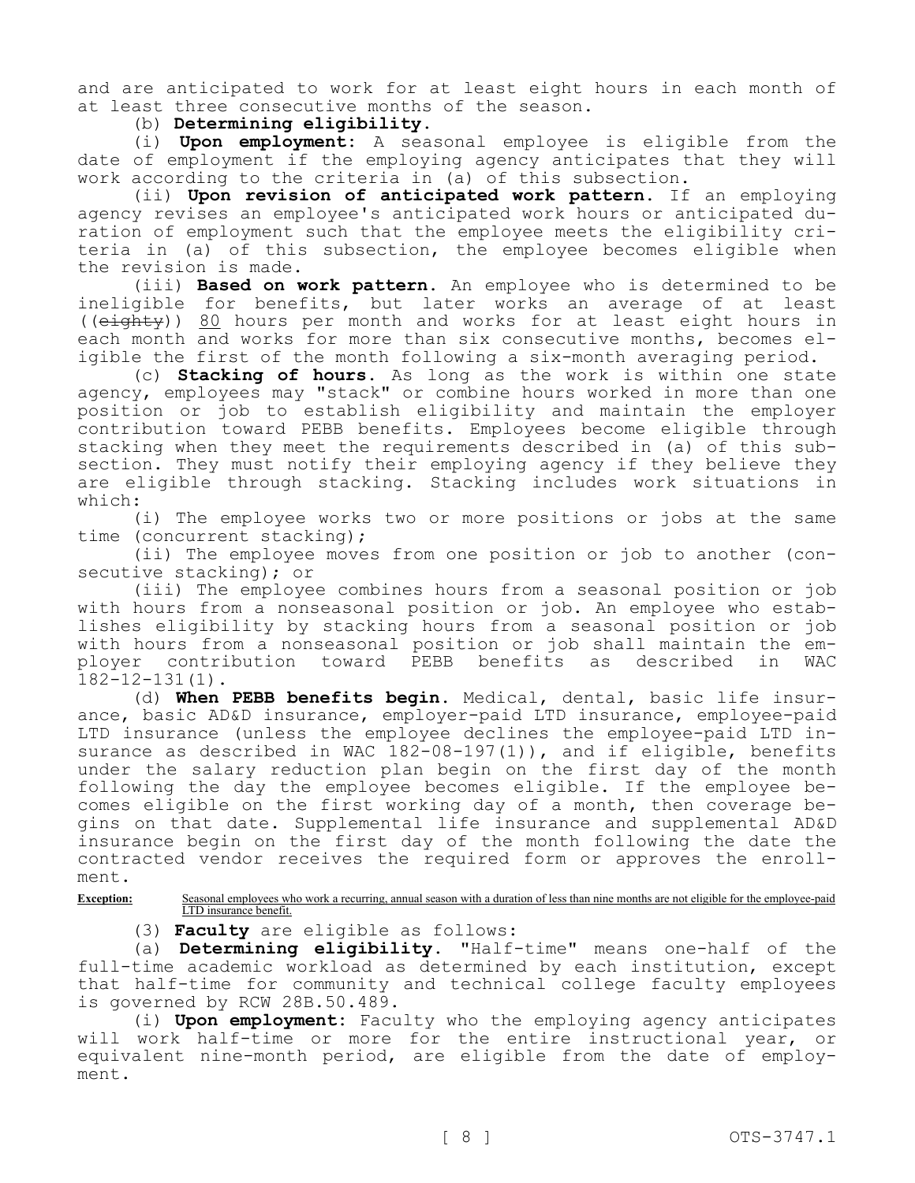and are anticipated to work for at least eight hours in each month of at least three consecutive months of the season.

(b) **Determining eligibility.**

(i) **Upon employment:** A seasonal employee is eligible from the date of employment if the employing agency anticipates that they will work according to the criteria in (a) of this subsection.

(ii) **Upon revision of anticipated work pattern.** If an employing agency revises an employee's anticipated work hours or anticipated duration of employment such that the employee meets the eligibility criteria in (a) of this subsection, the employee becomes eligible when the revision is made.

(iii) **Based on work pattern.** An employee who is determined to be ineligible for benefits, but later works an average of at least ((~~eighty~~)) 80 hours per month and works for at least eight hours in each month and works for more than six consecutive months, becomes eligible the first of the month following a six-month averaging period.

(c) **Stacking of hours.** As long as the work is within one state agency, employees may "stack" or combine hours worked in more than one position or job to establish eligibility and maintain the employer contribution toward PEBB benefits. Employees become eligible through stacking when they meet the requirements described in (a) of this subsection. They must notify their employing agency if they believe they are eligible through stacking. Stacking includes work situations in which:

(i) The employee works two or more positions or jobs at the same time (concurrent stacking);

(ii) The employee moves from one position or job to another (consecutive stacking); or

(iii) The employee combines hours from a seasonal position or job with hours from a nonseasonal position or job. An employee who establishes eligibility by stacking hours from a seasonal position or job with hours from a nonseasonal position or job shall maintain the employer contribution toward PEBB benefits as described in WAC 182-12-131(1).

(d) **When PEBB benefits begin.** Medical, dental, basic life insurance, basic AD&D insurance, employer-paid LTD insurance, employee-paid LTD insurance (unless the employee declines the employee-paid LTD insurance as described in WAC 182-08-197(1)), and if eligible, benefits under the salary reduction plan begin on the first day of the month following the day the employee becomes eligible. If the employee becomes eligible on the first working day of a month, then coverage begins on that date. Supplemental life insurance and supplemental AD&D insurance begin on the first day of the month following the date the contracted vendor receives the required form or approves the enrollment.

**Exception:** Seasonal employees who work a recurring, annual season with a duration of less than nine months are not eligible for the employee-paid LTD insurance benefit.

(3) **Faculty** are eligible as follows:

(a) **Determining eligibility.** "Half-time" means one-half of the full-time academic workload as determined by each institution, except that half-time for community and technical college faculty employees is governed by RCW 28B.50.489.

(i) **Upon employment:** Faculty who the employing agency anticipates will work half-time or more for the entire instructional year, or equivalent nine-month period, are eligible from the date of employment.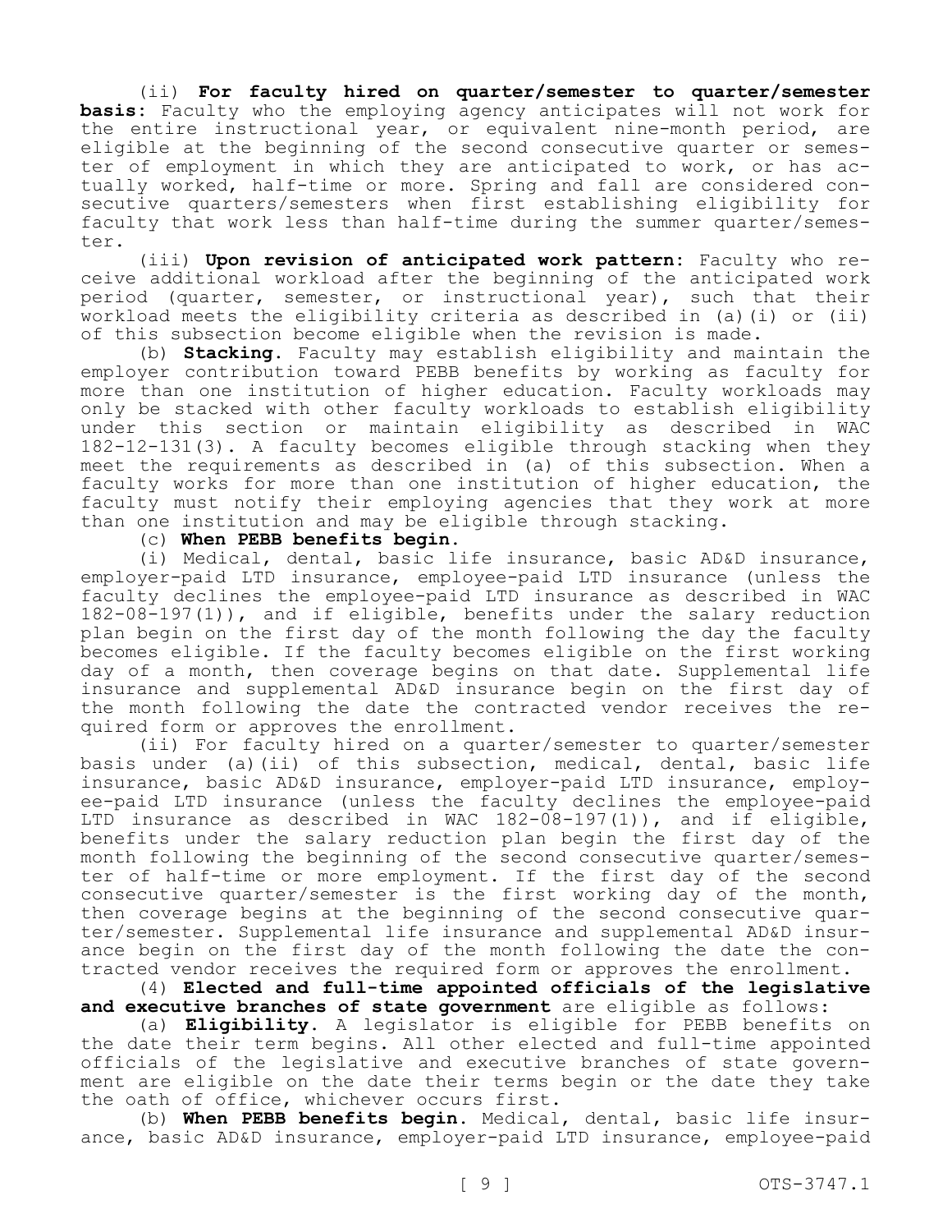(ii) **For faculty hired on quarter/semester to quarter/semester basis:** Faculty who the employing agency anticipates will not work for the entire instructional year, or equivalent nine-month period, are eligible at the beginning of the second consecutive quarter or semester of employment in which they are anticipated to work, or has actually worked, half-time or more. Spring and fall are considered consecutive quarters/semesters when first establishing eligibility for faculty that work less than half-time during the summer quarter/semester.

(iii) **Upon revision of anticipated work pattern:** Faculty who receive additional workload after the beginning of the anticipated work period (quarter, semester, or instructional year), such that their workload meets the eligibility criteria as described in (a)(i) or (ii) of this subsection become eligible when the revision is made.

(b) **Stacking.** Faculty may establish eligibility and maintain the employer contribution toward PEBB benefits by working as faculty for more than one institution of higher education. Faculty workloads may only be stacked with other faculty workloads to establish eligibility under this section or maintain eligibility as described in WAC 182-12-131(3). A faculty becomes eligible through stacking when they meet the requirements as described in (a) of this subsection. When a faculty works for more than one institution of higher education, the faculty must notify their employing agencies that they work at more than one institution and may be eligible through stacking.

(c) **When PEBB benefits begin.**

(i) Medical, dental, basic life insurance, basic AD&D insurance, employer-paid LTD insurance, employee-paid LTD insurance (unless the faculty declines the employee-paid LTD insurance as described in WAC 182-08-197(1)), and if eligible, benefits under the salary reduction plan begin on the first day of the month following the day the faculty becomes eligible. If the faculty becomes eligible on the first working day of a month, then coverage begins on that date. Supplemental life insurance and supplemental AD&D insurance begin on the first day of the month following the date the contracted vendor receives the required form or approves the enrollment.

(ii) For faculty hired on a quarter/semester to quarter/semester basis under (a)(ii) of this subsection, medical, dental, basic life insurance, basic AD&D insurance, employer-paid LTD insurance, employee-paid LTD insurance (unless the faculty declines the employee-paid LTD insurance as described in WAC 182-08-197(1)), and if eligible, benefits under the salary reduction plan begin the first day of the month following the beginning of the second consecutive quarter/semester of half-time or more employment. If the first day of the second consecutive quarter/semester is the first working day of the month, then coverage begins at the beginning of the second consecutive quarter/semester. Supplemental life insurance and supplemental AD&D insurance begin on the first day of the month following the date the contracted vendor receives the required form or approves the enrollment.

(4) **Elected and full-time appointed officials of the legislative and executive branches of state government** are eligible as follows:

(a) **Eligibility.** A legislator is eligible for PEBB benefits on the date their term begins. All other elected and full-time appointed officials of the legislative and executive branches of state government are eligible on the date their terms begin or the date they take the oath of office, whichever occurs first.

(b) **When PEBB benefits begin.** Medical, dental, basic life insurance, basic AD&D insurance, employer-paid LTD insurance, employee-paid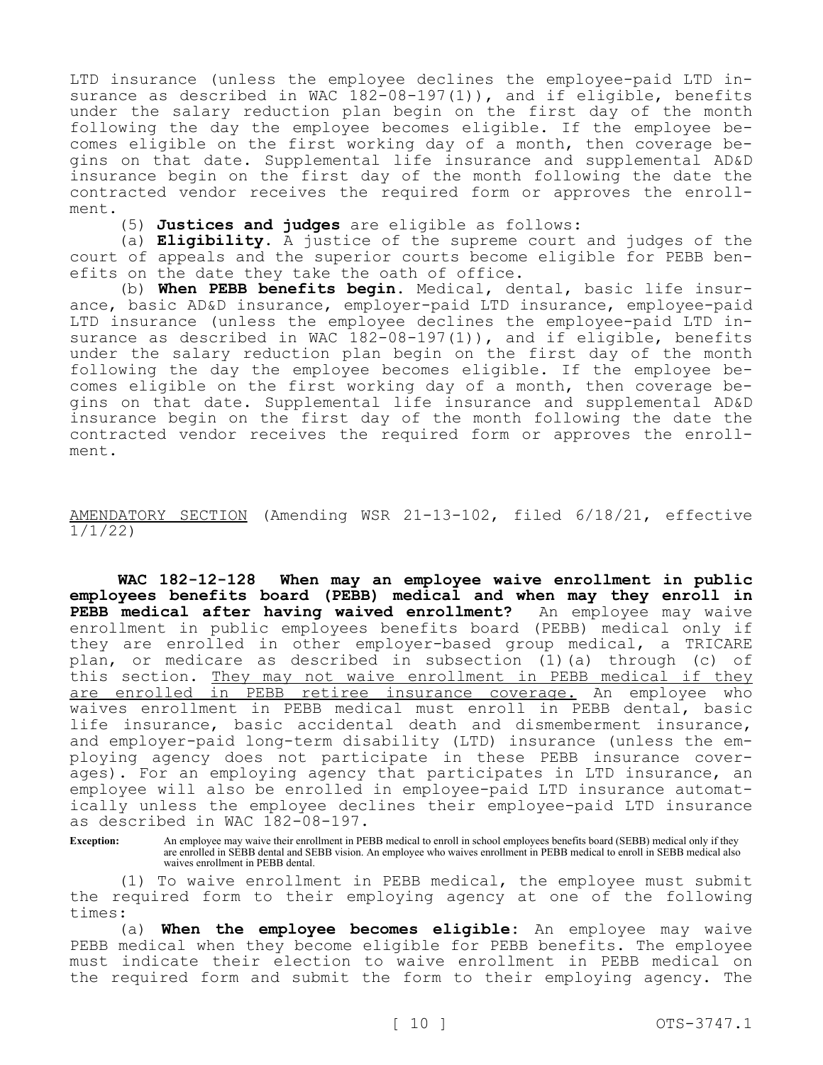LTD insurance (unless the employee declines the employee-paid LTD insurance as described in WAC 182-08-197(1)), and if eligible, benefits under the salary reduction plan begin on the first day of the month following the day the employee becomes eligible. If the employee becomes eligible on the first working day of a month, then coverage begins on that date. Supplemental life insurance and supplemental AD&D insurance begin on the first day of the month following the date the contracted vendor receives the required form or approves the enrollment.

(5) **Justices and judges** are eligible as follows:

(a) **Eligibility.** A justice of the supreme court and judges of the court of appeals and the superior courts become eligible for PEBB benefits on the date they take the oath of office.

(b) **When PEBB benefits begin.** Medical, dental, basic life insurance, basic AD&D insurance, employer-paid LTD insurance, employee-paid LTD insurance (unless the employee declines the employee-paid LTD insurance as described in WAC 182-08-197(1)), and if eligible, benefits under the salary reduction plan begin on the first day of the month following the day the employee becomes eligible. If the employee becomes eligible on the first working day of a month, then coverage begins on that date. Supplemental life insurance and supplemental AD&D insurance begin on the first day of the month following the date the contracted vendor receives the required form or approves the enrollment.

AMENDATORY SECTION (Amending WSR 21-13-102, filed 6/18/21, effective 1/1/22)

**WAC 182-12-128 When may an employee waive enrollment in public employees benefits board (PEBB) medical and when may they enroll in PEBB medical after having waived enrollment?** An employee may waive enrollment in public employees benefits board (PEBB) medical only if they are enrolled in other employer-based group medical, a TRICARE plan, or medicare as described in subsection (1)(a) through (c) of this section. They may not waive enrollment in PEBB medical if they are enrolled in PEBB retiree insurance coverage. An employee who waives enrollment in PEBB medical must enroll in PEBB dental, basic life insurance, basic accidental death and dismemberment insurance, and employer-paid long-term disability (LTD) insurance (unless the employing agency does not participate in these PEBB insurance coverages). For an employing agency that participates in LTD insurance, an employee will also be enrolled in employee-paid LTD insurance automatically unless the employee declines their employee-paid LTD insurance as described in WAC 182-08-197.

**Exception:** An employee may waive their enrollment in PEBB medical to enroll in school employees benefits board (SEBB) medical only if they are enrolled in SEBB dental and SEBB vision. An employee who waives enrollment in PEBB medical to enroll in SEBB medical also waives enrollment in PEBB dental.

(1) To waive enrollment in PEBB medical, the employee must submit the required form to their employing agency at one of the following times:

(a) **When the employee becomes eligible:** An employee may waive PEBB medical when they become eligible for PEBB benefits. The employee must indicate their election to waive enrollment in PEBB medical on the required form and submit the form to their employing agency. The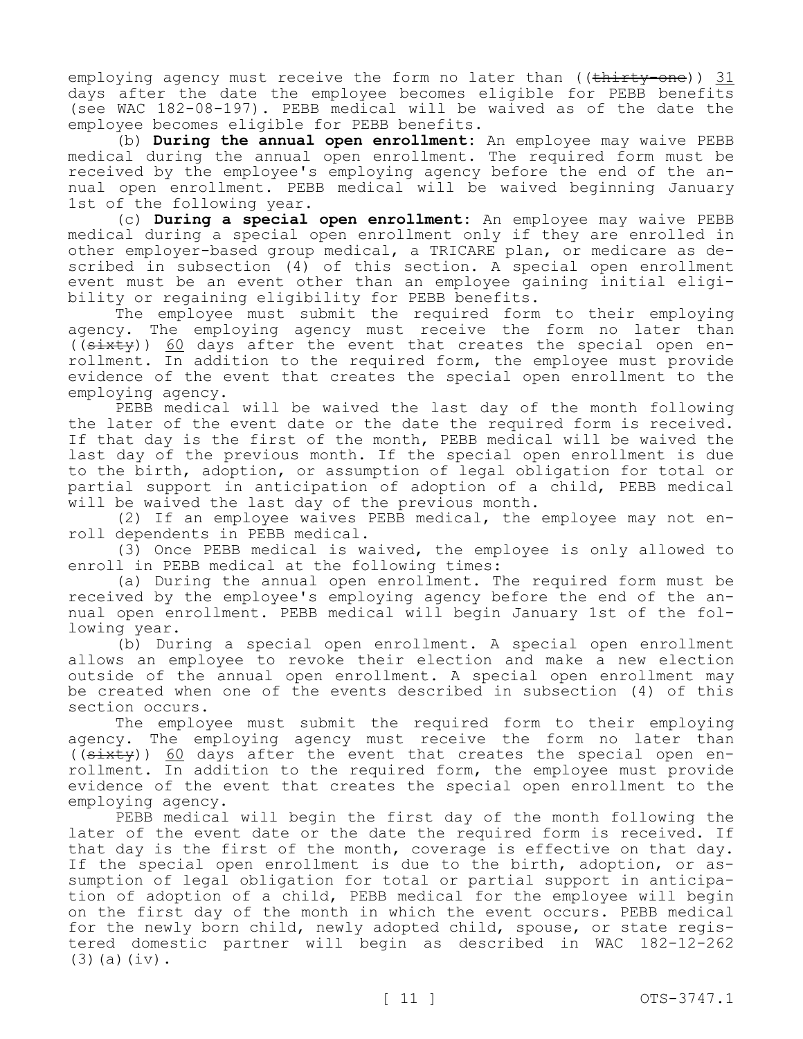employing agency must receive the form no later than ((~~thirty-one~~)) 31 days after the date the employee becomes eligible for PEBB benefits (see WAC 182-08-197). PEBB medical will be waived as of the date the employee becomes eligible for PEBB benefits.

(b) **During the annual open enrollment:** An employee may waive PEBB medical during the annual open enrollment. The required form must be received by the employee's employing agency before the end of the annual open enrollment. PEBB medical will be waived beginning January 1st of the following year.

(c) **During a special open enrollment:** An employee may waive PEBB medical during a special open enrollment only if they are enrolled in other employer-based group medical, a TRICARE plan, or medicare as described in subsection (4) of this section. A special open enrollment event must be an event other than an employee gaining initial eligibility or regaining eligibility for PEBB benefits.

The employee must submit the required form to their employing agency. The employing agency must receive the form no later than ((~~sixty~~)) 60 days after the event that creates the special open enrollment. In addition to the required form, the employee must provide evidence of the event that creates the special open enrollment to the employing agency.

PEBB medical will be waived the last day of the month following the later of the event date or the date the required form is received. If that day is the first of the month, PEBB medical will be waived the last day of the previous month. If the special open enrollment is due to the birth, adoption, or assumption of legal obligation for total or partial support in anticipation of adoption of a child, PEBB medical will be waived the last day of the previous month.

(2) If an employee waives PEBB medical, the employee may not enroll dependents in PEBB medical.

(3) Once PEBB medical is waived, the employee is only allowed to enroll in PEBB medical at the following times:

(a) During the annual open enrollment. The required form must be received by the employee's employing agency before the end of the annual open enrollment. PEBB medical will begin January 1st of the following year.

(b) During a special open enrollment. A special open enrollment allows an employee to revoke their election and make a new election outside of the annual open enrollment. A special open enrollment may be created when one of the events described in subsection (4) of this section occurs.

The employee must submit the required form to their employing agency. The employing agency must receive the form no later than ((~~sixty~~)) 60 days after the event that creates the special open enrollment. In addition to the required form, the employee must provide evidence of the event that creates the special open enrollment to the employing agency.

PEBB medical will begin the first day of the month following the later of the event date or the date the required form is received. If that day is the first of the month, coverage is effective on that day. If the special open enrollment is due to the birth, adoption, or assumption of legal obligation for total or partial support in anticipation of adoption of a child, PEBB medical for the employee will begin on the first day of the month in which the event occurs. PEBB medical for the newly born child, newly adopted child, spouse, or state registered domestic partner will begin as described in WAC 182-12-262 (3)(a)(iv).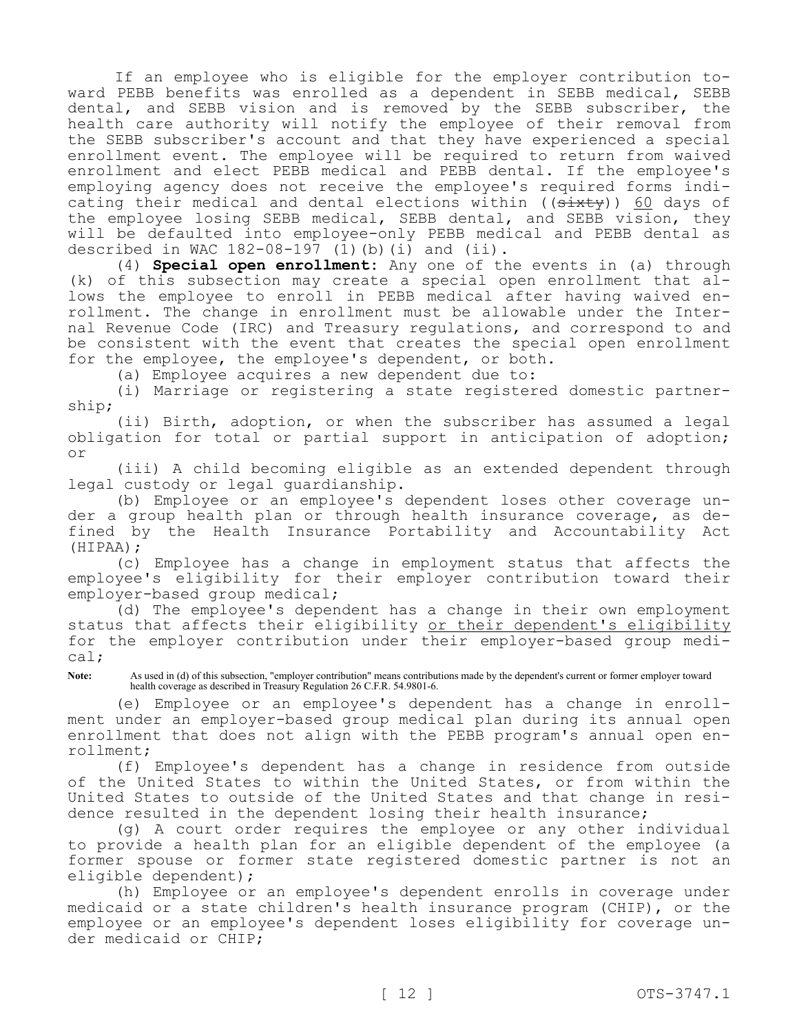If an employee who is eligible for the employer contribution toward PEBB benefits was enrolled as a dependent in SEBB medical, SEBB dental, and SEBB vision and is removed by the SEBB subscriber, the health care authority will notify the employee of their removal from the SEBB subscriber's account and that they have experienced a special enrollment event. The employee will be required to return from waived enrollment and elect PEBB medical and PEBB dental. If the employee's employing agency does not receive the employee's required forms indicating their medical and dental elections within ((~~sixty~~)) <u>60</u> days of the employee losing SEBB medical, SEBB dental, and SEBB vision, they will be defaulted into employee-only PEBB medical and PEBB dental as described in WAC 182-08-197 (1)(b)(i) and (ii).

(4) **Special open enrollment:** Any one of the events in (a) through (k) of this subsection may create a special open enrollment that allows the employee to enroll in PEBB medical after having waived enrollment. The change in enrollment must be allowable under the Internal Revenue Code (IRC) and Treasury regulations, and correspond to and be consistent with the event that creates the special open enrollment for the employee, the employee's dependent, or both.

(a) Employee acquires a new dependent due to:

(i) Marriage or registering a state registered domestic partnership;

(ii) Birth, adoption, or when the subscriber has assumed a legal obligation for total or partial support in anticipation of adoption; or

(iii) A child becoming eligible as an extended dependent through legal custody or legal guardianship.

(b) Employee or an employee's dependent loses other coverage under a group health plan or through health insurance coverage, as defined by the Health Insurance Portability and Accountability Act (HIPAA);

(c) Employee has a change in employment status that affects the employee's eligibility for their employer contribution toward their employer-based group medical;

(d) The employee's dependent has a change in their own employment status that affects their eligibility <u>or their dependent's eligibility</u> for the employer contribution under their employer-based group medical;

**Note:** As used in (d) of this subsection, "employer contribution" means contributions made by the dependent's current or former employer toward health coverage as described in Treasury Regulation 26 C.F.R. 54.9801-6.

(e) Employee or an employee's dependent has a change in enrollment under an employer-based group medical plan during its annual open enrollment that does not align with the PEBB program's annual open enrollment;

(f) Employee's dependent has a change in residence from outside of the United States to within the United States, or from within the United States to outside of the United States and that change in residence resulted in the dependent losing their health insurance;

(g) A court order requires the employee or any other individual to provide a health plan for an eligible dependent of the employee (a former spouse or former state registered domestic partner is not an eligible dependent);

(h) Employee or an employee's dependent enrolls in coverage under medicaid or a state children's health insurance program (CHIP), or the employee or an employee's dependent loses eligibility for coverage under medicaid or CHIP;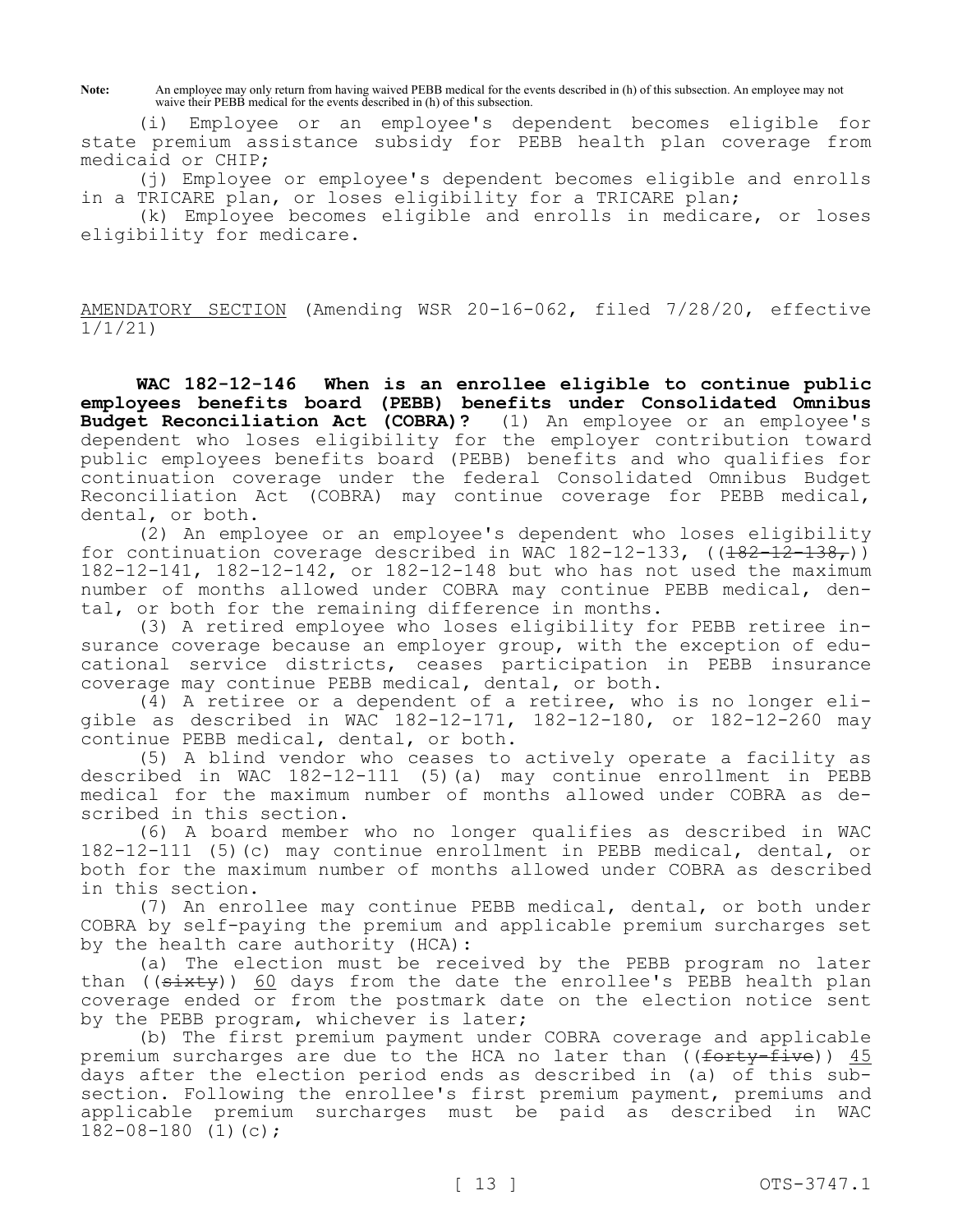**Note:** An employee may only return from having waived PEBB medical for the events described in (h) of this subsection. An employee may not waive their PEBB medical for the events described in (h) of this subsection.

(i) Employee or an employee's dependent becomes eligible for state premium assistance subsidy for PEBB health plan coverage from medicaid or CHIP;

(j) Employee or employee's dependent becomes eligible and enrolls in a TRICARE plan, or loses eligibility for a TRICARE plan;

(k) Employee becomes eligible and enrolls in medicare, or loses eligibility for medicare.

AMENDATORY SECTION (Amending WSR 20-16-062, filed 7/28/20, effective 1/1/21)

**WAC 182-12-146 When is an enrollee eligible to continue public employees benefits board (PEBB) benefits under Consolidated Omnibus Budget Reconciliation Act (COBRA)?** (1) An employee or an employee's dependent who loses eligibility for the employer contribution toward public employees benefits board (PEBB) benefits and who qualifies for continuation coverage under the federal Consolidated Omnibus Budget Reconciliation Act (COBRA) may continue coverage for PEBB medical, dental, or both.

(2) An employee or an employee's dependent who loses eligibility for continuation coverage described in WAC 182-12-133, ((~~182-12-138,~~)) 182-12-141, 182-12-142, or 182-12-148 but who has not used the maximum number of months allowed under COBRA may continue PEBB medical, dental, or both for the remaining difference in months.

(3) A retired employee who loses eligibility for PEBB retiree insurance coverage because an employer group, with the exception of educational service districts, ceases participation in PEBB insurance coverage may continue PEBB medical, dental, or both.

(4) A retiree or a dependent of a retiree, who is no longer eligible as described in WAC 182-12-171, 182-12-180, or 182-12-260 may continue PEBB medical, dental, or both.

(5) A blind vendor who ceases to actively operate a facility as described in WAC 182-12-111 (5)(a) may continue enrollment in PEBB medical for the maximum number of months allowed under COBRA as described in this section.

(6) A board member who no longer qualifies as described in WAC 182-12-111 (5)(c) may continue enrollment in PEBB medical, dental, or both for the maximum number of months allowed under COBRA as described in this section.

(7) An enrollee may continue PEBB medical, dental, or both under COBRA by self-paying the premium and applicable premium surcharges set by the health care authority (HCA):

(a) The election must be received by the PEBB program no later than ((~~sixty~~)) 60 days from the date the enrollee's PEBB health plan coverage ended or from the postmark date on the election notice sent by the PEBB program, whichever is later;

(b) The first premium payment under COBRA coverage and applicable premium surcharges are due to the HCA no later than ((~~forty-five~~)) 45 days after the election period ends as described in (a) of this subsection. Following the enrollee's first premium payment, premiums and applicable premium surcharges must be paid as described in WAC 182-08-180 (1)(c);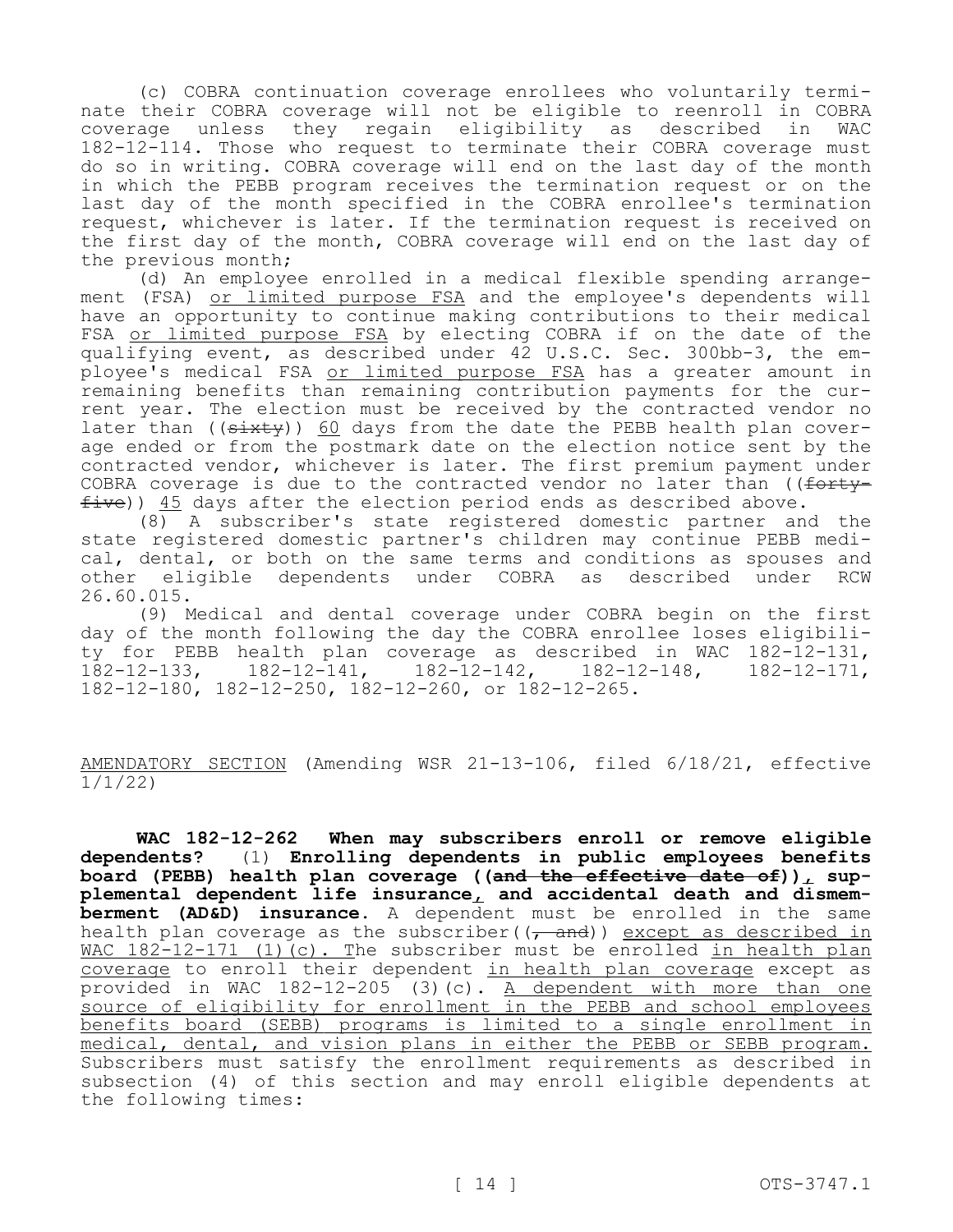(c) COBRA continuation coverage enrollees who voluntarily terminate their COBRA coverage will not be eligible to reenroll in COBRA coverage unless they regain eligibility as described in WAC 182-12-114. Those who request to terminate their COBRA coverage must do so in writing. COBRA coverage will end on the last day of the month in which the PEBB program receives the termination request or on the last day of the month specified in the COBRA enrollee's termination request, whichever is later. If the termination request is received on the first day of the month, COBRA coverage will end on the last day of the previous month;

(d) An employee enrolled in a medical flexible spending arrangement (FSA) or limited purpose FSA and the employee's dependents will have an opportunity to continue making contributions to their medical FSA or limited purpose FSA by electing COBRA if on the date of the qualifying event, as described under 42 U.S.C. Sec. 300bb-3, the employee's medical FSA or limited purpose FSA has a greater amount in remaining benefits than remaining contribution payments for the current year. The election must be received by the contracted vendor no later than ((~~sixty~~)) 60 days from the date the PEBB health plan coverage ended or from the postmark date on the election notice sent by the contracted vendor, whichever is later. The first premium payment under COBRA coverage is due to the contracted vendor no later than ((~~forty-five~~)) 45 days after the election period ends as described above.

(8) A subscriber's state registered domestic partner and the state registered domestic partner's children may continue PEBB medical, dental, or both on the same terms and conditions as spouses and other eligible dependents under COBRA as described under RCW 26.60.015.

(9) Medical and dental coverage under COBRA begin on the first day of the month following the day the COBRA enrollee loses eligibility for PEBB health plan coverage as described in WAC 182-12-131, 182-12-133, 182-12-141, 182-12-142, 182-12-148, 182-12-171, 182-12-180, 182-12-250, 182-12-260, or 182-12-265.

AMENDATORY SECTION (Amending WSR 21-13-106, filed 6/18/21, effective 1/1/22)

**WAC 182-12-262 When may subscribers enroll or remove eligible dependents?** (1) **Enrolling dependents in public employees benefits board (PEBB) health plan coverage ((~~and the effective date of~~)), supplemental dependent life insurance, and accidental death and dismemberment (AD&D) insurance.** A dependent must be enrolled in the same health plan coverage as the subscriber((~~, and~~)) except as described in WAC 182-12-171 (1)(c). The subscriber must be enrolled in health plan coverage to enroll their dependent in health plan coverage except as provided in WAC 182-12-205 (3)(c). A dependent with more than one source of eligibility for enrollment in the PEBB and school employees benefits board (SEBB) programs is limited to a single enrollment in medical, dental, and vision plans in either the PEBB or SEBB program. Subscribers must satisfy the enrollment requirements as described in subsection (4) of this section and may enroll eligible dependents at the following times: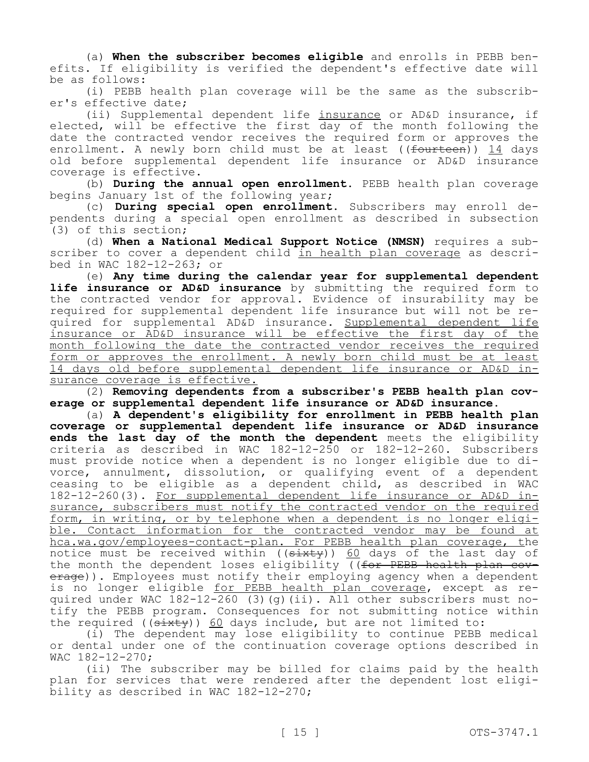(a) **When the subscriber becomes eligible** and enrolls in PEBB benefits. If eligibility is verified the dependent's effective date will be as follows:

(i) PEBB health plan coverage will be the same as the subscriber's effective date;

(ii) Supplemental dependent life insurance or AD&D insurance, if elected, will be effective the first day of the month following the date the contracted vendor receives the required form or approves the enrollment. A newly born child must be at least ((~~fourteen~~)) 14 days old before supplemental dependent life insurance or AD&D insurance coverage is effective.

(b) **During the annual open enrollment.** PEBB health plan coverage begins January 1st of the following year;

(c) **During special open enrollment.** Subscribers may enroll dependents during a special open enrollment as described in subsection (3) of this section;

(d) **When a National Medical Support Notice (NMSN)** requires a subscriber to cover a dependent child in health plan coverage as described in WAC 182-12-263; or

(e) **Any time during the calendar year for supplemental dependent life insurance or AD&D insurance** by submitting the required form to the contracted vendor for approval. Evidence of insurability may be required for supplemental dependent life insurance but will not be required for supplemental AD&D insurance. Supplemental dependent life insurance or AD&D insurance will be effective the first day of the month following the date the contracted vendor receives the required form or approves the enrollment. A newly born child must be at least 14 days old before supplemental dependent life insurance or AD&D insurance coverage is effective.

(2) **Removing dependents from a subscriber's PEBB health plan coverage or supplemental dependent life insurance or AD&D insurance.**

(a) **A dependent's eligibility for enrollment in PEBB health plan coverage or supplemental dependent life insurance or AD&D insurance ends the last day of the month the dependent** meets the eligibility criteria as described in WAC 182-12-250 or 182-12-260. Subscribers must provide notice when a dependent is no longer eligible due to divorce, annulment, dissolution, or qualifying event of a dependent ceasing to be eligible as a dependent child, as described in WAC 182-12-260(3). For supplemental dependent life insurance or AD&D insurance, subscribers must notify the contracted vendor on the required form, in writing, or by telephone when a dependent is no longer eligible. Contact information for the contracted vendor may be found at hca.wa.gov/employees-contact-plan. For PEBB health plan coverage, the notice must be received within ((~~sixty~~)) 60 days of the last day of the month the dependent loses eligibility ((~~for PEBB health plan coverage~~)). Employees must notify their employing agency when a dependent is no longer eligible for PEBB health plan coverage, except as required under WAC 182-12-260 (3)(g)(ii). All other subscribers must notify the PEBB program. Consequences for not submitting notice within the required ((~~sixty~~)) 60 days include, but are not limited to:

(i) The dependent may lose eligibility to continue PEBB medical or dental under one of the continuation coverage options described in WAC 182-12-270;

(ii) The subscriber may be billed for claims paid by the health plan for services that were rendered after the dependent lost eligibility as described in WAC 182-12-270;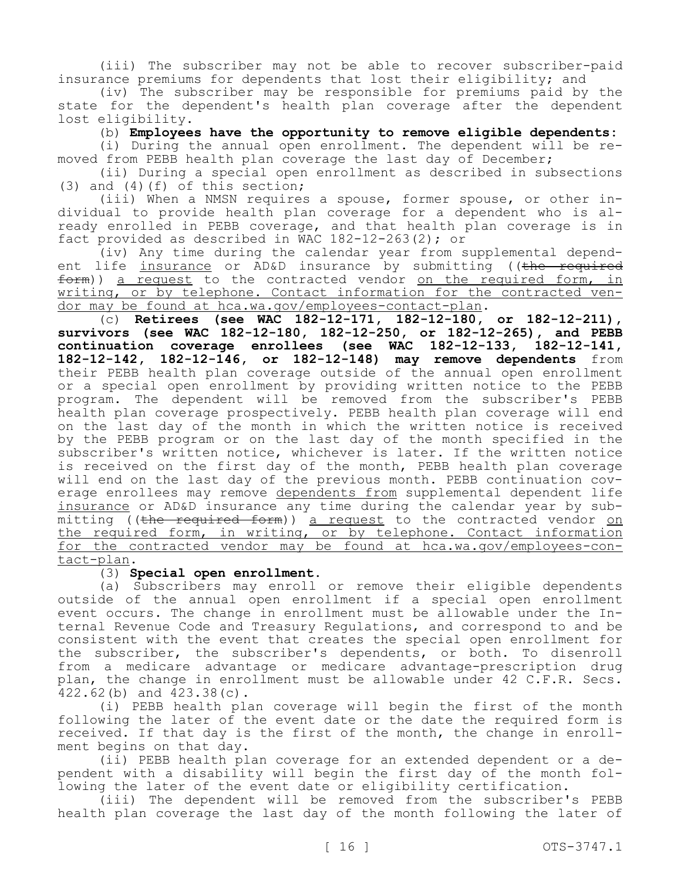(iii) The subscriber may not be able to recover subscriber-paid insurance premiums for dependents that lost their eligibility; and

(iv) The subscriber may be responsible for premiums paid by the state for the dependent's health plan coverage after the dependent lost eligibility.

(b) **Employees have the opportunity to remove eligible dependents:**

(i) During the annual open enrollment. The dependent will be removed from PEBB health plan coverage the last day of December;

(ii) During a special open enrollment as described in subsections (3) and (4)(f) of this section;

(iii) When a NMSN requires a spouse, former spouse, or other individual to provide health plan coverage for a dependent who is already enrolled in PEBB coverage, and that health plan coverage is in fact provided as described in WAC 182-12-263(2); or

(iv) Any time during the calendar year from supplemental dependent life insurance or AD&D insurance by submitting ((~~the required form~~)) a request to the contracted vendor on the required form, in writing, or by telephone. Contact information for the contracted vendor may be found at hca.wa.gov/employees-contact-plan.

(c) **Retirees (see WAC 182-12-171, 182-12-180, or 182-12-211), survivors (see WAC 182-12-180, 182-12-250, or 182-12-265), and PEBB continuation coverage enrollees (see WAC 182-12-133, 182-12-141, 182-12-142, 182-12-146, or 182-12-148) may remove dependents** from their PEBB health plan coverage outside of the annual open enrollment or a special open enrollment by providing written notice to the PEBB program. The dependent will be removed from the subscriber's PEBB health plan coverage prospectively. PEBB health plan coverage will end on the last day of the month in which the written notice is received by the PEBB program or on the last day of the month specified in the subscriber's written notice, whichever is later. If the written notice is received on the first day of the month, PEBB health plan coverage will end on the last day of the previous month. PEBB continuation coverage enrollees may remove dependents from supplemental dependent life insurance or AD&D insurance any time during the calendar year by submitting ((~~the required form~~)) a request to the contracted vendor on the required form, in writing, or by telephone. Contact information for the contracted vendor may be found at hca.wa.gov/employees-contact-plan.

(3) **Special open enrollment.**

(a) Subscribers may enroll or remove their eligible dependents outside of the annual open enrollment if a special open enrollment event occurs. The change in enrollment must be allowable under the Internal Revenue Code and Treasury Regulations, and correspond to and be consistent with the event that creates the special open enrollment for the subscriber, the subscriber's dependents, or both. To disenroll from a medicare advantage or medicare advantage-prescription drug plan, the change in enrollment must be allowable under 42 C.F.R. Secs. 422.62(b) and 423.38(c).

(i) PEBB health plan coverage will begin the first of the month following the later of the event date or the date the required form is received. If that day is the first of the month, the change in enrollment begins on that day.

(ii) PEBB health plan coverage for an extended dependent or a dependent with a disability will begin the first day of the month following the later of the event date or eligibility certification.

(iii) The dependent will be removed from the subscriber's PEBB health plan coverage the last day of the month following the later of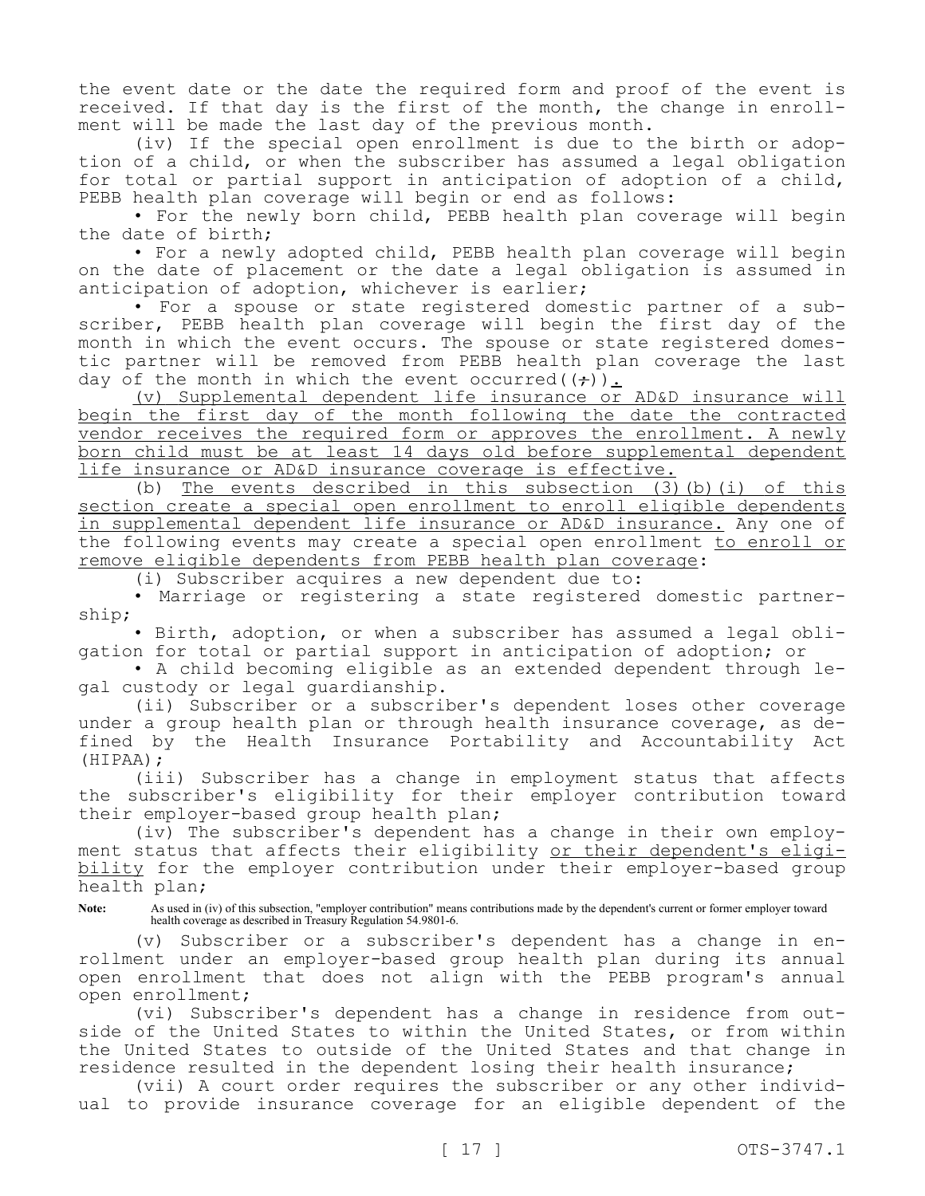the event date or the date the required form and proof of the event is received. If that day is the first of the month, the change in enrollment will be made the last day of the previous month.

(iv) If the special open enrollment is due to the birth or adoption of a child, or when the subscriber has assumed a legal obligation for total or partial support in anticipation of adoption of a child, PEBB health plan coverage will begin or end as follows:

• For the newly born child, PEBB health plan coverage will begin the date of birth;

• For a newly adopted child, PEBB health plan coverage will begin on the date of placement or the date a legal obligation is assumed in anticipation of adoption, whichever is earlier;

• For a spouse or state registered domestic partner of a subscriber, PEBB health plan coverage will begin the first day of the month in which the event occurs. The spouse or state registered domestic partner will be removed from PEBB health plan coverage the last day of the month in which the event occurred((;)).

(v) Supplemental dependent life insurance or AD&D insurance will begin the first day of the month following the date the contracted vendor receives the required form or approves the enrollment. A newly born child must be at least 14 days old before supplemental dependent life insurance or AD&D insurance coverage is effective.

(b) The events described in this subsection (3)(b)(i) of this section create a special open enrollment to enroll eligible dependents in supplemental dependent life insurance or AD&D insurance. Any one of the following events may create a special open enrollment to enroll or remove eligible dependents from PEBB health plan coverage:

(i) Subscriber acquires a new dependent due to:

• Marriage or registering a state registered domestic partnership;

• Birth, adoption, or when a subscriber has assumed a legal obligation for total or partial support in anticipation of adoption; or

• A child becoming eligible as an extended dependent through legal custody or legal guardianship.

(ii) Subscriber or a subscriber's dependent loses other coverage under a group health plan or through health insurance coverage, as defined by the Health Insurance Portability and Accountability Act (HIPAA);

(iii) Subscriber has a change in employment status that affects the subscriber's eligibility for their employer contribution toward their employer-based group health plan;

(iv) The subscriber's dependent has a change in their own employment status that affects their eligibility or their dependent's eligibility for the employer contribution under their employer-based group health plan;

**Note:** As used in (iv) of this subsection, "employer contribution" means contributions made by the dependent's current or former employer toward health coverage as described in Treasury Regulation 54.9801-6.

(v) Subscriber or a subscriber's dependent has a change in enrollment under an employer-based group health plan during its annual open enrollment that does not align with the PEBB program's annual open enrollment;

(vi) Subscriber's dependent has a change in residence from outside of the United States to within the United States, or from within the United States to outside of the United States and that change in residence resulted in the dependent losing their health insurance;

(vii) A court order requires the subscriber or any other individual to provide insurance coverage for an eligible dependent of the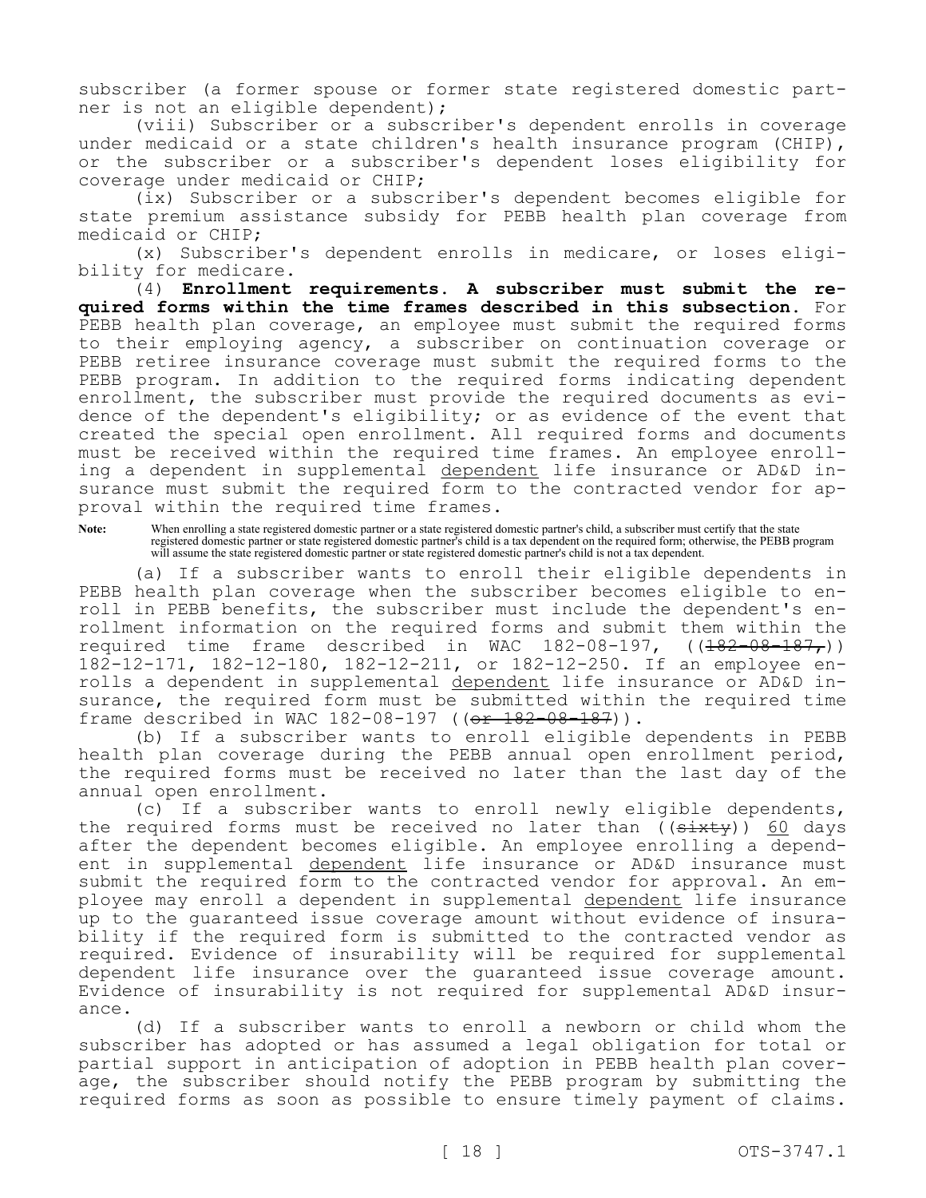subscriber (a former spouse or former state registered domestic partner is not an eligible dependent);

(viii) Subscriber or a subscriber's dependent enrolls in coverage under medicaid or a state children's health insurance program (CHIP), or the subscriber or a subscriber's dependent loses eligibility for coverage under medicaid or CHIP;

(ix) Subscriber or a subscriber's dependent becomes eligible for state premium assistance subsidy for PEBB health plan coverage from medicaid or CHIP;

(x) Subscriber's dependent enrolls in medicare, or loses eligibility for medicare.

(4) **Enrollment requirements. A subscriber must submit the required forms within the time frames described in this subsection.** For PEBB health plan coverage, an employee must submit the required forms to their employing agency, a subscriber on continuation coverage or PEBB retiree insurance coverage must submit the required forms to the PEBB program. In addition to the required forms indicating dependent enrollment, the subscriber must provide the required documents as evidence of the dependent's eligibility; or as evidence of the event that created the special open enrollment. All required forms and documents must be received within the required time frames. An employee enrolling a dependent in supplemental dependent life insurance or AD&D insurance must submit the required form to the contracted vendor for approval within the required time frames.

**Note:** When enrolling a state registered domestic partner or a state registered domestic partner's child, a subscriber must certify that the state registered domestic partner or state registered domestic partner's child is a tax dependent on the required form; otherwise, the PEBB program will assume the state registered domestic partner or state registered domestic partner's child is not a tax dependent.

(a) If a subscriber wants to enroll their eligible dependents in PEBB health plan coverage when the subscriber becomes eligible to enroll in PEBB benefits, the subscriber must include the dependent's enrollment information on the required forms and submit them within the required time frame described in WAC 182-08-197, ((~~182-08-187,~~)) 182-12-171, 182-12-180, 182-12-211, or 182-12-250. If an employee enrolls a dependent in supplemental dependent life insurance or AD&D insurance, the required form must be submitted within the required time frame described in WAC 182-08-197 ((~~or 182-08-187~~)).

(b) If a subscriber wants to enroll eligible dependents in PEBB health plan coverage during the PEBB annual open enrollment period, the required forms must be received no later than the last day of the annual open enrollment.

(c) If a subscriber wants to enroll newly eligible dependents, the required forms must be received no later than ((~~sixty~~)) 60 days after the dependent becomes eligible. An employee enrolling a dependent in supplemental dependent life insurance or AD&D insurance must submit the required form to the contracted vendor for approval. An employee may enroll a dependent in supplemental dependent life insurance up to the guaranteed issue coverage amount without evidence of insurability if the required form is submitted to the contracted vendor as required. Evidence of insurability will be required for supplemental dependent life insurance over the guaranteed issue coverage amount. Evidence of insurability is not required for supplemental AD&D insurance.

(d) If a subscriber wants to enroll a newborn or child whom the subscriber has adopted or has assumed a legal obligation for total or partial support in anticipation of adoption in PEBB health plan coverage, the subscriber should notify the PEBB program by submitting the required forms as soon as possible to ensure timely payment of claims.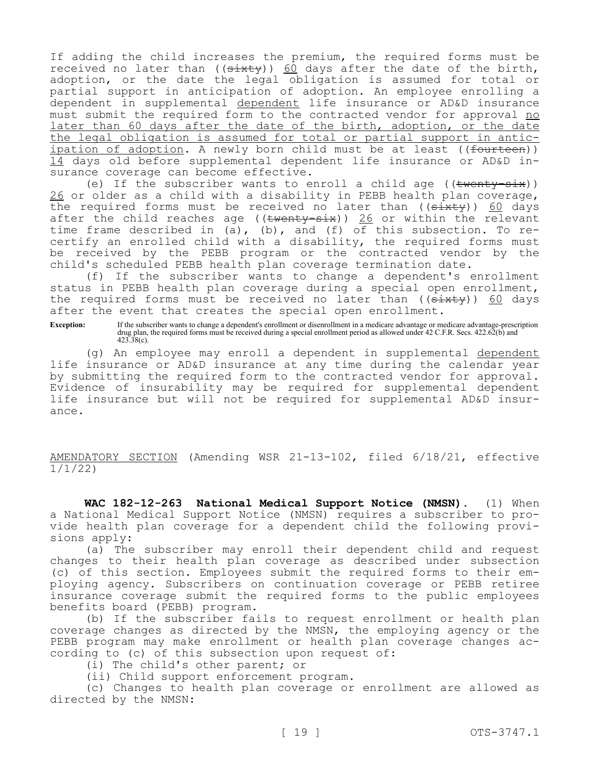If adding the child increases the premium, the required forms must be received no later than ((~~sixty~~)) <u>60</u> days after the date of the birth, adoption, or the date the legal obligation is assumed for total or partial support in anticipation of adoption. An employee enrolling a dependent in supplemental <u>dependent</u> life insurance or AD&D insurance must submit the required form to the contracted vendor for approval <u>no later than 60 days after the date of the birth, adoption, or the date the legal obligation is assumed for total or partial support in anticipation of adoption</u>. A newly born child must be at least ((~~fourteen~~)) <u>14</u> days old before supplemental dependent life insurance or AD&D insurance coverage can become effective.

(e) If the subscriber wants to enroll a child age ((~~twenty-six~~)) <u>26</u> or older as a child with a disability in PEBB health plan coverage, the required forms must be received no later than ((~~sixty~~)) <u>60</u> days after the child reaches age ((~~twenty-six~~)) <u>26</u> or within the relevant time frame described in (a), (b), and (f) of this subsection. To recertify an enrolled child with a disability, the required forms must be received by the PEBB program or the contracted vendor by the child's scheduled PEBB health plan coverage termination date.

(f) If the subscriber wants to change a dependent's enrollment status in PEBB health plan coverage during a special open enrollment, the required forms must be received no later than ((~~sixty~~)) <u>60</u> days after the event that creates the special open enrollment.

**Exception:** If the subscriber wants to change a dependent's enrollment or disenrollment in a medicare advantage or medicare advantage-prescription drug plan, the required forms must be received during a special enrollment period as allowed under 42 C.F.R. Secs. 422.62(b) and 423.38(c).

(g) An employee may enroll a dependent in supplemental <u>dependent</u> life insurance or AD&D insurance at any time during the calendar year by submitting the required form to the contracted vendor for approval. Evidence of insurability may be required for supplemental dependent life insurance but will not be required for supplemental AD&D insurance.

<u>AMENDATORY SECTION</u> (Amending WSR 21-13-102, filed 6/18/21, effective 1/1/22)

**WAC 182-12-263 National Medical Support Notice (NMSN).** (1) When a National Medical Support Notice (NMSN) requires a subscriber to provide health plan coverage for a dependent child the following provisions apply:

(a) The subscriber may enroll their dependent child and request changes to their health plan coverage as described under subsection (c) of this section. Employees submit the required forms to their employing agency. Subscribers on continuation coverage or PEBB retiree insurance coverage submit the required forms to the public employees benefits board (PEBB) program.

(b) If the subscriber fails to request enrollment or health plan coverage changes as directed by the NMSN, the employing agency or the PEBB program may make enrollment or health plan coverage changes according to (c) of this subsection upon request of:

(i) The child's other parent; or

(ii) Child support enforcement program.

(c) Changes to health plan coverage or enrollment are allowed as directed by the NMSN: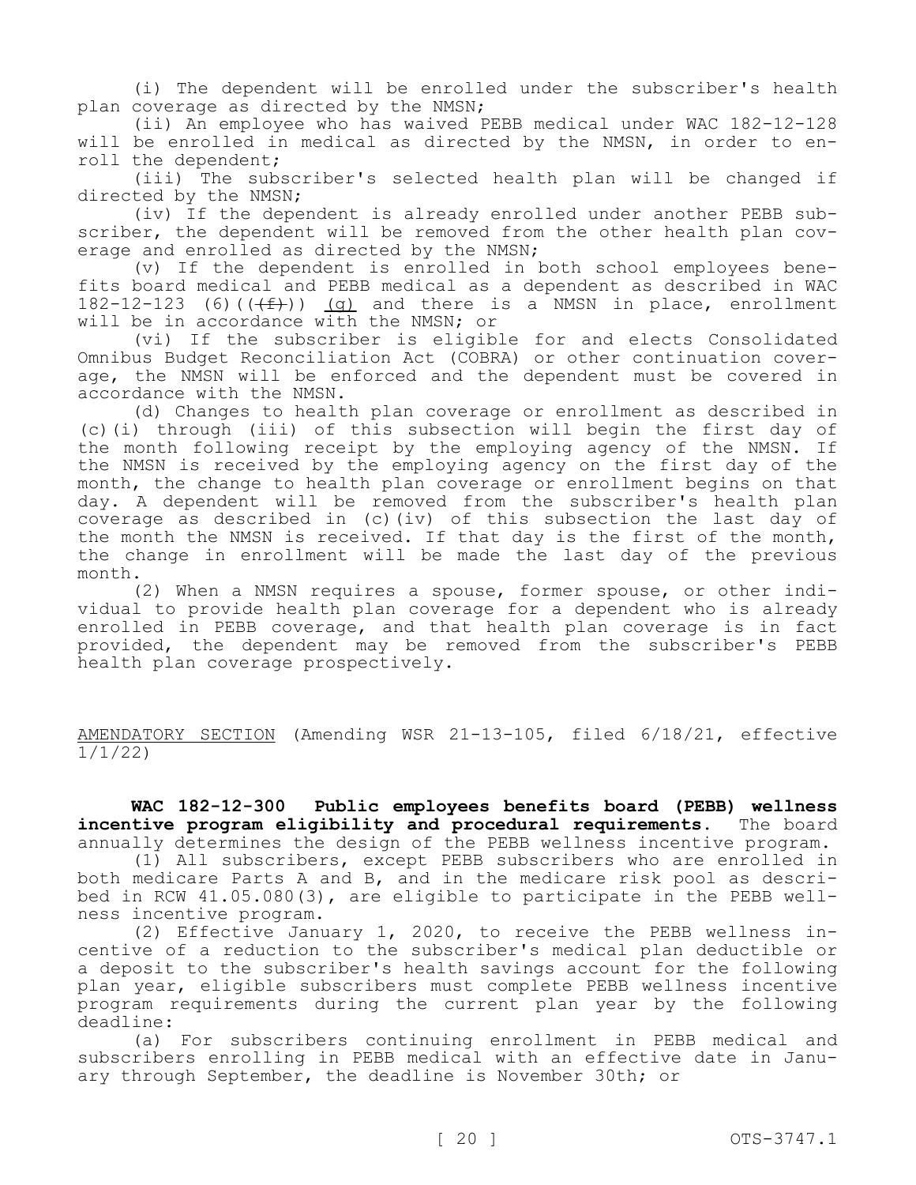(i) The dependent will be enrolled under the subscriber's health plan coverage as directed by the NMSN;

(ii) An employee who has waived PEBB medical under WAC 182-12-128 will be enrolled in medical as directed by the NMSN, in order to enroll the dependent;

(iii) The subscriber's selected health plan will be changed if directed by the NMSN;

(iv) If the dependent is already enrolled under another PEBB subscriber, the dependent will be removed from the other health plan coverage and enrolled as directed by the NMSN;

(v) If the dependent is enrolled in both school employees benefits board medical and PEBB medical as a dependent as described in WAC 182-12-123 (6)((~~(f)~~)) <u>(g)</u> and there is a NMSN in place, enrollment will be in accordance with the NMSN; or

(vi) If the subscriber is eligible for and elects Consolidated Omnibus Budget Reconciliation Act (COBRA) or other continuation coverage, the NMSN will be enforced and the dependent must be covered in accordance with the NMSN.

(d) Changes to health plan coverage or enrollment as described in (c)(i) through (iii) of this subsection will begin the first day of the month following receipt by the employing agency of the NMSN. If the NMSN is received by the employing agency on the first day of the month, the change to health plan coverage or enrollment begins on that day. A dependent will be removed from the subscriber's health plan coverage as described in (c)(iv) of this subsection the last day of the month the NMSN is received. If that day is the first of the month, the change in enrollment will be made the last day of the previous month.

(2) When a NMSN requires a spouse, former spouse, or other individual to provide health plan coverage for a dependent who is already enrolled in PEBB coverage, and that health plan coverage is in fact provided, the dependent may be removed from the subscriber's PEBB health plan coverage prospectively.

<u>AMENDATORY SECTION</u> (Amending WSR 21-13-105, filed 6/18/21, effective 1/1/22)

**WAC 182-12-300 Public employees benefits board (PEBB) wellness incentive program eligibility and procedural requirements.** The board annually determines the design of the PEBB wellness incentive program.

(1) All subscribers, except PEBB subscribers who are enrolled in both medicare Parts A and B, and in the medicare risk pool as described in RCW 41.05.080(3), are eligible to participate in the PEBB wellness incentive program.

(2) Effective January 1, 2020, to receive the PEBB wellness incentive of a reduction to the subscriber's medical plan deductible or a deposit to the subscriber's health savings account for the following plan year, eligible subscribers must complete PEBB wellness incentive program requirements during the current plan year by the following deadline:

(a) For subscribers continuing enrollment in PEBB medical and subscribers enrolling in PEBB medical with an effective date in January through September, the deadline is November 30th; or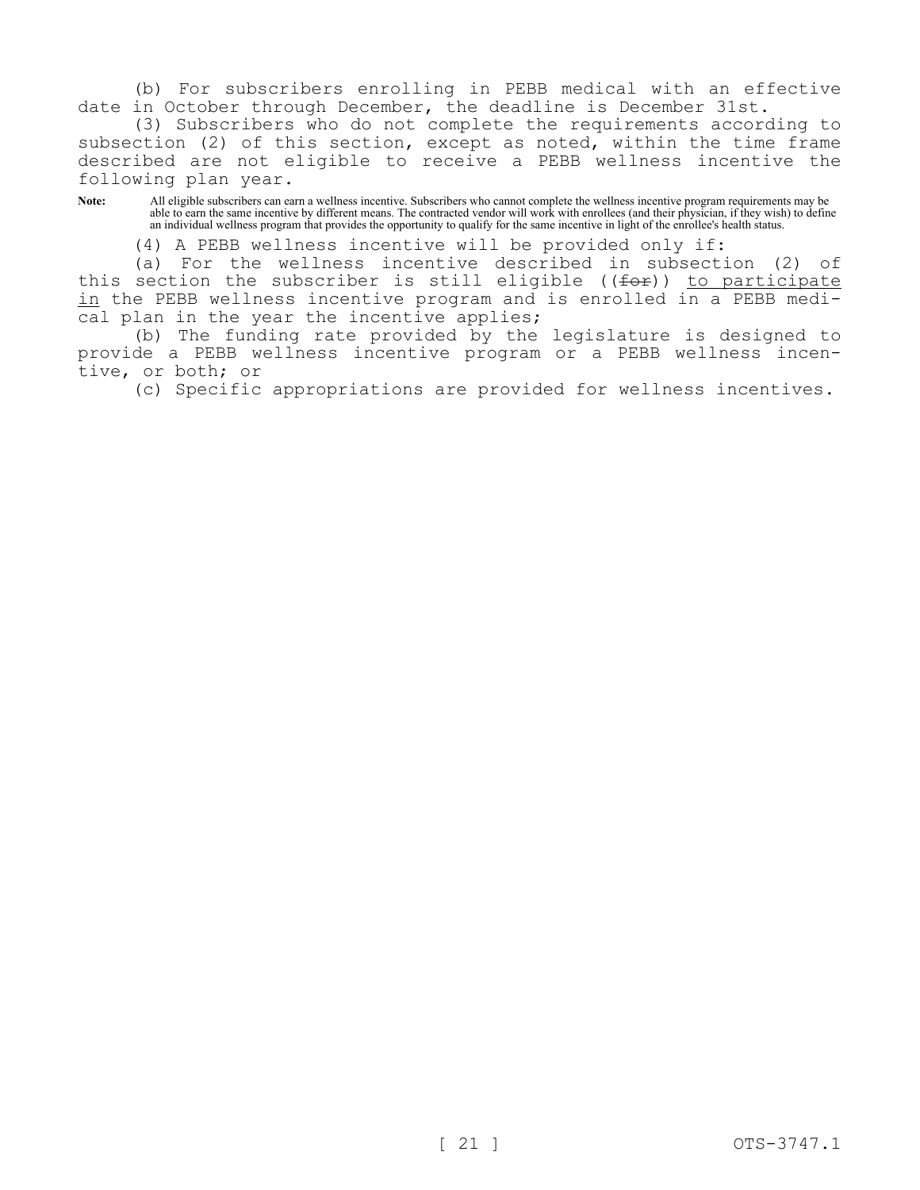(b) For subscribers enrolling in PEBB medical with an effective date in October through December, the deadline is December 31st.

(3) Subscribers who do not complete the requirements according to subsection (2) of this section, except as noted, within the time frame described are not eligible to receive a PEBB wellness incentive the following plan year.

**Note:** All eligible subscribers can earn a wellness incentive. Subscribers who cannot complete the wellness incentive program requirements may be able to earn the same incentive by different means. The contracted vendor will work with enrollees (and their physician, if they wish) to define an individual wellness program that provides the opportunity to qualify for the same incentive in light of the enrollee's health status.

(4) A PEBB wellness incentive will be provided only if:

(a) For the wellness incentive described in subsection (2) of this section the subscriber is still eligible ((~~for~~)) <u>to participate in</u> the PEBB wellness incentive program and is enrolled in a PEBB medical plan in the year the incentive applies;

(b) The funding rate provided by the legislature is designed to provide a PEBB wellness incentive program or a PEBB wellness incentive, or both; or

(c) Specific appropriations are provided for wellness incentives.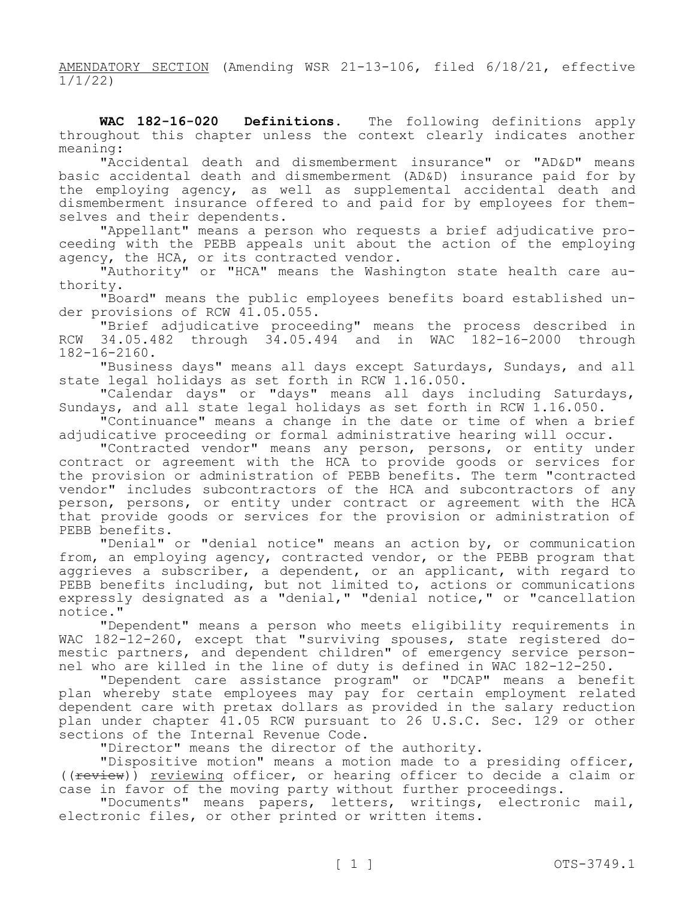AMENDATORY SECTION (Amending WSR 21-13-106, filed 6/18/21, effective 1/1/22)

**WAC 182-16-020 Definitions.** The following definitions apply throughout this chapter unless the context clearly indicates another meaning:

"Accidental death and dismemberment insurance" or "AD&D" means basic accidental death and dismemberment (AD&D) insurance paid for by the employing agency, as well as supplemental accidental death and dismemberment insurance offered to and paid for by employees for themselves and their dependents.

"Appellant" means a person who requests a brief adjudicative proceeding with the PEBB appeals unit about the action of the employing agency, the HCA, or its contracted vendor.

"Authority" or "HCA" means the Washington state health care authority.

"Board" means the public employees benefits board established under provisions of RCW 41.05.055.

"Brief adjudicative proceeding" means the process described in RCW 34.05.482 through 34.05.494 and in WAC 182-16-2000 through 182-16-2160.

"Business days" means all days except Saturdays, Sundays, and all state legal holidays as set forth in RCW 1.16.050.

"Calendar days" or "days" means all days including Saturdays, Sundays, and all state legal holidays as set forth in RCW 1.16.050.

"Continuance" means a change in the date or time of when a brief adjudicative proceeding or formal administrative hearing will occur.

"Contracted vendor" means any person, persons, or entity under contract or agreement with the HCA to provide goods or services for the provision or administration of PEBB benefits. The term "contracted vendor" includes subcontractors of the HCA and subcontractors of any person, persons, or entity under contract or agreement with the HCA that provide goods or services for the provision or administration of PEBB benefits.

"Denial" or "denial notice" means an action by, or communication from, an employing agency, contracted vendor, or the PEBB program that aggrieves a subscriber, a dependent, or an applicant, with regard to PEBB benefits including, but not limited to, actions or communications expressly designated as a "denial," "denial notice," or "cancellation notice."

"Dependent" means a person who meets eligibility requirements in WAC 182-12-260, except that "surviving spouses, state registered domestic partners, and dependent children" of emergency service personnel who are killed in the line of duty is defined in WAC 182-12-250.

"Dependent care assistance program" or "DCAP" means a benefit plan whereby state employees may pay for certain employment related dependent care with pretax dollars as provided in the salary reduction plan under chapter 41.05 RCW pursuant to 26 U.S.C. Sec. 129 or other sections of the Internal Revenue Code.

"Director" means the director of the authority.

"Dispositive motion" means a motion made to a presiding officer, ((~~review~~)) reviewing officer, or hearing officer to decide a claim or case in favor of the moving party without further proceedings.

"Documents" means papers, letters, writings, electronic mail, electronic files, or other printed or written items.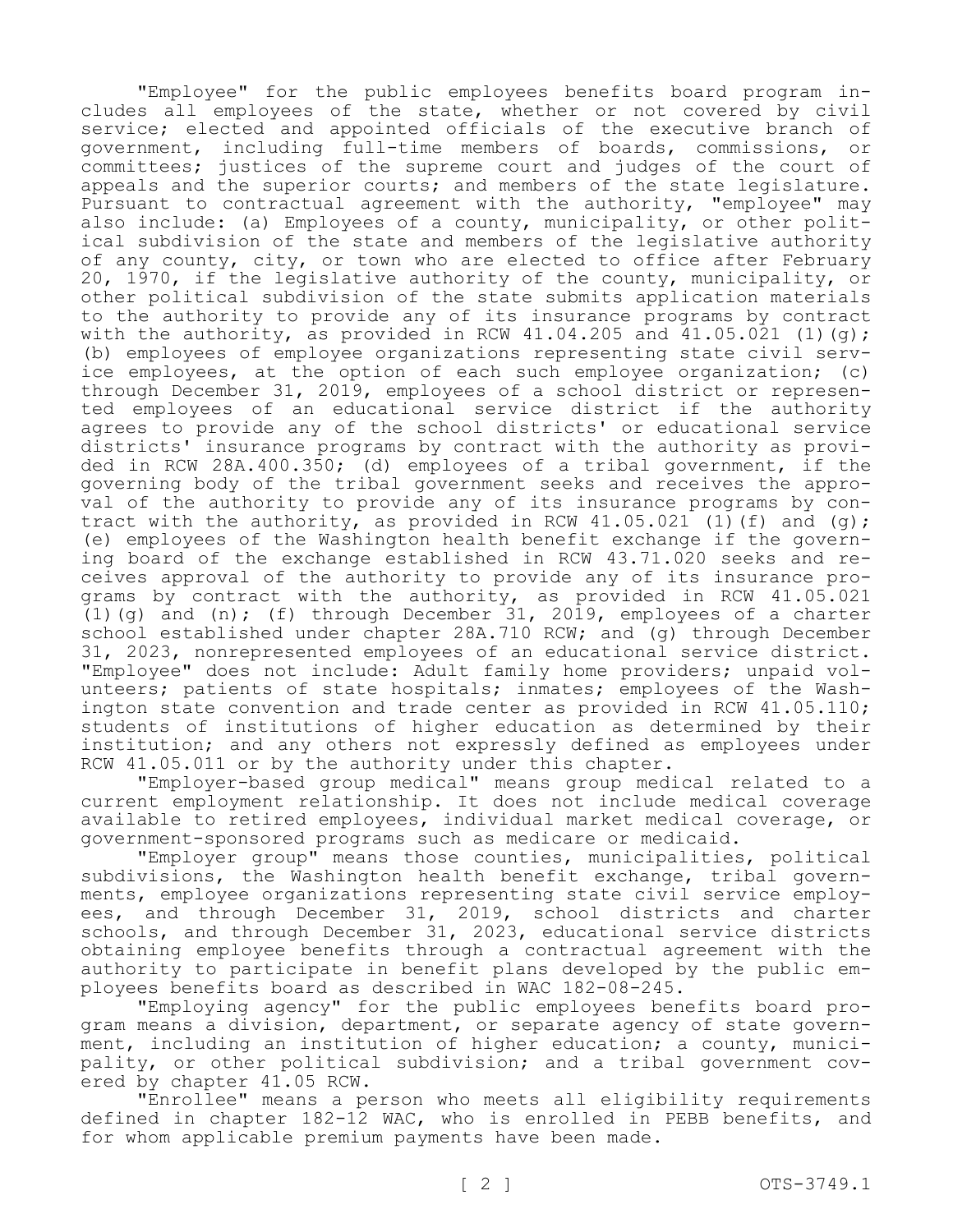"Employee" for the public employees benefits board program includes all employees of the state, whether or not covered by civil service; elected and appointed officials of the executive branch of government, including full-time members of boards, commissions, or committees; justices of the supreme court and judges of the court of appeals and the superior courts; and members of the state legislature. Pursuant to contractual agreement with the authority, "employee" may also include: (a) Employees of a county, municipality, or other political subdivision of the state and members of the legislative authority of any county, city, or town who are elected to office after February 20, 1970, if the legislative authority of the county, municipality, or other political subdivision of the state submits application materials to the authority to provide any of its insurance programs by contract with the authority, as provided in RCW 41.04.205 and 41.05.021 (1)(g); (b) employees of employee organizations representing state civil service employees, at the option of each such employee organization; (c) through December 31, 2019, employees of a school district or represented employees of an educational service district if the authority agrees to provide any of the school districts' or educational service districts' insurance programs by contract with the authority as provided in RCW 28A.400.350; (d) employees of a tribal government, if the governing body of the tribal government seeks and receives the approval of the authority to provide any of its insurance programs by contract with the authority, as provided in RCW 41.05.021 (1)(f) and (g); (e) employees of the Washington health benefit exchange if the governing board of the exchange established in RCW 43.71.020 seeks and receives approval of the authority to provide any of its insurance programs by contract with the authority, as provided in RCW 41.05.021 (1)(g) and (n); (f) through December 31, 2019, employees of a charter school established under chapter 28A.710 RCW; and (g) through December 31, 2023, nonrepresented employees of an educational service district. "Employee" does not include: Adult family home providers; unpaid volunteers; patients of state hospitals; inmates; employees of the Washington state convention and trade center as provided in RCW 41.05.110; students of institutions of higher education as determined by their institution; and any others not expressly defined as employees under RCW 41.05.011 or by the authority under this chapter.

"Employer-based group medical" means group medical related to a current employment relationship. It does not include medical coverage available to retired employees, individual market medical coverage, or government-sponsored programs such as medicare or medicaid.

"Employer group" means those counties, municipalities, political subdivisions, the Washington health benefit exchange, tribal governments, employee organizations representing state civil service employees, and through December 31, 2019, school districts and charter schools, and through December 31, 2023, educational service districts obtaining employee benefits through a contractual agreement with the authority to participate in benefit plans developed by the public employees benefits board as described in WAC 182-08-245.

"Employing agency" for the public employees benefits board program means a division, department, or separate agency of state government, including an institution of higher education; a county, municipality, or other political subdivision; and a tribal government covered by chapter 41.05 RCW.

"Enrollee" means a person who meets all eligibility requirements defined in chapter 182-12 WAC, who is enrolled in PEBB benefits, and for whom applicable premium payments have been made.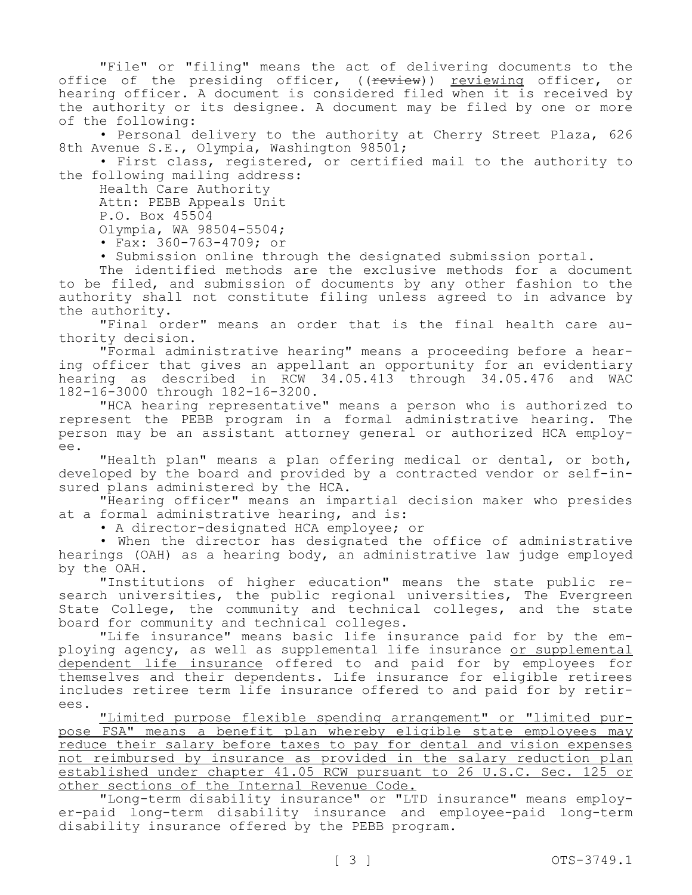"File" or "filing" means the act of delivering documents to the office of the presiding officer, ((~~review~~)) <u>reviewing</u> officer, or hearing officer. A document is considered filed when it is received by the authority or its designee. A document may be filed by one or more of the following:

• Personal delivery to the authority at Cherry Street Plaza, 626 8th Avenue S.E., Olympia, Washington 98501;

• First class, registered, or certified mail to the authority to the following mailing address:

Health Care Authority
Attn: PEBB Appeals Unit
P.O. Box 45504
Olympia, WA 98504-5504;

• Fax: 360-763-4709; or

• Submission online through the designated submission portal.

The identified methods are the exclusive methods for a document to be filed, and submission of documents by any other fashion to the authority shall not constitute filing unless agreed to in advance by the authority.

"Final order" means an order that is the final health care authority decision.

"Formal administrative hearing" means a proceeding before a hearing officer that gives an appellant an opportunity for an evidentiary hearing as described in RCW 34.05.413 through 34.05.476 and WAC 182-16-3000 through 182-16-3200.

"HCA hearing representative" means a person who is authorized to represent the PEBB program in a formal administrative hearing. The person may be an assistant attorney general or authorized HCA employee.

"Health plan" means a plan offering medical or dental, or both, developed by the board and provided by a contracted vendor or self-insured plans administered by the HCA.

"Hearing officer" means an impartial decision maker who presides at a formal administrative hearing, and is:

• A director-designated HCA employee; or

• When the director has designated the office of administrative hearings (OAH) as a hearing body, an administrative law judge employed by the OAH.

"Institutions of higher education" means the state public research universities, the public regional universities, The Evergreen State College, the community and technical colleges, and the state board for community and technical colleges.

"Life insurance" means basic life insurance paid for by the employing agency, as well as supplemental life insurance <u>or supplemental dependent life insurance</u> offered to and paid for by employees for themselves and their dependents. Life insurance for eligible retirees includes retiree term life insurance offered to and paid for by retirees.

<u>"Limited purpose flexible spending arrangement" or "limited purpose FSA" means a benefit plan whereby eligible state employees may reduce their salary before taxes to pay for dental and vision expenses not reimbursed by insurance as provided in the salary reduction plan established under chapter 41.05 RCW pursuant to 26 U.S.C. Sec. 125 or other sections of the Internal Revenue Code.</u>

"Long-term disability insurance" or "LTD insurance" means employer-paid long-term disability insurance and employee-paid long-term disability insurance offered by the PEBB program.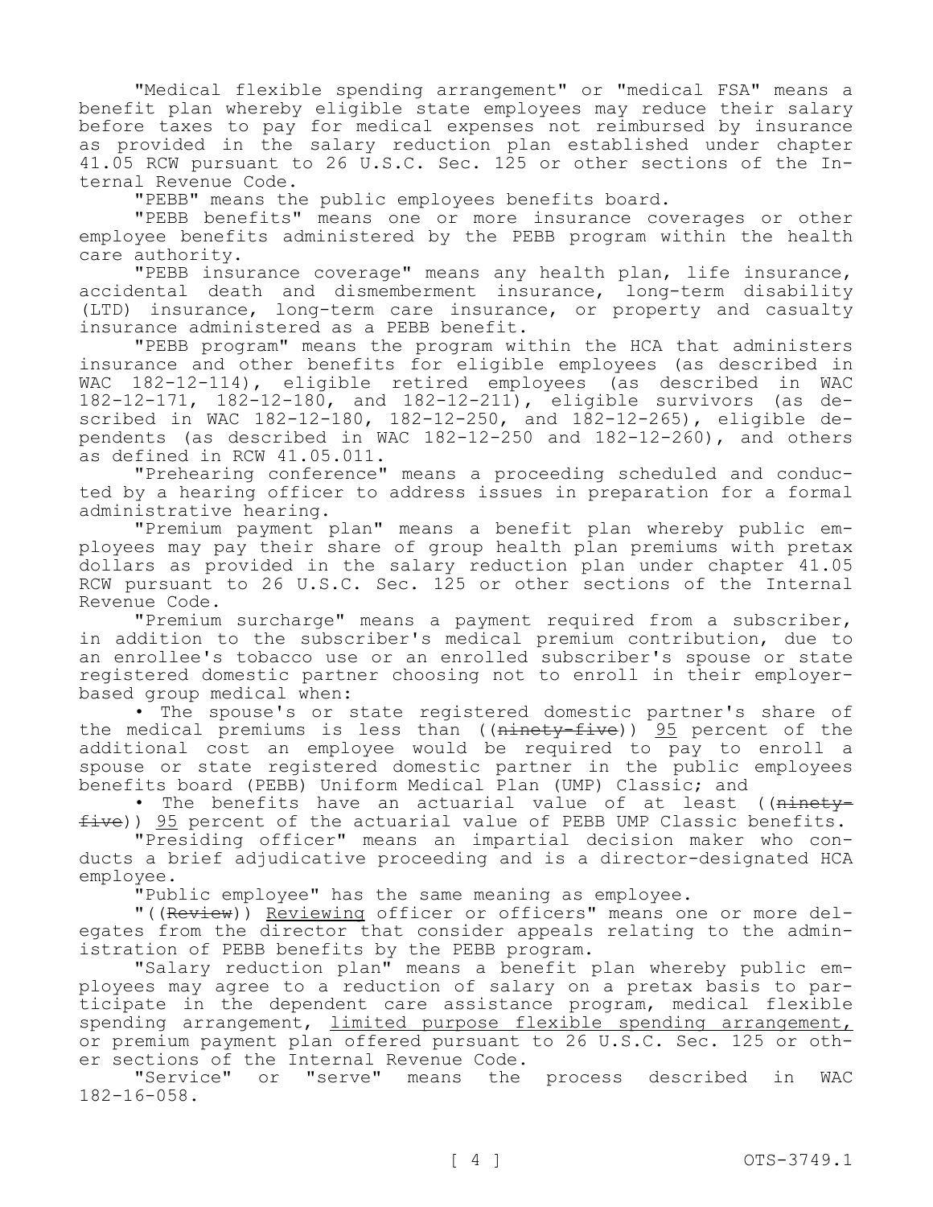"Medical flexible spending arrangement" or "medical FSA" means a benefit plan whereby eligible state employees may reduce their salary before taxes to pay for medical expenses not reimbursed by insurance as provided in the salary reduction plan established under chapter 41.05 RCW pursuant to 26 U.S.C. Sec. 125 or other sections of the Internal Revenue Code.

"PEBB" means the public employees benefits board.

"PEBB benefits" means one or more insurance coverages or other employee benefits administered by the PEBB program within the health care authority.

"PEBB insurance coverage" means any health plan, life insurance, accidental death and dismemberment insurance, long-term disability (LTD) insurance, long-term care insurance, or property and casualty insurance administered as a PEBB benefit.

"PEBB program" means the program within the HCA that administers insurance and other benefits for eligible employees (as described in WAC 182-12-114), eligible retired employees (as described in WAC 182-12-171, 182-12-180, and 182-12-211), eligible survivors (as described in WAC 182-12-180, 182-12-250, and 182-12-265), eligible dependents (as described in WAC 182-12-250 and 182-12-260), and others as defined in RCW 41.05.011.

"Prehearing conference" means a proceeding scheduled and conducted by a hearing officer to address issues in preparation for a formal administrative hearing.

"Premium payment plan" means a benefit plan whereby public employees may pay their share of group health plan premiums with pretax dollars as provided in the salary reduction plan under chapter 41.05 RCW pursuant to 26 U.S.C. Sec. 125 or other sections of the Internal Revenue Code.

"Premium surcharge" means a payment required from a subscriber, in addition to the subscriber's medical premium contribution, due to an enrollee's tobacco use or an enrolled subscriber's spouse or state registered domestic partner choosing not to enroll in their employer-based group medical when:

• The spouse's or state registered domestic partner's share of the medical premiums is less than ((~~ninety-five~~)) <u>95</u> percent of the additional cost an employee would be required to pay to enroll a spouse or state registered domestic partner in the public employees benefits board (PEBB) Uniform Medical Plan (UMP) Classic; and

• The benefits have an actuarial value of at least ((~~ninety-five~~)) <u>95</u> percent of the actuarial value of PEBB UMP Classic benefits.

"Presiding officer" means an impartial decision maker who conducts a brief adjudicative proceeding and is a director-designated HCA employee.

"Public employee" has the same meaning as employee.

"((~~Review~~)) <u>Reviewing</u> officer or officers" means one or more delegates from the director that consider appeals relating to the administration of PEBB benefits by the PEBB program.

"Salary reduction plan" means a benefit plan whereby public employees may agree to a reduction of salary on a pretax basis to participate in the dependent care assistance program, medical flexible spending arrangement, <u>limited purpose flexible spending arrangement,</u> or premium payment plan offered pursuant to 26 U.S.C. Sec. 125 or other sections of the Internal Revenue Code.

"Service" or "serve" means the process described in WAC 182-16-058.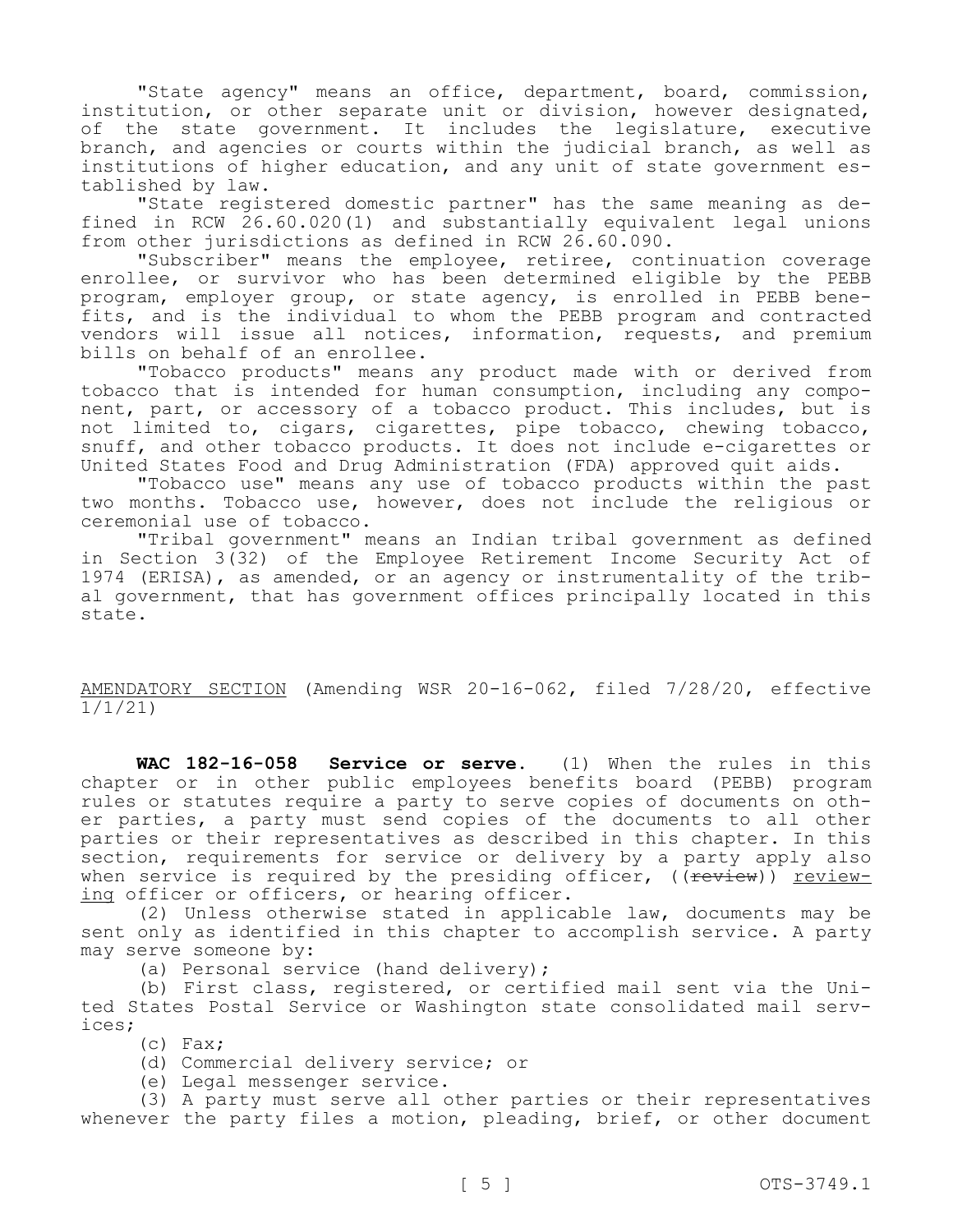"State agency" means an office, department, board, commission, institution, or other separate unit or division, however designated, of the state government. It includes the legislature, executive branch, and agencies or courts within the judicial branch, as well as institutions of higher education, and any unit of state government established by law.

"State registered domestic partner" has the same meaning as defined in RCW 26.60.020(1) and substantially equivalent legal unions from other jurisdictions as defined in RCW 26.60.090.

"Subscriber" means the employee, retiree, continuation coverage enrollee, or survivor who has been determined eligible by the PEBB program, employer group, or state agency, is enrolled in PEBB benefits, and is the individual to whom the PEBB program and contracted vendors will issue all notices, information, requests, and premium bills on behalf of an enrollee.

"Tobacco products" means any product made with or derived from tobacco that is intended for human consumption, including any component, part, or accessory of a tobacco product. This includes, but is not limited to, cigars, cigarettes, pipe tobacco, chewing tobacco, snuff, and other tobacco products. It does not include e-cigarettes or United States Food and Drug Administration (FDA) approved quit aids.

"Tobacco use" means any use of tobacco products within the past two months. Tobacco use, however, does not include the religious or ceremonial use of tobacco.

"Tribal government" means an Indian tribal government as defined in Section 3(32) of the Employee Retirement Income Security Act of 1974 (ERISA), as amended, or an agency or instrumentality of the tribal government, that has government offices principally located in this state.

AMENDATORY SECTION (Amending WSR 20-16-062, filed 7/28/20, effective 1/1/21)

**WAC 182-16-058 Service or serve.** (1) When the rules in this chapter or in other public employees benefits board (PEBB) program rules or statutes require a party to serve copies of documents on other parties, a party must send copies of the documents to all other parties or their representatives as described in this chapter. In this section, requirements for service or delivery by a party apply also when service is required by the presiding officer, ((~~review~~)) reviewing officer or officers, or hearing officer.

(2) Unless otherwise stated in applicable law, documents may be sent only as identified in this chapter to accomplish service. A party may serve someone by:

(a) Personal service (hand delivery);

(b) First class, registered, or certified mail sent via the United States Postal Service or Washington state consolidated mail services;

(c) Fax;

(d) Commercial delivery service; or

(e) Legal messenger service.

(3) A party must serve all other parties or their representatives whenever the party files a motion, pleading, brief, or other document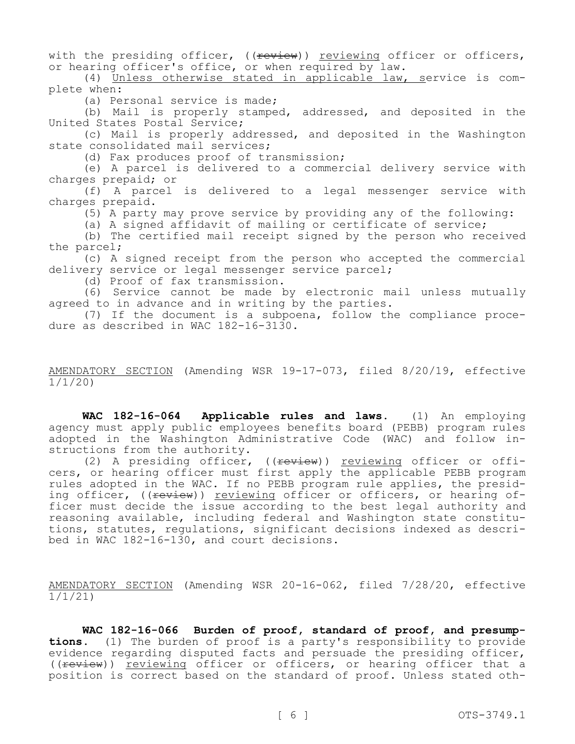with the presiding officer, ((~~review~~)) <u>reviewing</u> officer or officers, or hearing officer's office, or when required by law.

(4) <u>Unless otherwise stated in applicable law, s</u>ervice is complete when:

(a) Personal service is made;

(b) Mail is properly stamped, addressed, and deposited in the United States Postal Service;

(c) Mail is properly addressed, and deposited in the Washington state consolidated mail services;

(d) Fax produces proof of transmission;

(e) A parcel is delivered to a commercial delivery service with charges prepaid; or

(f) A parcel is delivered to a legal messenger service with charges prepaid.

(5) A party may prove service by providing any of the following:

(a) A signed affidavit of mailing or certificate of service;

(b) The certified mail receipt signed by the person who received the parcel;

(c) A signed receipt from the person who accepted the commercial delivery service or legal messenger service parcel;

(d) Proof of fax transmission.

(6) Service cannot be made by electronic mail unless mutually agreed to in advance and in writing by the parties.

(7) If the document is a subpoena, follow the compliance procedure as described in WAC 182-16-3130.

<u>AMENDATORY SECTION</u> (Amending WSR 19-17-073, filed 8/20/19, effective 1/1/20)

**WAC 182-16-064 Applicable rules and laws.** (1) An employing agency must apply public employees benefits board (PEBB) program rules adopted in the Washington Administrative Code (WAC) and follow instructions from the authority.

(2) A presiding officer, ((~~review~~)) <u>reviewing</u> officer or officers, or hearing officer must first apply the applicable PEBB program rules adopted in the WAC. If no PEBB program rule applies, the presiding officer, ((~~review~~)) <u>reviewing</u> officer or officers, or hearing officer must decide the issue according to the best legal authority and reasoning available, including federal and Washington state constitutions, statutes, regulations, significant decisions indexed as described in WAC 182-16-130, and court decisions.

<u>AMENDATORY SECTION</u> (Amending WSR 20-16-062, filed 7/28/20, effective 1/1/21)

**WAC 182-16-066 Burden of proof, standard of proof, and presumptions.** (1) The burden of proof is a party's responsibility to provide evidence regarding disputed facts and persuade the presiding officer, ((~~review~~)) <u>reviewing</u> officer or officers, or hearing officer that a position is correct based on the standard of proof. Unless stated oth-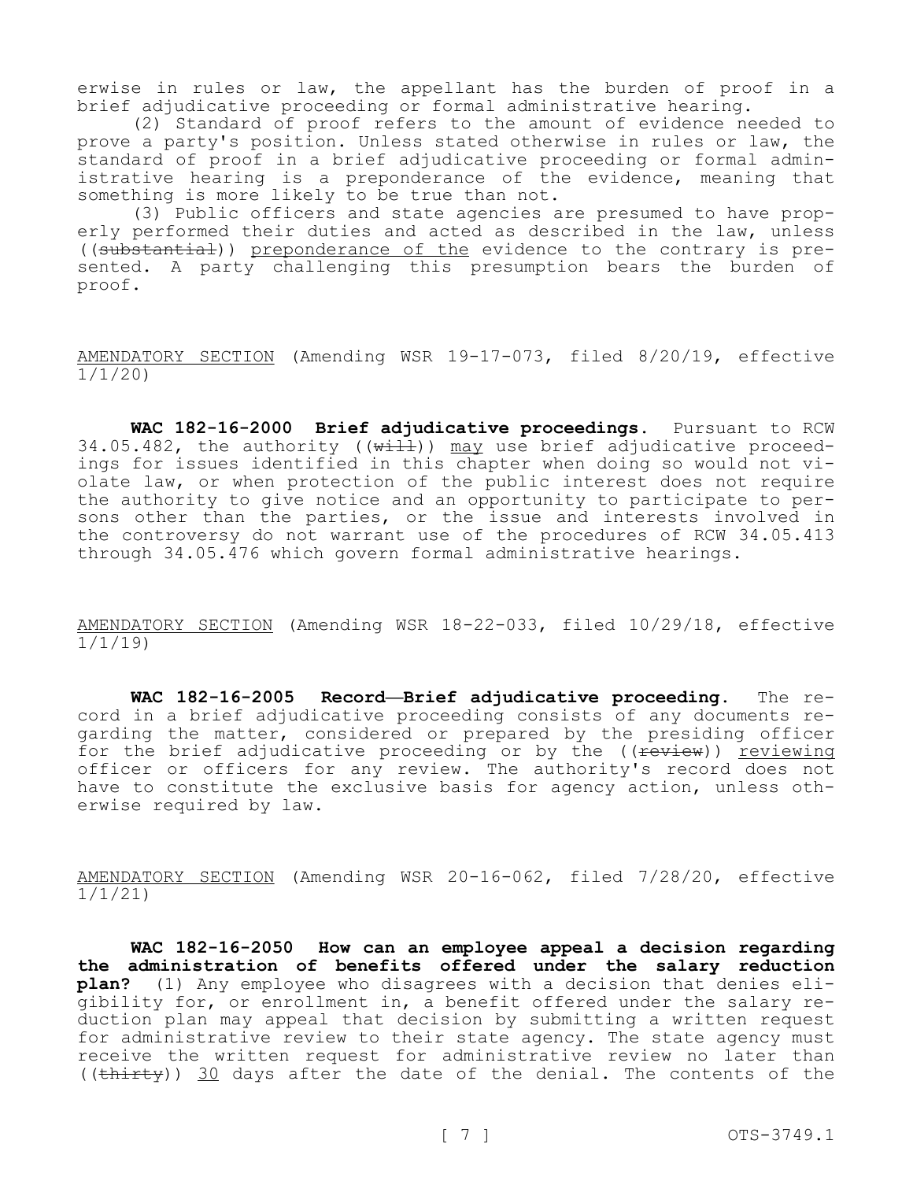erwise in rules or law, the appellant has the burden of proof in a brief adjudicative proceeding or formal administrative hearing.

(2) Standard of proof refers to the amount of evidence needed to prove a party's position. Unless stated otherwise in rules or law, the standard of proof in a brief adjudicative proceeding or formal administrative hearing is a preponderance of the evidence, meaning that something is more likely to be true than not.

(3) Public officers and state agencies are presumed to have properly performed their duties and acted as described in the law, unless ((~~substantial~~)) <u>preponderance of the</u> evidence to the contrary is presented. A party challenging this presumption bears the burden of proof.

<u>AMENDATORY SECTION</u> (Amending WSR 19-17-073, filed 8/20/19, effective 1/1/20)

**WAC 182-16-2000 Brief adjudicative proceedings.** Pursuant to RCW 34.05.482, the authority ((~~will~~)) <u>may</u> use brief adjudicative proceedings for issues identified in this chapter when doing so would not violate law, or when protection of the public interest does not require the authority to give notice and an opportunity to participate to persons other than the parties, or the issue and interests involved in the controversy do not warrant use of the procedures of RCW 34.05.413 through 34.05.476 which govern formal administrative hearings.

<u>AMENDATORY SECTION</u> (Amending WSR 18-22-033, filed 10/29/18, effective 1/1/19)

**WAC 182-16-2005 Record—Brief adjudicative proceeding.** The record in a brief adjudicative proceeding consists of any documents regarding the matter, considered or prepared by the presiding officer for the brief adjudicative proceeding or by the ((~~review~~)) <u>reviewing</u> officer or officers for any review. The authority's record does not have to constitute the exclusive basis for agency action, unless otherwise required by law.

<u>AMENDATORY SECTION</u> (Amending WSR 20-16-062, filed 7/28/20, effective 1/1/21)

**WAC 182-16-2050 How can an employee appeal a decision regarding the administration of benefits offered under the salary reduction plan?** (1) Any employee who disagrees with a decision that denies eligibility for, or enrollment in, a benefit offered under the salary reduction plan may appeal that decision by submitting a written request for administrative review to their state agency. The state agency must receive the written request for administrative review no later than ((~~thirty~~)) <u>30</u> days after the date of the denial. The contents of the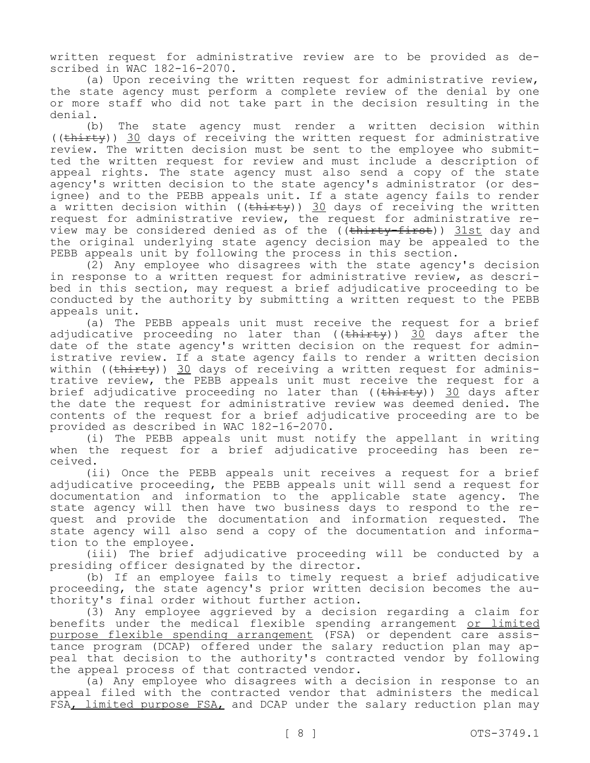written request for administrative review are to be provided as described in WAC 182-16-2070.

(a) Upon receiving the written request for administrative review, the state agency must perform a complete review of the denial by one or more staff who did not take part in the decision resulting in the denial.

(b) The state agency must render a written decision within ((~~thirty~~)) 30 days of receiving the written request for administrative review. The written decision must be sent to the employee who submitted the written request for review and must include a description of appeal rights. The state agency must also send a copy of the state agency's written decision to the state agency's administrator (or designee) and to the PEBB appeals unit. If a state agency fails to render a written decision within ((~~thirty~~)) 30 days of receiving the written request for administrative review, the request for administrative review may be considered denied as of the ((~~thirty-first~~)) 31st day and the original underlying state agency decision may be appealed to the PEBB appeals unit by following the process in this section.

(2) Any employee who disagrees with the state agency's decision in response to a written request for administrative review, as described in this section, may request a brief adjudicative proceeding to be conducted by the authority by submitting a written request to the PEBB appeals unit.

(a) The PEBB appeals unit must receive the request for a brief adjudicative proceeding no later than ((~~thirty~~)) 30 days after the date of the state agency's written decision on the request for administrative review. If a state agency fails to render a written decision within ((~~thirty~~)) 30 days of receiving a written request for administrative review, the PEBB appeals unit must receive the request for a brief adjudicative proceeding no later than ((~~thirty~~)) 30 days after the date the request for administrative review was deemed denied. The contents of the request for a brief adjudicative proceeding are to be provided as described in WAC 182-16-2070.

(i) The PEBB appeals unit must notify the appellant in writing when the request for a brief adjudicative proceeding has been received.

(ii) Once the PEBB appeals unit receives a request for a brief adjudicative proceeding, the PEBB appeals unit will send a request for documentation and information to the applicable state agency. The state agency will then have two business days to respond to the request and provide the documentation and information requested. The state agency will also send a copy of the documentation and information to the employee.

(iii) The brief adjudicative proceeding will be conducted by a presiding officer designated by the director.

(b) If an employee fails to timely request a brief adjudicative proceeding, the state agency's prior written decision becomes the authority's final order without further action.

(3) Any employee aggrieved by a decision regarding a claim for benefits under the medical flexible spending arrangement <u>or limited purpose flexible spending arrangement</u> (FSA) or dependent care assistance program (DCAP) offered under the salary reduction plan may appeal that decision to the authority's contracted vendor by following the appeal process of that contracted vendor.

(a) Any employee who disagrees with a decision in response to an appeal filed with the contracted vendor that administers the medical FSA<u>, limited purpose FSA,</u> and DCAP under the salary reduction plan may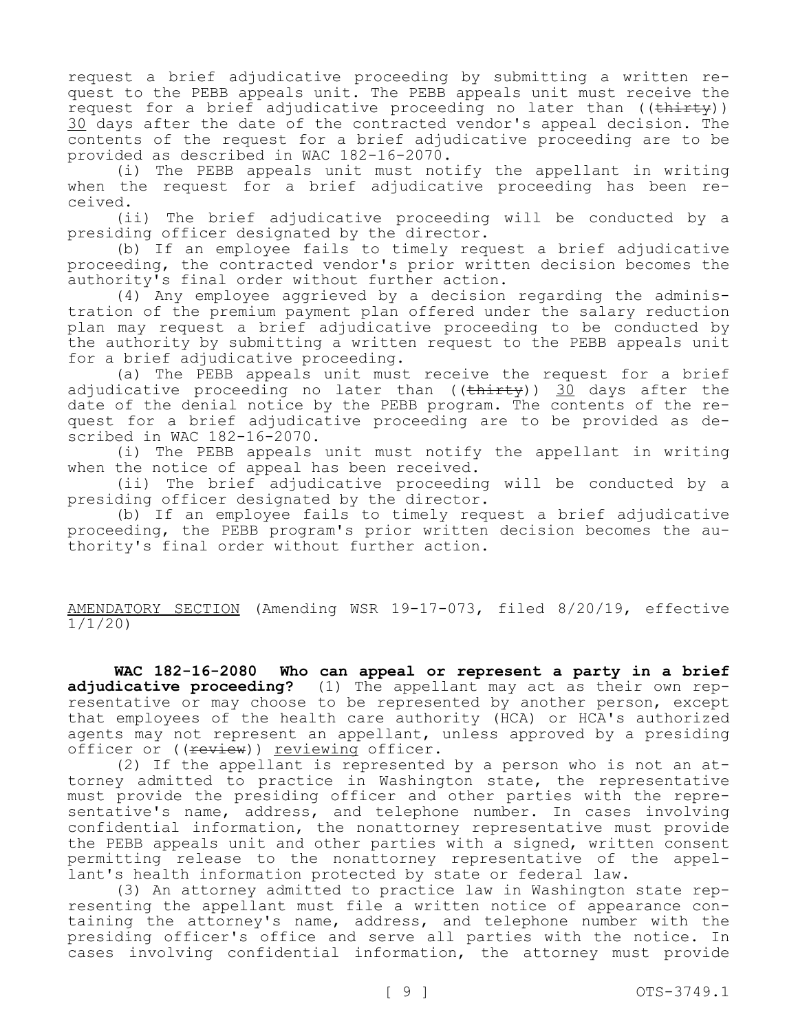request a brief adjudicative proceeding by submitting a written request to the PEBB appeals unit. The PEBB appeals unit must receive the request for a brief adjudicative proceeding no later than ((~~thirty~~)) 30 days after the date of the contracted vendor's appeal decision. The contents of the request for a brief adjudicative proceeding are to be provided as described in WAC 182-16-2070.

(i) The PEBB appeals unit must notify the appellant in writing when the request for a brief adjudicative proceeding has been received.

(ii) The brief adjudicative proceeding will be conducted by a presiding officer designated by the director.

(b) If an employee fails to timely request a brief adjudicative proceeding, the contracted vendor's prior written decision becomes the authority's final order without further action.

(4) Any employee aggrieved by a decision regarding the administration of the premium payment plan offered under the salary reduction plan may request a brief adjudicative proceeding to be conducted by the authority by submitting a written request to the PEBB appeals unit for a brief adjudicative proceeding.

(a) The PEBB appeals unit must receive the request for a brief adjudicative proceeding no later than ((~~thirty~~)) 30 days after the date of the denial notice by the PEBB program. The contents of the request for a brief adjudicative proceeding are to be provided as described in WAC 182-16-2070.

(i) The PEBB appeals unit must notify the appellant in writing when the notice of appeal has been received.

(ii) The brief adjudicative proceeding will be conducted by a presiding officer designated by the director.

(b) If an employee fails to timely request a brief adjudicative proceeding, the PEBB program's prior written decision becomes the authority's final order without further action.

AMENDATORY SECTION (Amending WSR 19-17-073, filed 8/20/19, effective 1/1/20)

**WAC 182-16-2080 Who can appeal or represent a party in a brief adjudicative proceeding?** (1) The appellant may act as their own representative or may choose to be represented by another person, except that employees of the health care authority (HCA) or HCA's authorized agents may not represent an appellant, unless approved by a presiding officer or ((~~review~~)) reviewing officer.

(2) If the appellant is represented by a person who is not an attorney admitted to practice in Washington state, the representative must provide the presiding officer and other parties with the representative's name, address, and telephone number. In cases involving confidential information, the nonattorney representative must provide the PEBB appeals unit and other parties with a signed, written consent permitting release to the nonattorney representative of the appellant's health information protected by state or federal law.

(3) An attorney admitted to practice law in Washington state representing the appellant must file a written notice of appearance containing the attorney's name, address, and telephone number with the presiding officer's office and serve all parties with the notice. In cases involving confidential information, the attorney must provide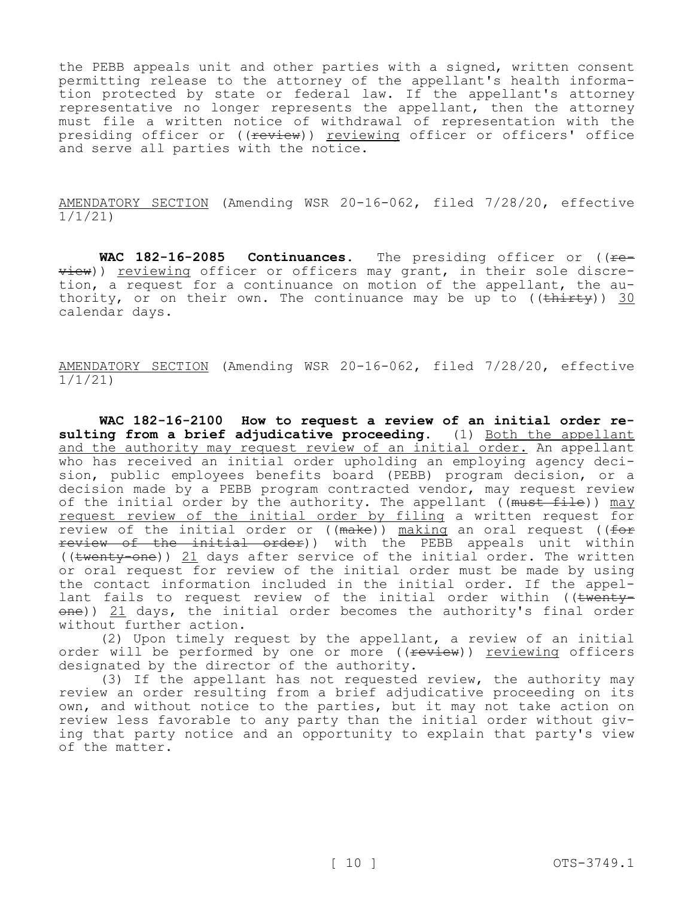the PEBB appeals unit and other parties with a signed, written consent permitting release to the attorney of the appellant's health information protected by state or federal law. If the appellant's attorney representative no longer represents the appellant, then the attorney must file a written notice of withdrawal of representation with the presiding officer or ((~~review~~)) reviewing officer or officers' office and serve all parties with the notice.

AMENDATORY SECTION (Amending WSR 20-16-062, filed 7/28/20, effective 1/1/21)

**WAC 182-16-2085 Continuances.** The presiding officer or ((~~review~~)) reviewing officer or officers may grant, in their sole discretion, a request for a continuance on motion of the appellant, the authority, or on their own. The continuance may be up to ((~~thirty~~)) 30 calendar days.

AMENDATORY SECTION (Amending WSR 20-16-062, filed 7/28/20, effective 1/1/21)

**WAC 182-16-2100 How to request a review of an initial order resulting from a brief adjudicative proceeding.** (1) Both the appellant and the authority may request review of an initial order. An appellant who has received an initial order upholding an employing agency decision, public employees benefits board (PEBB) program decision, or a decision made by a PEBB program contracted vendor, may request review of the initial order by the authority. The appellant ((~~must file~~)) may request review of the initial order by filing a written request for review of the initial order or ((~~make~~)) making an oral request ((~~for review of the initial order~~)) with the PEBB appeals unit within ((~~twenty-one~~)) 21 days after service of the initial order. The written or oral request for review of the initial order must be made by using the contact information included in the initial order. If the appellant fails to request review of the initial order within ((~~twenty-one~~)) 21 days, the initial order becomes the authority's final order without further action.

(2) Upon timely request by the appellant, a review of an initial order will be performed by one or more ((~~review~~)) reviewing officers designated by the director of the authority.

(3) If the appellant has not requested review, the authority may review an order resulting from a brief adjudicative proceeding on its own, and without notice to the parties, but it may not take action on review less favorable to any party than the initial order without giving that party notice and an opportunity to explain that party's view of the matter.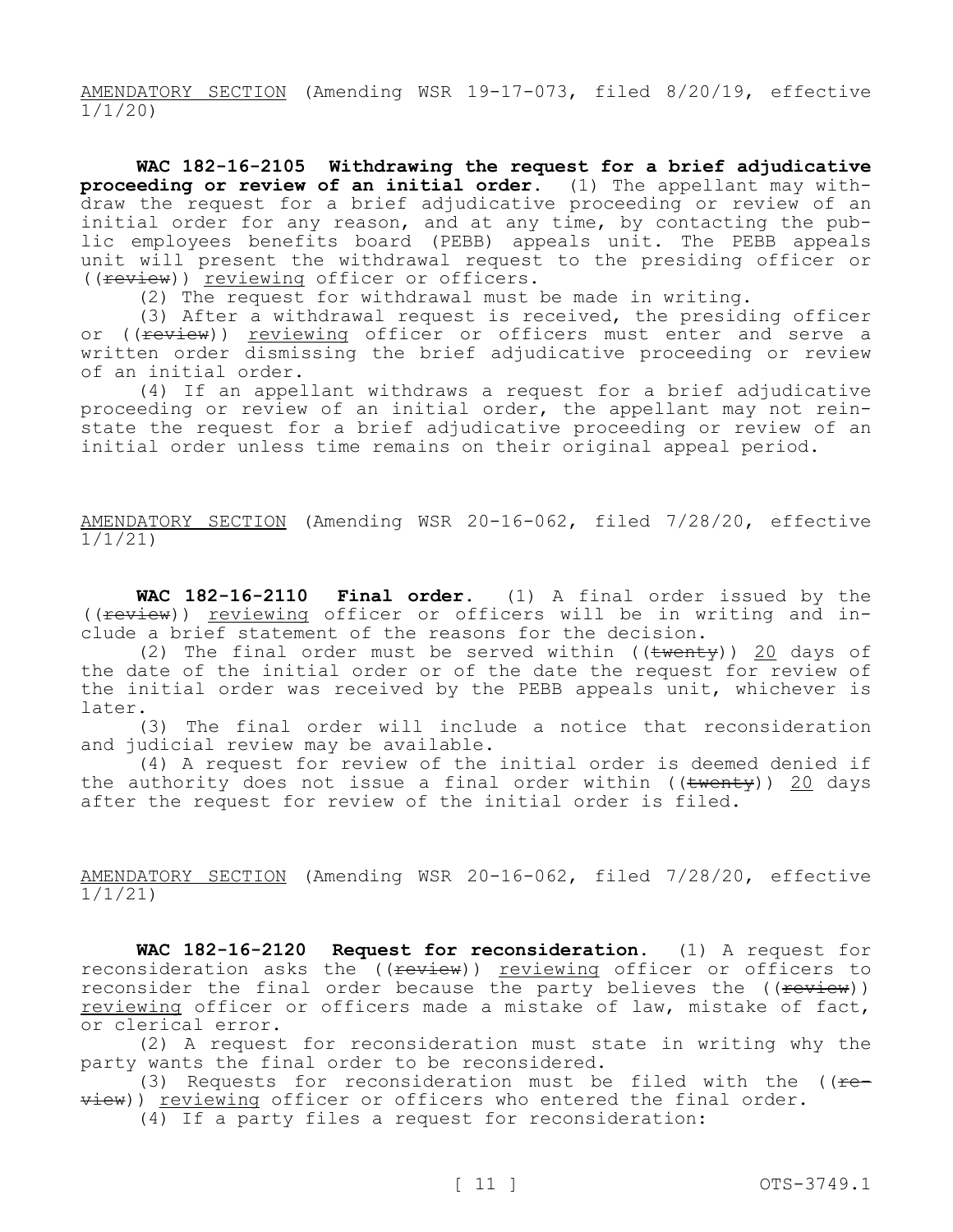AMENDATORY SECTION (Amending WSR 19-17-073, filed 8/20/19, effective 1/1/20)

**WAC 182-16-2105 Withdrawing the request for a brief adjudicative proceeding or review of an initial order.** (1) The appellant may withdraw the request for a brief adjudicative proceeding or review of an initial order for any reason, and at any time, by contacting the public employees benefits board (PEBB) appeals unit. The PEBB appeals unit will present the withdrawal request to the presiding officer or ((~~review~~)) reviewing officer or officers.

(2) The request for withdrawal must be made in writing.

(3) After a withdrawal request is received, the presiding officer or ((~~review~~)) reviewing officer or officers must enter and serve a written order dismissing the brief adjudicative proceeding or review of an initial order.

(4) If an appellant withdraws a request for a brief adjudicative proceeding or review of an initial order, the appellant may not reinstate the request for a brief adjudicative proceeding or review of an initial order unless time remains on their original appeal period.

AMENDATORY SECTION (Amending WSR 20-16-062, filed 7/28/20, effective 1/1/21)

**WAC 182-16-2110 Final order.** (1) A final order issued by the ((~~review~~)) reviewing officer or officers will be in writing and include a brief statement of the reasons for the decision.

(2) The final order must be served within ((~~twenty~~)) 20 days of the date of the initial order or of the date the request for review of the initial order was received by the PEBB appeals unit, whichever is later.

(3) The final order will include a notice that reconsideration and judicial review may be available.

(4) A request for review of the initial order is deemed denied if the authority does not issue a final order within ((~~twenty~~)) 20 days after the request for review of the initial order is filed.

AMENDATORY SECTION (Amending WSR 20-16-062, filed 7/28/20, effective 1/1/21)

**WAC 182-16-2120 Request for reconsideration.** (1) A request for reconsideration asks the ((~~review~~)) reviewing officer or officers to reconsider the final order because the party believes the ((~~review~~)) reviewing officer or officers made a mistake of law, mistake of fact, or clerical error.

(2) A request for reconsideration must state in writing why the party wants the final order to be reconsidered.

(3) Requests for reconsideration must be filed with the ((~~review~~)) reviewing officer or officers who entered the final order.

(4) If a party files a request for reconsideration: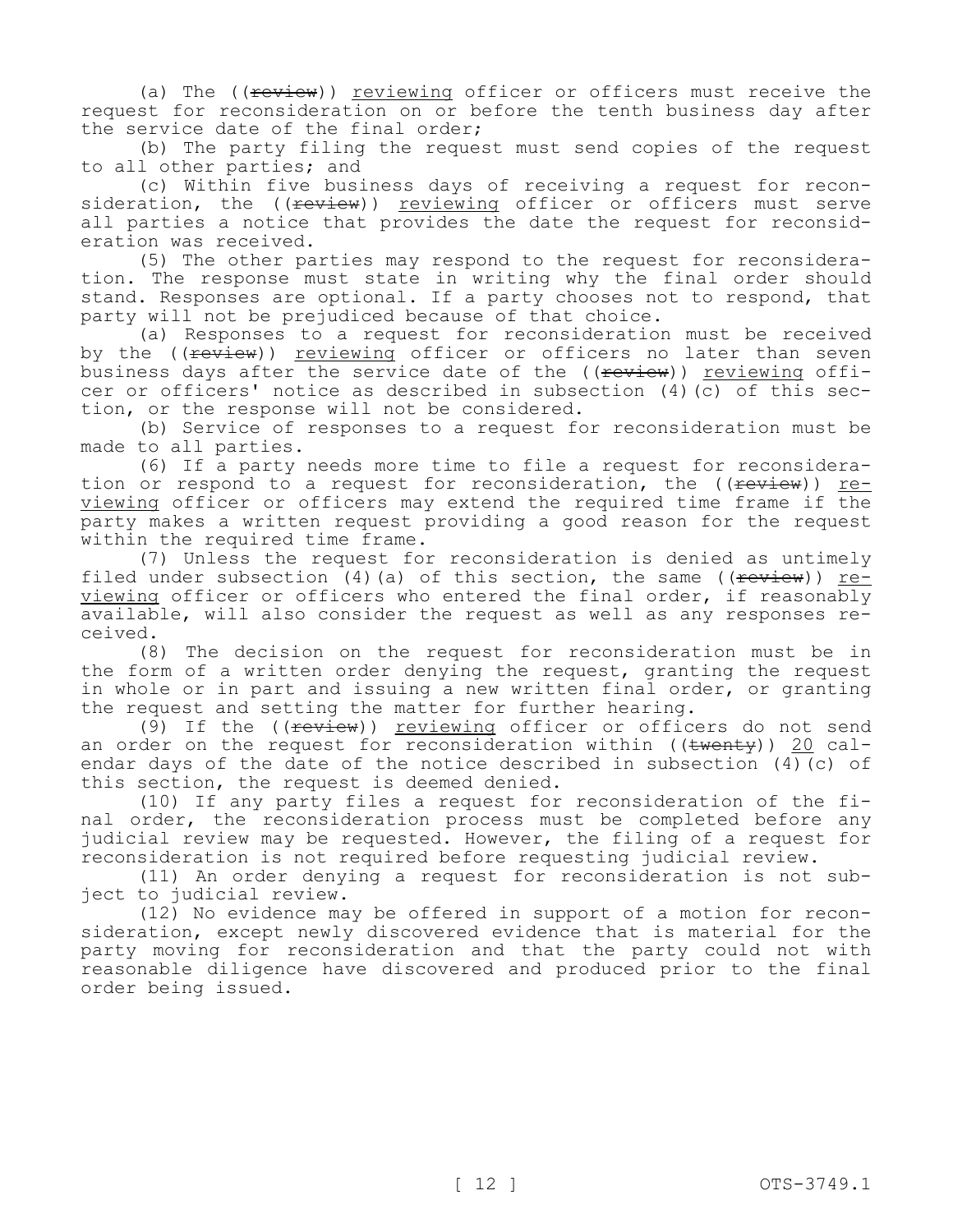(a) The ((~~review~~)) reviewing officer or officers must receive the request for reconsideration on or before the tenth business day after the service date of the final order;

(b) The party filing the request must send copies of the request to all other parties; and

(c) Within five business days of receiving a request for reconsideration, the ((~~review~~)) reviewing officer or officers must serve all parties a notice that provides the date the request for reconsideration was received.

(5) The other parties may respond to the request for reconsideration. The response must state in writing why the final order should stand. Responses are optional. If a party chooses not to respond, that party will not be prejudiced because of that choice.

(a) Responses to a request for reconsideration must be received by the ((~~review~~)) reviewing officer or officers no later than seven business days after the service date of the ((~~review~~)) reviewing officer or officers' notice as described in subsection (4)(c) of this section, or the response will not be considered.

(b) Service of responses to a request for reconsideration must be made to all parties.

(6) If a party needs more time to file a request for reconsideration or respond to a request for reconsideration, the ((~~review~~)) reviewing officer or officers may extend the required time frame if the party makes a written request providing a good reason for the request within the required time frame.

(7) Unless the request for reconsideration is denied as untimely filed under subsection (4)(a) of this section, the same ((~~review~~)) reviewing officer or officers who entered the final order, if reasonably available, will also consider the request as well as any responses received.

(8) The decision on the request for reconsideration must be in the form of a written order denying the request, granting the request in whole or in part and issuing a new written final order, or granting the request and setting the matter for further hearing.

(9) If the ((~~review~~)) reviewing officer or officers do not send an order on the request for reconsideration within ((~~twenty~~)) 20 calendar days of the date of the notice described in subsection (4)(c) of this section, the request is deemed denied.

(10) If any party files a request for reconsideration of the final order, the reconsideration process must be completed before any judicial review may be requested. However, the filing of a request for reconsideration is not required before requesting judicial review.

(11) An order denying a request for reconsideration is not subject to judicial review.

(12) No evidence may be offered in support of a motion for reconsideration, except newly discovered evidence that is material for the party moving for reconsideration and that the party could not with reasonable diligence have discovered and produced prior to the final order being issued.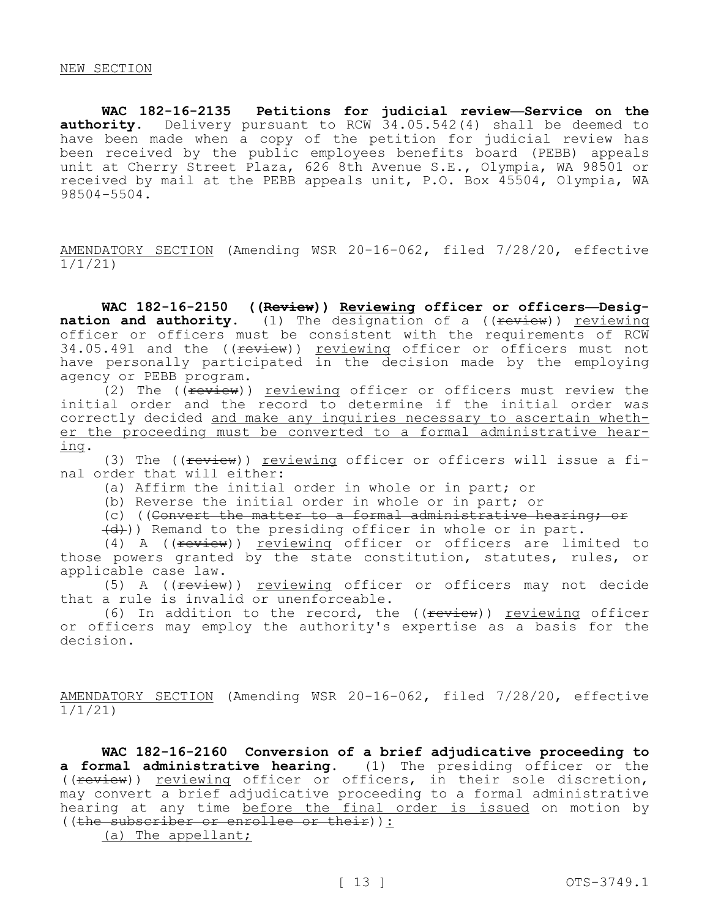NEW SECTION

**WAC 182-16-2135 Petitions for judicial review—Service on the authority.** Delivery pursuant to RCW 34.05.542(4) shall be deemed to have been made when a copy of the petition for judicial review has been received by the public employees benefits board (PEBB) appeals unit at Cherry Street Plaza, 626 8th Avenue S.E., Olympia, WA 98501 or received by mail at the PEBB appeals unit, P.O. Box 45504, Olympia, WA 98504-5504.

AMENDATORY SECTION (Amending WSR 20-16-062, filed 7/28/20, effective 1/1/21)

**WAC 182-16-2150 ((~~Review~~)) Reviewing officer or officers—Designation and authority.** (1) The designation of a ((~~review~~)) reviewing officer or officers must be consistent with the requirements of RCW 34.05.491 and the ((~~review~~)) reviewing officer or officers must not have personally participated in the decision made by the employing agency or PEBB program.

(2) The ((~~review~~)) reviewing officer or officers must review the initial order and the record to determine if the initial order was correctly decided and make any inquiries necessary to ascertain whether the proceeding must be converted to a formal administrative hearing.

(3) The ((~~review~~)) reviewing officer or officers will issue a final order that will either:

(a) Affirm the initial order in whole or in part; or

(b) Reverse the initial order in whole or in part; or

(c) ((~~Convert the matter to a formal administrative hearing; or~~

~~(d)~~)) Remand to the presiding officer in whole or in part.

(4) A ((~~review~~)) reviewing officer or officers are limited to those powers granted by the state constitution, statutes, rules, or applicable case law.

(5) A ((~~review~~)) reviewing officer or officers may not decide that a rule is invalid or unenforceable.

(6) In addition to the record, the ((~~review~~)) reviewing officer or officers may employ the authority's expertise as a basis for the decision.

AMENDATORY SECTION (Amending WSR 20-16-062, filed 7/28/20, effective 1/1/21)

**WAC 182-16-2160 Conversion of a brief adjudicative proceeding to a formal administrative hearing.** (1) The presiding officer or the ((~~review~~)) reviewing officer or officers, in their sole discretion, may convert a brief adjudicative proceeding to a formal administrative hearing at any time before the final order is issued on motion by ((~~the subscriber or enrollee or their~~)):

(a) The appellant;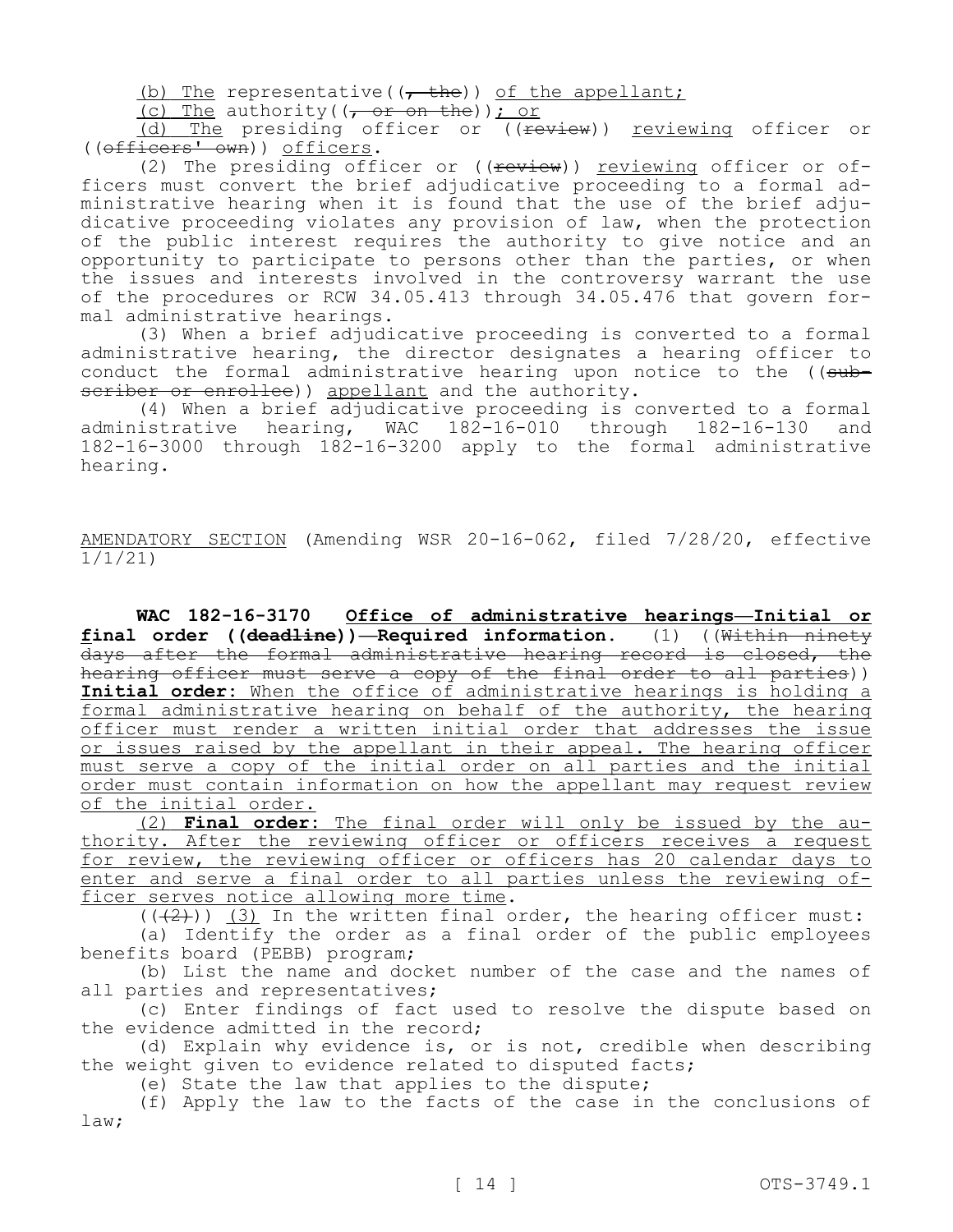(b) The representative((, the)) of the appellant;

(c) The authority((, or on the)); or

(d) The presiding officer or ((review)) reviewing officer or ((officers' own)) officers.

(2) The presiding officer or ((review)) reviewing officer or officers must convert the brief adjudicative proceeding to a formal administrative hearing when it is found that the use of the brief adjudicative proceeding violates any provision of law, when the protection of the public interest requires the authority to give notice and an opportunity to participate to persons other than the parties, or when the issues and interests involved in the controversy warrant the use of the procedures or RCW 34.05.413 through 34.05.476 that govern formal administrative hearings.

(3) When a brief adjudicative proceeding is converted to a formal administrative hearing, the director designates a hearing officer to conduct the formal administrative hearing upon notice to the ((subscriber or enrollee)) appellant and the authority.

(4) When a brief adjudicative proceeding is converted to a formal administrative hearing, WAC 182-16-010 through 182-16-130 and 182-16-3000 through 182-16-3200 apply to the formal administrative hearing.

AMENDATORY SECTION (Amending WSR 20-16-062, filed 7/28/20, effective 1/1/21)

**WAC 182-16-3170 Office of administrative hearings—Initial or final order ((deadline))—Required information.** (1) ((Within ninety days after the formal administrative hearing record is closed, the hearing officer must serve a copy of the final order to all parties)) **Initial order**: When the office of administrative hearings is holding a formal administrative hearing on behalf of the authority, the hearing officer must render a written initial order that addresses the issue or issues raised by the appellant in their appeal. The hearing officer must serve a copy of the initial order on all parties and the initial order must contain information on how the appellant may request review of the initial order.

(2) **Final order**: The final order will only be issued by the authority. After the reviewing officer or officers receives a request for review, the reviewing officer or officers has 20 calendar days to enter and serve a final order to all parties unless the reviewing officer serves notice allowing more time.

(((2))) (3) In the written final order, the hearing officer must:

(a) Identify the order as a final order of the public employees benefits board (PEBB) program;

(b) List the name and docket number of the case and the names of all parties and representatives;

(c) Enter findings of fact used to resolve the dispute based on the evidence admitted in the record;

(d) Explain why evidence is, or is not, credible when describing the weight given to evidence related to disputed facts;

(e) State the law that applies to the dispute;

(f) Apply the law to the facts of the case in the conclusions of law;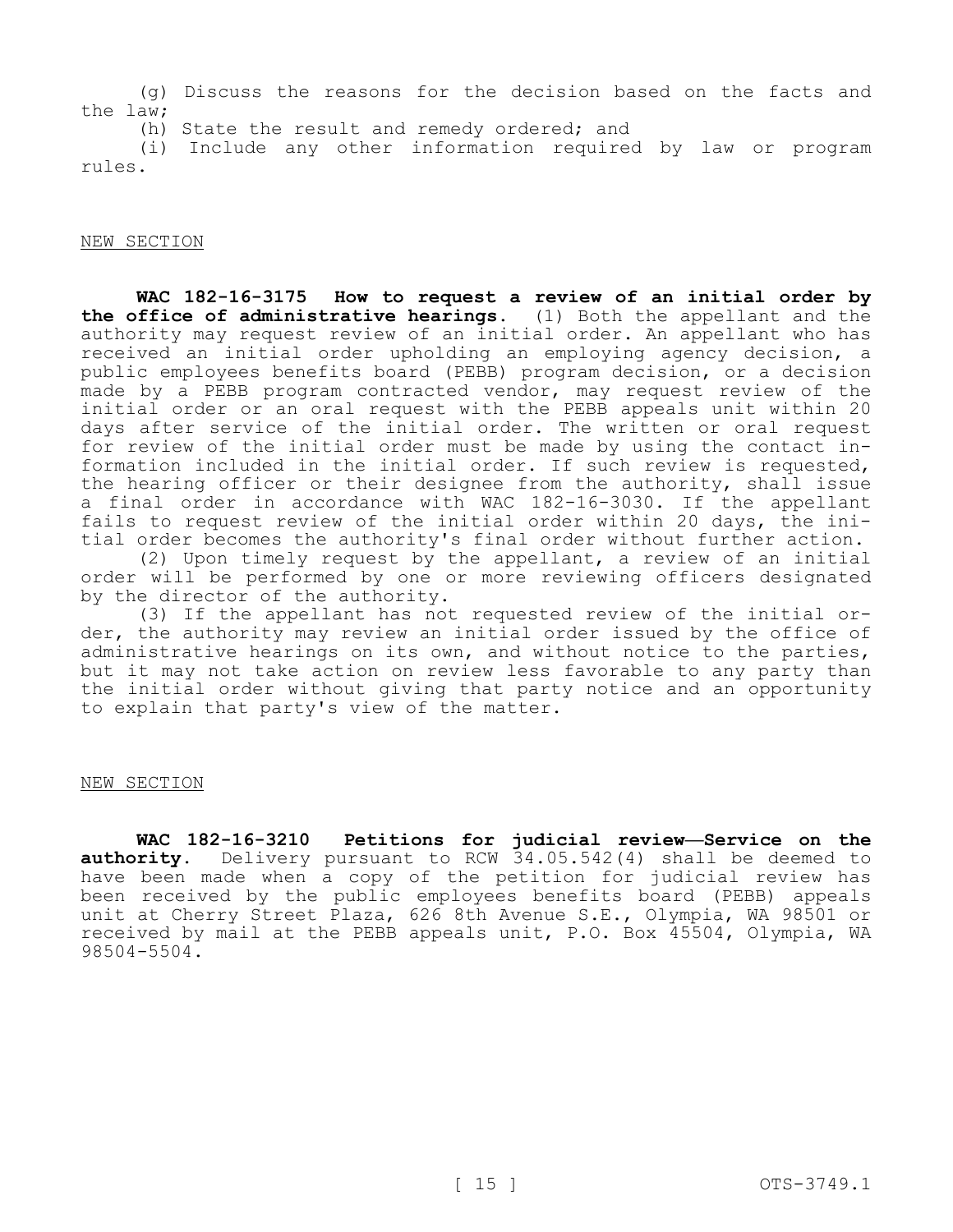(g) Discuss the reasons for the decision based on the facts and the law;

(h) State the result and remedy ordered; and

(i) Include any other information required by law or program rules.

NEW SECTION

**WAC 182-16-3175 How to request a review of an initial order by the office of administrative hearings.** (1) Both the appellant and the authority may request review of an initial order. An appellant who has received an initial order upholding an employing agency decision, a public employees benefits board (PEBB) program decision, or a decision made by a PEBB program contracted vendor, may request review of the initial order or an oral request with the PEBB appeals unit within 20 days after service of the initial order. The written or oral request for review of the initial order must be made by using the contact information included in the initial order. If such review is requested, the hearing officer or their designee from the authority, shall issue a final order in accordance with WAC 182-16-3030. If the appellant fails to request review of the initial order within 20 days, the initial order becomes the authority's final order without further action.

(2) Upon timely request by the appellant, a review of an initial order will be performed by one or more reviewing officers designated by the director of the authority.

(3) If the appellant has not requested review of the initial order, the authority may review an initial order issued by the office of administrative hearings on its own, and without notice to the parties, but it may not take action on review less favorable to any party than the initial order without giving that party notice and an opportunity to explain that party's view of the matter.

NEW SECTION

**WAC 182-16-3210 Petitions for judicial review—Service on the authority.** Delivery pursuant to RCW 34.05.542(4) shall be deemed to have been made when a copy of the petition for judicial review has been received by the public employees benefits board (PEBB) appeals unit at Cherry Street Plaza, 626 8th Avenue S.E., Olympia, WA 98501 or received by mail at the PEBB appeals unit, P.O. Box 45504, Olympia, WA 98504-5504.